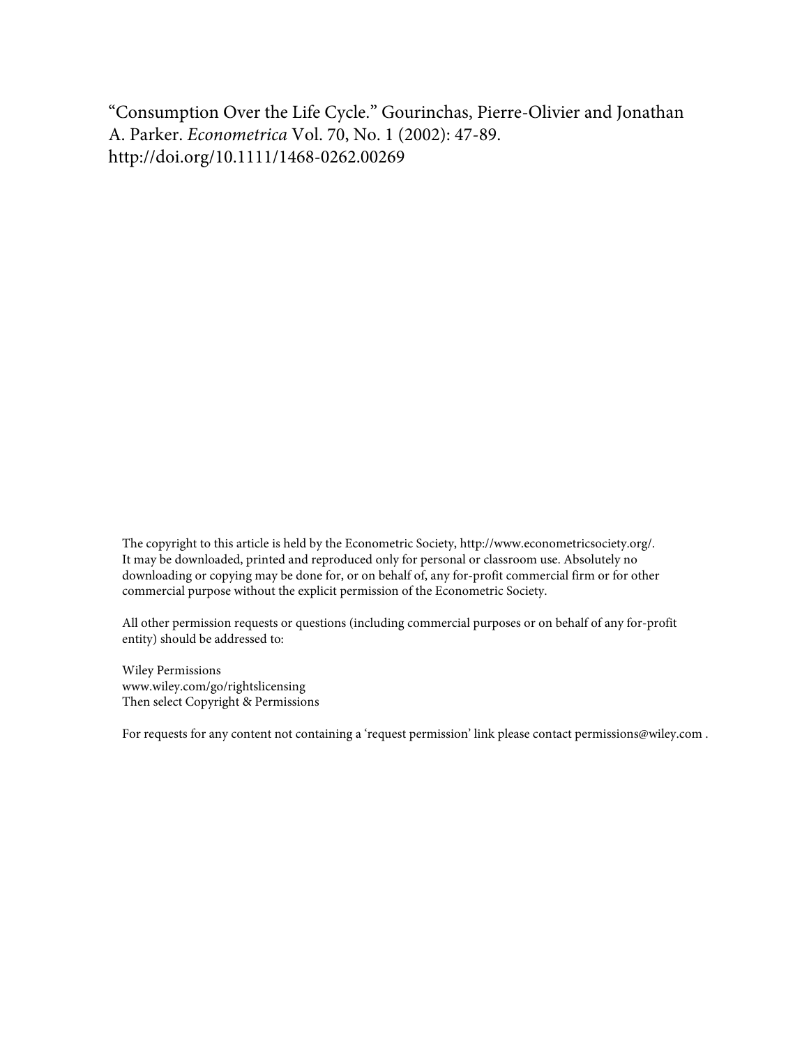"Consumption Over the Life Cycle." Gourinchas, Pierre-Olivier and Jonathan A. Parker. *Econometrica* Vol. 70, No. 1 (2002): 47-89. http://doi.org/10.1111/1468-0262.00269

The copyright to this article is held by the Econometric Society, http://www.econometricsociety.org/. It may be downloaded, printed and reproduced only for personal or classroom use. Absolutely no downloading or copying may be done for, or on behalf of, any for-profit commercial firm or for other commercial purpose without the explicit permission of the Econometric Society.

All other permission requests or questions (including commercial purposes or on behalf of any for-profit entity) should be addressed to:

Wiley Permissions
www.wiley.com/go/rightslicensing
Then select Copyright & Permissions

For requests for any content not containing a 'request permission' link please contact permissions@wiley.com .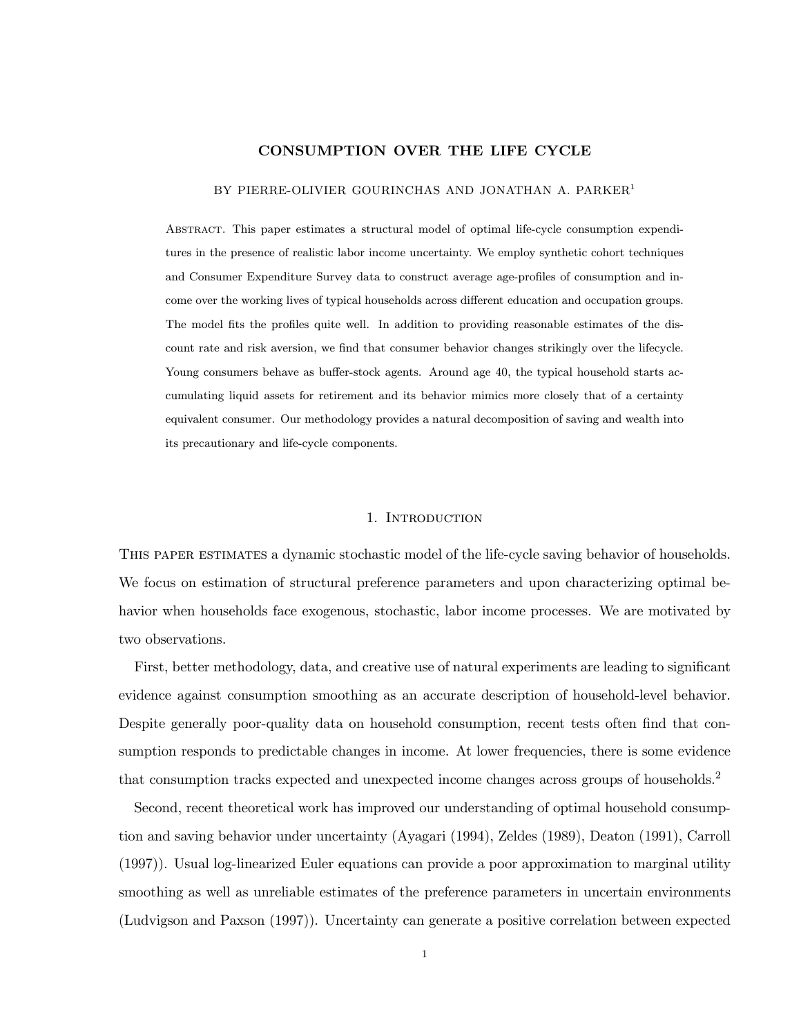# CONSUMPTION OVER THE LIFE CYCLE

BY PIERRE-OLIVIER GOURINCHAS AND JONATHAN A. PARKER[1]

ABSTRACT. This paper estimates a structural model of optimal life-cycle consumption expenditures in the presence of realistic labor income uncertainty. We employ synthetic cohort techniques and Consumer Expenditure Survey data to construct average age-profiles of consumption and income over the working lives of typical households across different education and occupation groups. The model fits the profiles quite well. In addition to providing reasonable estimates of the discount rate and risk aversion, we find that consumer behavior changes strikingly over the lifecycle. Young consumers behave as buffer-stock agents. Around age 40, the typical household starts accumulating liquid assets for retirement and its behavior mimics more closely that of a certainty equivalent consumer. Our methodology provides a natural decomposition of saving and wealth into its precautionary and life-cycle components.

## 1. INTRODUCTION

THIS PAPER ESTIMATES a dynamic stochastic model of the life-cycle saving behavior of households. We focus on estimation of structural preference parameters and upon characterizing optimal behavior when households face exogenous, stochastic, labor income processes. We are motivated by two observations.

First, better methodology, data, and creative use of natural experiments are leading to significant evidence against consumption smoothing as an accurate description of household-level behavior. Despite generally poor-quality data on household consumption, recent tests often find that consumption responds to predictable changes in income. At lower frequencies, there is some evidence that consumption tracks expected and unexpected income changes across groups of households.[2]

Second, recent theoretical work has improved our understanding of optimal household consumption and saving behavior under uncertainty (Ayagari (1994), Zeldes (1989), Deaton (1991), Carroll (1997)). Usual log-linearized Euler equations can provide a poor approximation to marginal utility smoothing as well as unreliable estimates of the preference parameters in uncertain environments (Ludvigson and Paxson (1997)). Uncertainty can generate a positive correlation between expected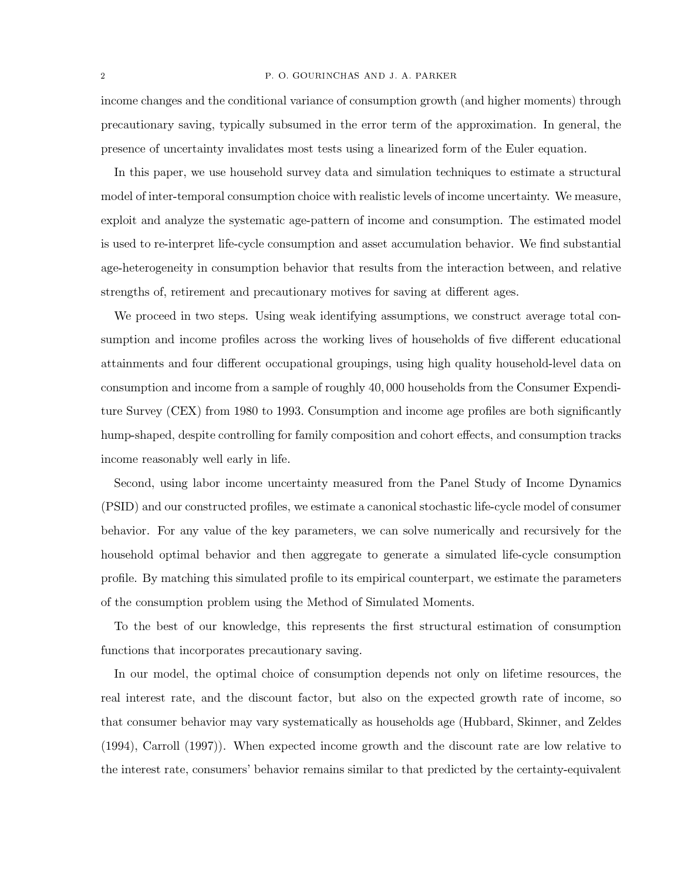income changes and the conditional variance of consumption growth (and higher moments) through precautionary saving, typically subsumed in the error term of the approximation. In general, the presence of uncertainty invalidates most tests using a linearized form of the Euler equation.

In this paper, we use household survey data and simulation techniques to estimate a structural model of inter-temporal consumption choice with realistic levels of income uncertainty. We measure, exploit and analyze the systematic age-pattern of income and consumption. The estimated model is used to re-interpret life-cycle consumption and asset accumulation behavior. We find substantial age-heterogeneity in consumption behavior that results from the interaction between, and relative strengths of, retirement and precautionary motives for saving at different ages.

We proceed in two steps. Using weak identifying assumptions, we construct average total consumption and income profiles across the working lives of households of five different educational attainments and four different occupational groupings, using high quality household-level data on consumption and income from a sample of roughly 40,000 households from the Consumer Expenditure Survey (CEX) from 1980 to 1993. Consumption and income age profiles are both significantly hump-shaped, despite controlling for family composition and cohort effects, and consumption tracks income reasonably well early in life.

Second, using labor income uncertainty measured from the Panel Study of Income Dynamics (PSID) and our constructed profiles, we estimate a canonical stochastic life-cycle model of consumer behavior. For any value of the key parameters, we can solve numerically and recursively for the household optimal behavior and then aggregate to generate a simulated life-cycle consumption profile. By matching this simulated profile to its empirical counterpart, we estimate the parameters of the consumption problem using the Method of Simulated Moments.

To the best of our knowledge, this represents the first structural estimation of consumption functions that incorporates precautionary saving.

In our model, the optimal choice of consumption depends not only on lifetime resources, the real interest rate, and the discount factor, but also on the expected growth rate of income, so that consumer behavior may vary systematically as households age (Hubbard, Skinner, and Zeldes (1994), Carroll (1997)). When expected income growth and the discount rate are low relative to the interest rate, consumers' behavior remains similar to that predicted by the certainty-equivalent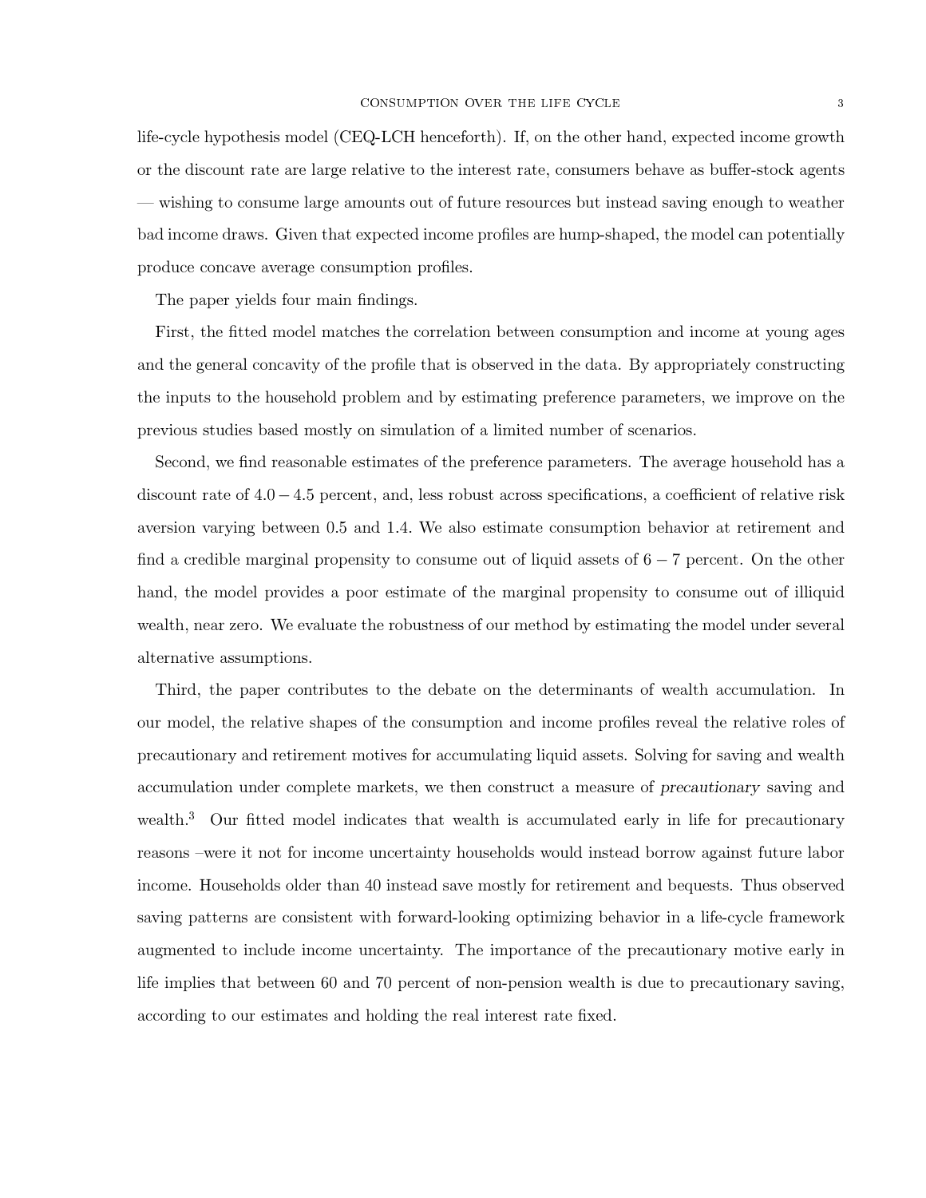life-cycle hypothesis model (CEQ-LCH henceforth). If, on the other hand, expected income growth or the discount rate are large relative to the interest rate, consumers behave as buffer-stock agents — wishing to consume large amounts out of future resources but instead saving enough to weather bad income draws. Given that expected income profiles are hump-shaped, the model can potentially produce concave average consumption profiles.

The paper yields four main findings.

First, the fitted model matches the correlation between consumption and income at young ages and the general concavity of the profile that is observed in the data. By appropriately constructing the inputs to the household problem and by estimating preference parameters, we improve on the previous studies based mostly on simulation of a limited number of scenarios.

Second, we find reasonable estimates of the preference parameters. The average household has a discount rate of $4.0-4.5$ percent, and, less robust across specifications, a coefficient of relative risk aversion varying between 0.5 and 1.4. We also estimate consumption behavior at retirement and find a credible marginal propensity to consume out of liquid assets of $6-7$ percent. On the other hand, the model provides a poor estimate of the marginal propensity to consume out of illiquid wealth, near zero. We evaluate the robustness of our method by estimating the model under several alternative assumptions.

Third, the paper contributes to the debate on the determinants of wealth accumulation. In our model, the relative shapes of the consumption and income profiles reveal the relative roles of precautionary and retirement motives for accumulating liquid assets. Solving for saving and wealth accumulation under complete markets, we then construct a measure of *precautionary* saving and wealth.[3] Our fitted model indicates that wealth is accumulated early in life for precautionary reasons –were it not for income uncertainty households would instead borrow against future labor income. Households older than 40 instead save mostly for retirement and bequests. Thus observed saving patterns are consistent with forward-looking optimizing behavior in a life-cycle framework augmented to include income uncertainty. The importance of the precautionary motive early in life implies that between 60 and 70 percent of non-pension wealth is due to precautionary saving, according to our estimates and holding the real interest rate fixed.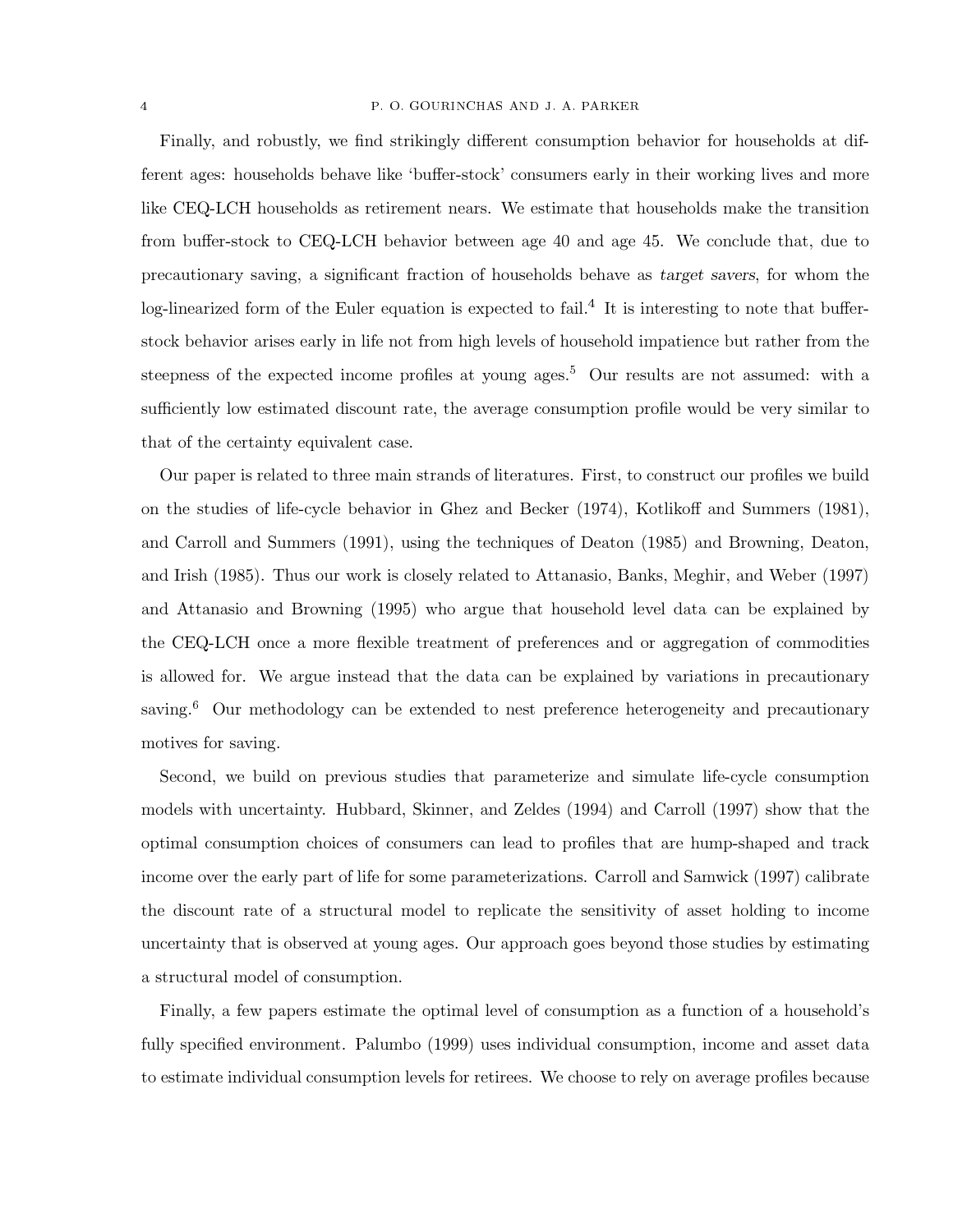Finally, and robustly, we find strikingly different consumption behavior for households at different ages: households behave like 'buffer-stock' consumers early in their working lives and more like CEQ-LCH households as retirement nears. We estimate that households make the transition from buffer-stock to CEQ-LCH behavior between age 40 and age 45. We conclude that, due to precautionary saving, a significant fraction of households behave as *target savers*, for whom the log-linearized form of the Euler equation is expected to fail.[4] It is interesting to note that buffer-stock behavior arises early in life not from high levels of household impatience but rather from the steepness of the expected income profiles at young ages.[5] Our results are not assumed: with a sufficiently low estimated discount rate, the average consumption profile would be very similar to that of the certainty equivalent case.

Our paper is related to three main strands of literatures. First, to construct our profiles we build on the studies of life-cycle behavior in Ghez and Becker (1974), Kotlikoff and Summers (1981), and Carroll and Summers (1991), using the techniques of Deaton (1985) and Browning, Deaton, and Irish (1985). Thus our work is closely related to Attanasio, Banks, Meghir, and Weber (1997) and Attanasio and Browning (1995) who argue that household level data can be explained by the CEQ-LCH once a more flexible treatment of preferences and or aggregation of commodities is allowed for. We argue instead that the data can be explained by variations in precautionary saving.[6] Our methodology can be extended to nest preference heterogeneity and precautionary motives for saving.

Second, we build on previous studies that parameterize and simulate life-cycle consumption models with uncertainty. Hubbard, Skinner, and Zeldes (1994) and Carroll (1997) show that the optimal consumption choices of consumers can lead to profiles that are hump-shaped and track income over the early part of life for some parameterizations. Carroll and Samwick (1997) calibrate the discount rate of a structural model to replicate the sensitivity of asset holding to income uncertainty that is observed at young ages. Our approach goes beyond those studies by estimating a structural model of consumption.

Finally, a few papers estimate the optimal level of consumption as a function of a household's fully specified environment. Palumbo (1999) uses individual consumption, income and asset data to estimate individual consumption levels for retirees. We choose to rely on average profiles because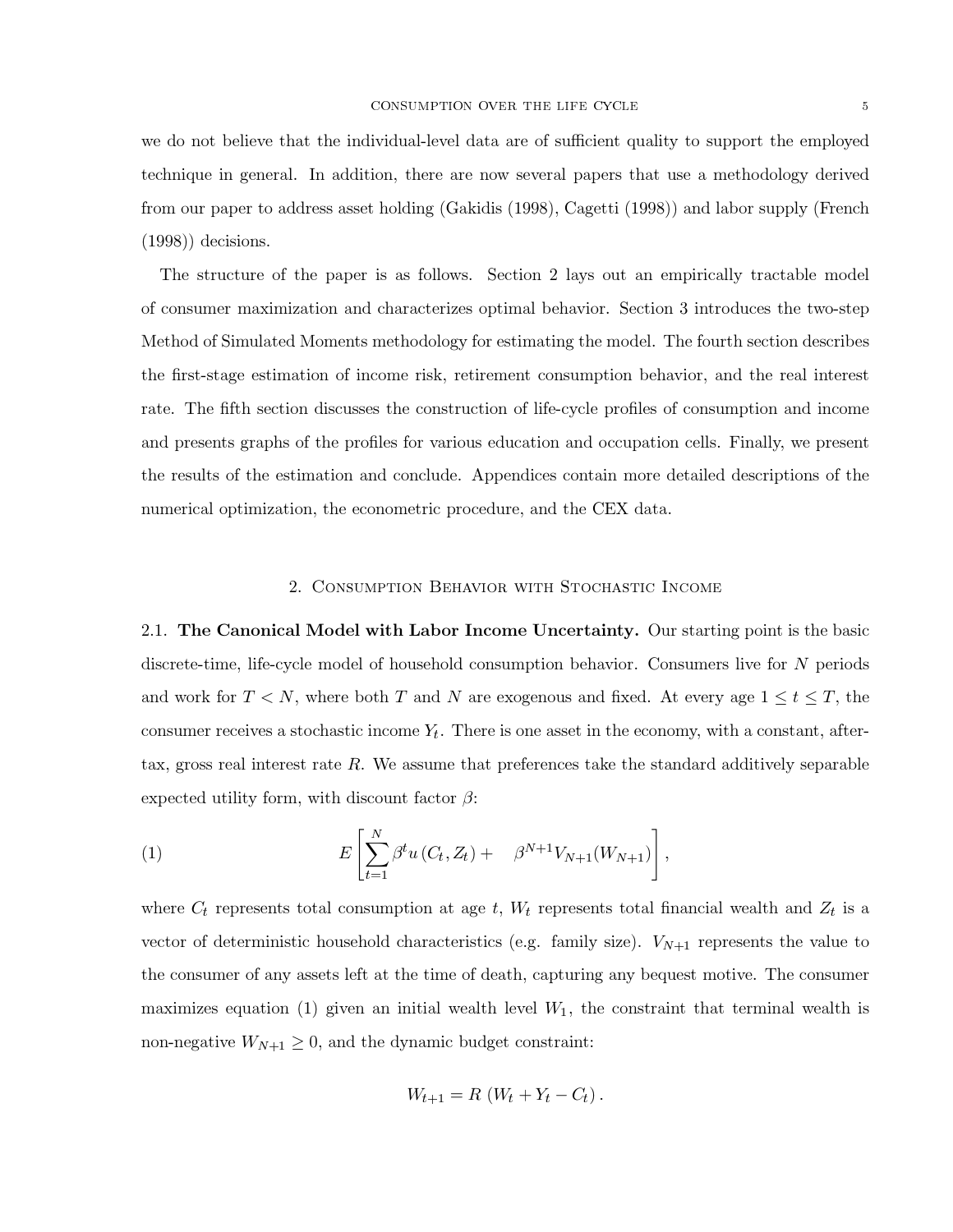we do not believe that the individual-level data are of sufficient quality to support the employed technique in general. In addition, there are now several papers that use a methodology derived from our paper to address asset holding (Gakidis (1998), Cagetti (1998)) and labor supply (French (1998)) decisions.

The structure of the paper is as follows. Section 2 lays out an empirically tractable model of consumer maximization and characterizes optimal behavior. Section 3 introduces the two-step Method of Simulated Moments methodology for estimating the model. The fourth section describes the first-stage estimation of income risk, retirement consumption behavior, and the real interest rate. The fifth section discusses the construction of life-cycle profiles of consumption and income and presents graphs of the profiles for various education and occupation cells. Finally, we present the results of the estimation and conclude. Appendices contain more detailed descriptions of the numerical optimization, the econometric procedure, and the CEX data.

## 2. Consumption Behavior with Stochastic Income

### 2.1. The Canonical Model with Labor Income Uncertainty.

Our starting point is the basic discrete-time, life-cycle model of household consumption behavior. Consumers live for $N$ periods and work for $T < N$, where both $T$ and $N$ are exogenous and fixed. At every age $1 \leq t \leq T$, the consumer receives a stochastic income $Y_t$. There is one asset in the economy, with a constant, after-tax, gross real interest rate $R$. We assume that preferences take the standard additively separable expected utility form, with discount factor $\beta$:

$$E\left[\sum_{t=1}^{N} \beta^t u\left(C_t, Z_t\right) + \quad \beta^{N+1} V_{N+1}(W_{N+1})\right], \tag{1}$$

where $C_t$ represents total consumption at age $t$, $W_t$ represents total financial wealth and $Z_t$ is a vector of deterministic household characteristics (e.g. family size). $V_{N+1}$ represents the value to the consumer of any assets left at the time of death, capturing any bequest motive. The consumer maximizes equation (1) given an initial wealth level $W_1$, the constraint that terminal wealth is non-negative $W_{N+1} \geq 0$, and the dynamic budget constraint:

$$W_{t+1} = R\left(W_t + Y_t - C_t\right).$$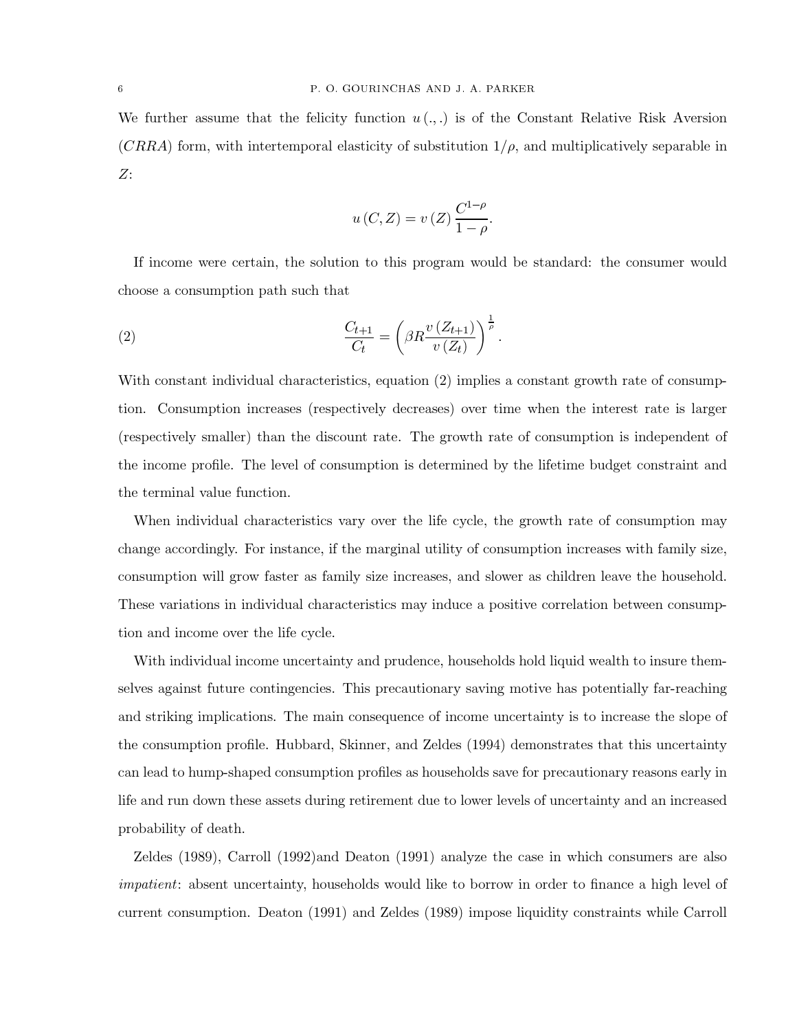We further assume that the felicity function $u(.,.)$ is of the Constant Relative Risk Aversion ($CRRA$) form, with intertemporal elasticity of substitution $1/\rho$, and multiplicatively separable in $Z$:

$$u(C,Z) = v(Z)\frac{C^{1-\rho}}{1-\rho}.$$

If income were certain, the solution to this program would be standard: the consumer would choose a consumption path such that

$$\frac{C_{t+1}}{C_t} = \left(\beta R \frac{v(Z_{t+1})}{v(Z_t)}\right)^{\frac{1}{\rho}}. \tag{2}$$

With constant individual characteristics, equation (2) implies a constant growth rate of consumption. Consumption increases (respectively decreases) over time when the interest rate is larger (respectively smaller) than the discount rate. The growth rate of consumption is independent of the income profile. The level of consumption is determined by the lifetime budget constraint and the terminal value function.

When individual characteristics vary over the life cycle, the growth rate of consumption may change accordingly. For instance, if the marginal utility of consumption increases with family size, consumption will grow faster as family size increases, and slower as children leave the household. These variations in individual characteristics may induce a positive correlation between consumption and income over the life cycle.

With individual income uncertainty and prudence, households hold liquid wealth to insure themselves against future contingencies. This precautionary saving motive has potentially far-reaching and striking implications. The main consequence of income uncertainty is to increase the slope of the consumption profile. Hubbard, Skinner, and Zeldes (1994) demonstrates that this uncertainty can lead to hump-shaped consumption profiles as households save for precautionary reasons early in life and run down these assets during retirement due to lower levels of uncertainty and an increased probability of death.

Zeldes (1989), Carroll (1992)and Deaton (1991) analyze the case in which consumers are also *impatient*: absent uncertainty, households would like to borrow in order to finance a high level of current consumption. Deaton (1991) and Zeldes (1989) impose liquidity constraints while Carroll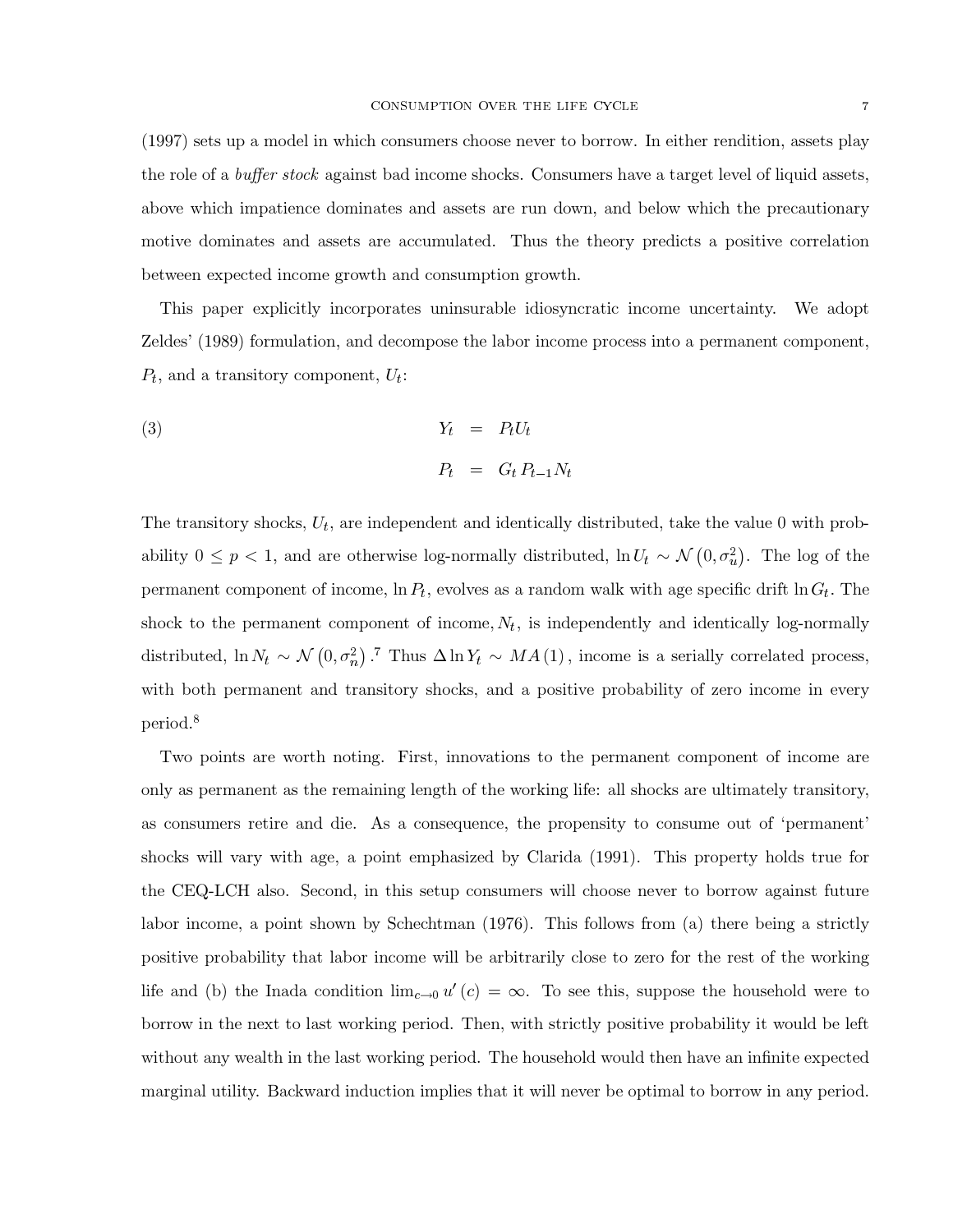(1997) sets up a model in which consumers choose never to borrow. In either rendition, assets play the role of a *buffer stock* against bad income shocks. Consumers have a target level of liquid assets, above which impatience dominates and assets are run down, and below which the precautionary motive dominates and assets are accumulated. Thus the theory predicts a positive correlation between expected income growth and consumption growth.

This paper explicitly incorporates uninsurable idiosyncratic income uncertainty. We adopt Zeldes' (1989) formulation, and decompose the labor income process into a permanent component, $P_t$, and a transitory component, $U_t$:

$$
\begin{aligned}
Y_t &= P_t U_t \\
P_t &= G_t P_{t-1} N_t
\end{aligned}
\tag{3}
$$

The transitory shocks, $U_t$, are independent and identically distributed, take the value 0 with probability $0 \leq p < 1$, and are otherwise log-normally distributed, $\ln U_t \sim \mathcal{N}\left(0, \sigma_u^2\right)$. The log of the permanent component of income, $\ln P_t$, evolves as a random walk with age specific drift $\ln G_t$. The shock to the permanent component of income, $N_t$, is independently and identically log-normally distributed, $\ln N_t \sim \mathcal{N}\left(0, \sigma_n^2\right)$.[7] Thus $\Delta \ln Y_t \sim MA(1)$, income is a serially correlated process, with both permanent and transitory shocks, and a positive probability of zero income in every period.[8]

Two points are worth noting. First, innovations to the permanent component of income are only as permanent as the remaining length of the working life: all shocks are ultimately transitory, as consumers retire and die. As a consequence, the propensity to consume out of 'permanent' shocks will vary with age, a point emphasized by Clarida (1991). This property holds true for the CEQ-LCH also. Second, in this setup consumers will choose never to borrow against future labor income, a point shown by Schechtman (1976). This follows from (a) there being a strictly positive probability that labor income will be arbitrarily close to zero for the rest of the working life and (b) the Inada condition $\lim_{c \to 0} u'(c) = \infty$. To see this, suppose the household were to borrow in the next to last working period. Then, with strictly positive probability it would be left without any wealth in the last working period. The household would then have an infinite expected marginal utility. Backward induction implies that it will never be optimal to borrow in any period.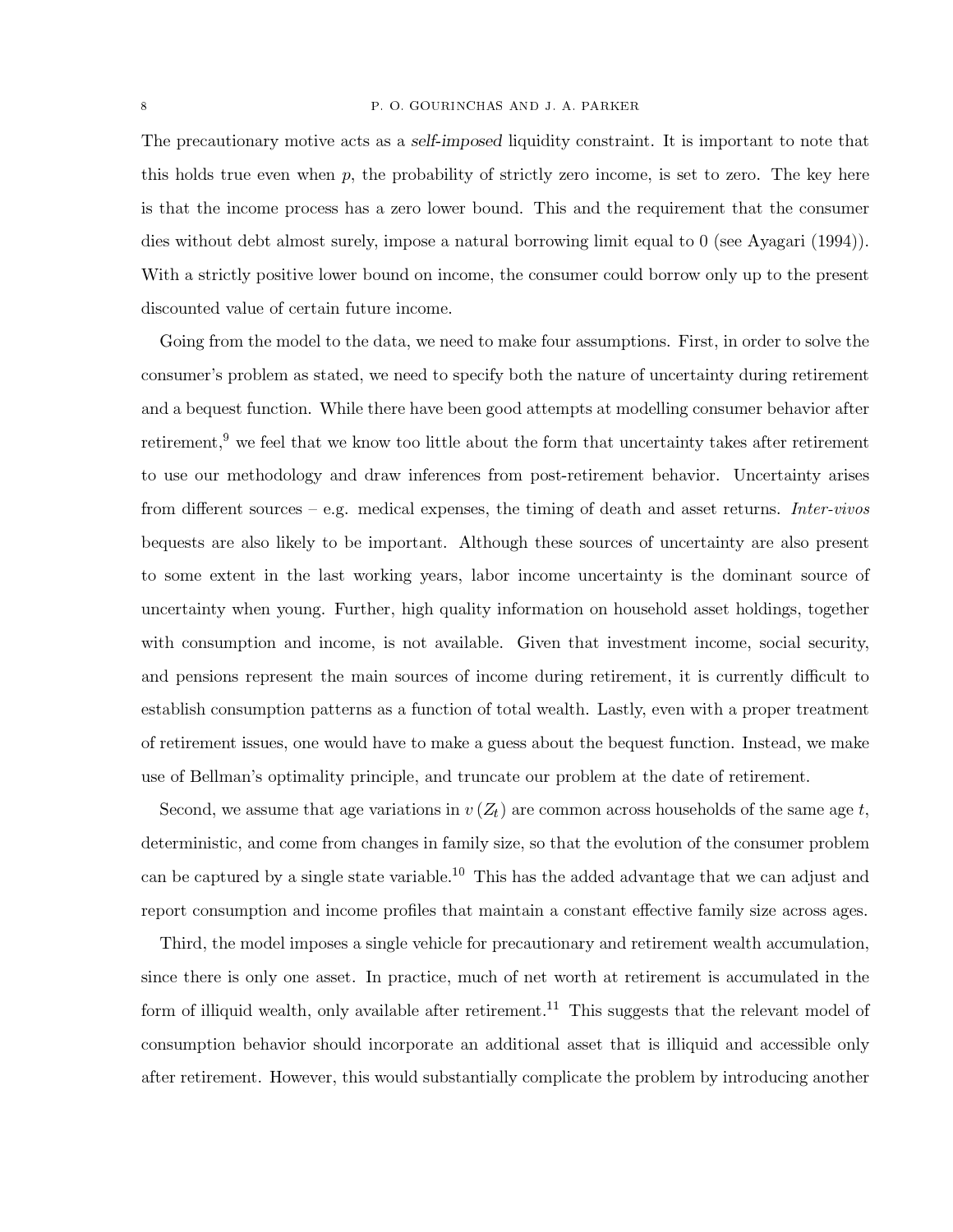The precautionary motive acts as a *self-imposed* liquidity constraint. It is important to note that this holds true even when $p$, the probability of strictly zero income, is set to zero. The key here is that the income process has a zero lower bound. This and the requirement that the consumer dies without debt almost surely, impose a natural borrowing limit equal to 0 (see Ayagari (1994)). With a strictly positive lower bound on income, the consumer could borrow only up to the present discounted value of certain future income.

Going from the model to the data, we need to make four assumptions. First, in order to solve the consumer's problem as stated, we need to specify both the nature of uncertainty during retirement and a bequest function. While there have been good attempts at modelling consumer behavior after retirement,[9] we feel that we know too little about the form that uncertainty takes after retirement to use our methodology and draw inferences from post-retirement behavior. Uncertainty arises from different sources – e.g. medical expenses, the timing of death and asset returns. *Inter-vivos* bequests are also likely to be important. Although these sources of uncertainty are also present to some extent in the last working years, labor income uncertainty is the dominant source of uncertainty when young. Further, high quality information on household asset holdings, together with consumption and income, is not available. Given that investment income, social security, and pensions represent the main sources of income during retirement, it is currently difficult to establish consumption patterns as a function of total wealth. Lastly, even with a proper treatment of retirement issues, one would have to make a guess about the bequest function. Instead, we make use of Bellman's optimality principle, and truncate our problem at the date of retirement.

Second, we assume that age variations in $v(Z_t)$ are common across households of the same age $t$, deterministic, and come from changes in family size, so that the evolution of the consumer problem can be captured by a single state variable.[10] This has the added advantage that we can adjust and report consumption and income profiles that maintain a constant effective family size across ages.

Third, the model imposes a single vehicle for precautionary and retirement wealth accumulation, since there is only one asset. In practice, much of net worth at retirement is accumulated in the form of illiquid wealth, only available after retirement.[11] This suggests that the relevant model of consumption behavior should incorporate an additional asset that is illiquid and accessible only after retirement. However, this would substantially complicate the problem by introducing another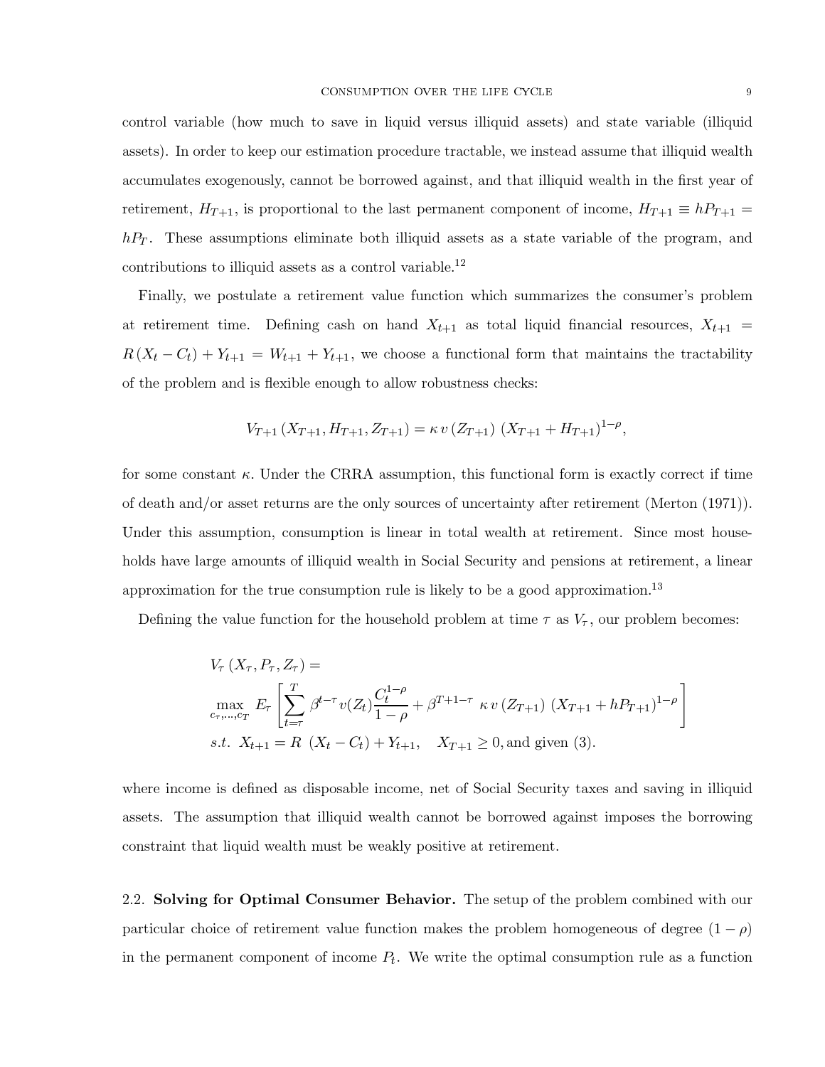control variable (how much to save in liquid versus illiquid assets) and state variable (illiquid assets). In order to keep our estimation procedure tractable, we instead assume that illiquid wealth accumulates exogenously, cannot be borrowed against, and that illiquid wealth in the first year of retirement, $H_{T+1}$, is proportional to the last permanent component of income, $H_{T+1} \equiv hP_{T+1} = hP_T$. These assumptions eliminate both illiquid assets as a state variable of the program, and contributions to illiquid assets as a control variable.[12]

Finally, we postulate a retirement value function which summarizes the consumer's problem at retirement time. Defining cash on hand $X_{t+1}$ as total liquid financial resources, $X_{t+1} = R(X_t - C_t) + Y_{t+1} = W_{t+1} + Y_{t+1}$, we choose a functional form that maintains the tractability of the problem and is flexible enough to allow robustness checks:

$$V_{T+1}(X_{T+1}, H_{T+1}, Z_{T+1}) = \kappa \, v(Z_{T+1}) \, (X_{T+1} + H_{T+1})^{1-\rho},$$

for some constant $\kappa$. Under the CRRA assumption, this functional form is exactly correct if time of death and/or asset returns are the only sources of uncertainty after retirement (Merton (1971)). Under this assumption, consumption is linear in total wealth at retirement. Since most households have large amounts of illiquid wealth in Social Security and pensions at retirement, a linear approximation for the true consumption rule is likely to be a good approximation.[13]

Defining the value function for the household problem at time $\tau$ as $V_\tau$, our problem becomes:

$$\begin{aligned}
&V_\tau(X_\tau, P_\tau, Z_\tau) = \\
&\max_{c_\tau, \ldots, c_T} E_\tau \left[ \sum_{t=\tau}^{T} \beta^{t-\tau} v(Z_t) \frac{C_t^{1-\rho}}{1-\rho} + \beta^{T+1-\tau} \, \kappa \, v(Z_{T+1}) \, (X_{T+1} + hP_{T+1})^{1-\rho} \right] \\
&s.t. \;\; X_{t+1} = R \; (X_t - C_t) + Y_{t+1}, \quad X_{T+1} \geq 0, \text{and given (3)}.
\end{aligned}$$

where income is defined as disposable income, net of Social Security taxes and saving in illiquid assets. The assumption that illiquid wealth cannot be borrowed against imposes the borrowing constraint that liquid wealth must be weakly positive at retirement.

2.2. **Solving for Optimal Consumer Behavior.** The setup of the problem combined with our particular choice of retirement value function makes the problem homogeneous of degree $(1 - \rho)$ in the permanent component of income $P_t$. We write the optimal consumption rule as a function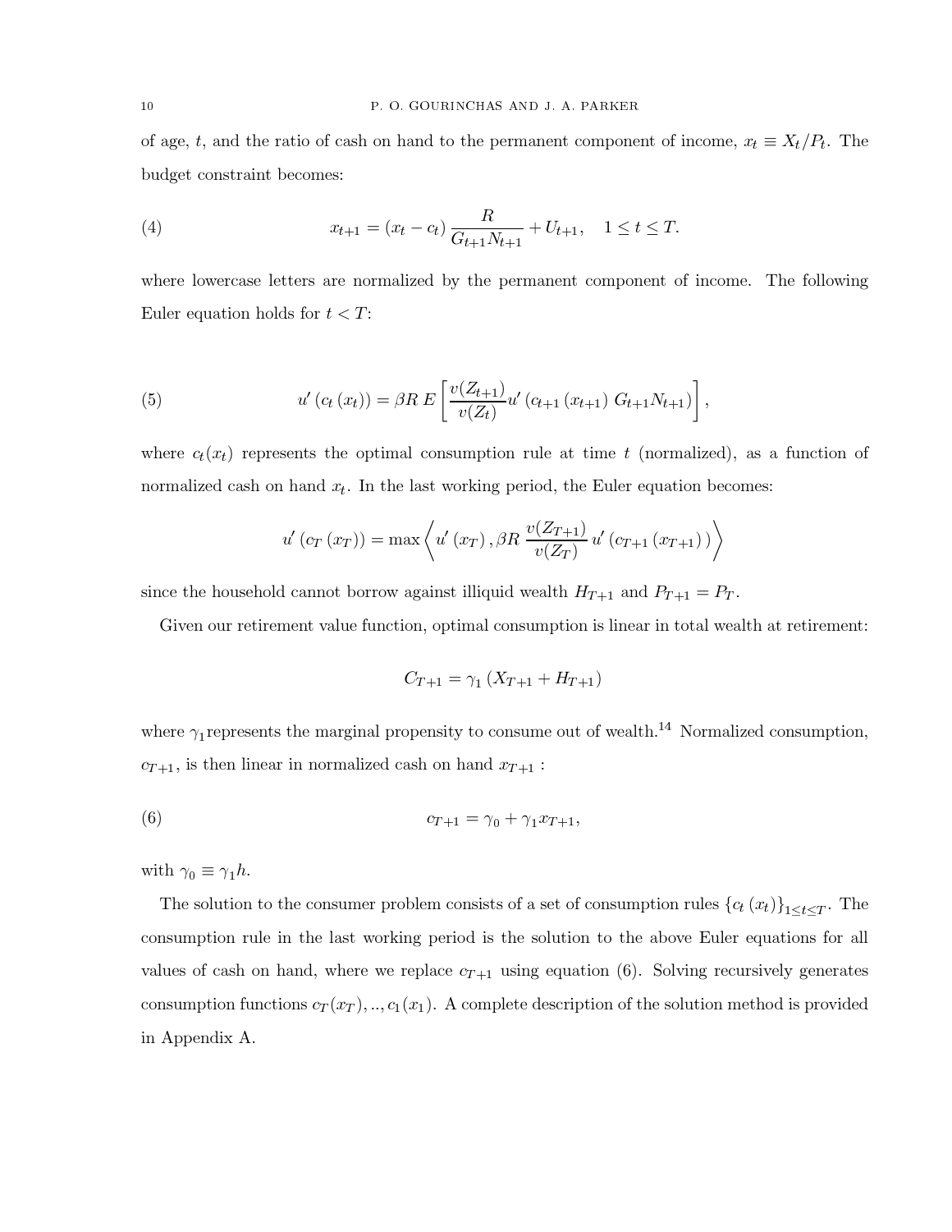of age, $t$, and the ratio of cash on hand to the permanent component of income, $x_t \equiv X_t/P_t$. The budget constraint becomes:

$$x_{t+1} = (x_t - c_t) \frac{R}{G_{t+1}N_{t+1}} + U_{t+1}, \quad 1 \leq t \leq T. \tag{4}$$

where lowercase letters are normalized by the permanent component of income. The following Euler equation holds for $t < T$:

$$u'(c_t(x_t)) = \beta R \, E\left[\frac{v(Z_{t+1})}{v(Z_t)} u'(c_{t+1}(x_{t+1}) \, G_{t+1}N_{t+1})\right], \tag{5}$$

where $c_t(x_t)$ represents the optimal consumption rule at time $t$ (normalized), as a function of normalized cash on hand $x_t$. In the last working period, the Euler equation becomes:

$$u'(c_T(x_T)) = \max\left\langle u'(x_T), \beta R \, \frac{v(Z_{T+1})}{v(Z_T)} \, u'(c_{T+1}(x_{T+1}))\right\rangle$$

since the household cannot borrow against illiquid wealth $H_{T+1}$ and $P_{T+1} = P_T$.

Given our retirement value function, optimal consumption is linear in total wealth at retirement:

$$C_{T+1} = \gamma_1 (X_{T+1} + H_{T+1})$$

where $\gamma_1$ represents the marginal propensity to consume out of wealth.[14] Normalized consumption, $c_{T+1}$, is then linear in normalized cash on hand $x_{T+1}$ :

$$c_{T+1} = \gamma_0 + \gamma_1 x_{T+1}, \tag{6}$$

with $\gamma_0 \equiv \gamma_1 h$.

The solution to the consumer problem consists of a set of consumption rules $\{c_t(x_t)\}_{1 \leq t \leq T}$. The consumption rule in the last working period is the solution to the above Euler equations for all values of cash on hand, where we replace $c_{T+1}$ using equation (6). Solving recursively generates consumption functions $c_T(x_T), .., c_1(x_1)$. A complete description of the solution method is provided in Appendix A.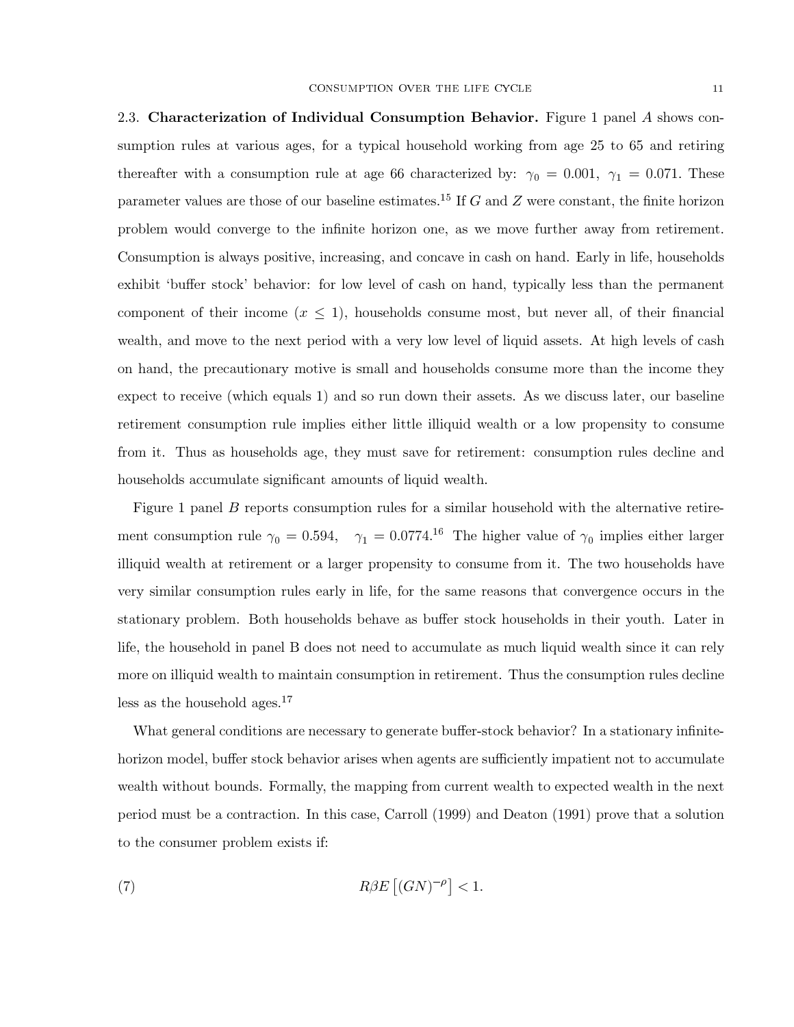2.3. **Characterization of Individual Consumption Behavior.** Figure 1 panel $A$ shows consumption rules at various ages, for a typical household working from age 25 to 65 and retiring thereafter with a consumption rule at age 66 characterized by: $\gamma_0 = 0.001, \ \gamma_1 = 0.071$. These parameter values are those of our baseline estimates.[15] If $G$ and $Z$ were constant, the finite horizon problem would converge to the infinite horizon one, as we move further away from retirement. Consumption is always positive, increasing, and concave in cash on hand. Early in life, households exhibit 'buffer stock' behavior: for low level of cash on hand, typically less than the permanent component of their income ($x \leq 1$), households consume most, but never all, of their financial wealth, and move to the next period with a very low level of liquid assets. At high levels of cash on hand, the precautionary motive is small and households consume more than the income they expect to receive (which equals 1) and so run down their assets. As we discuss later, our baseline retirement consumption rule implies either little illiquid wealth or a low propensity to consume from it. Thus as households age, they must save for retirement: consumption rules decline and households accumulate significant amounts of liquid wealth.

Figure 1 panel $B$ reports consumption rules for a similar household with the alternative retirement consumption rule $\gamma_0 = 0.594, \quad \gamma_1 = 0.0774$.[16] The higher value of $\gamma_0$ implies either larger illiquid wealth at retirement or a larger propensity to consume from it. The two households have very similar consumption rules early in life, for the same reasons that convergence occurs in the stationary problem. Both households behave as buffer stock households in their youth. Later in life, the household in panel B does not need to accumulate as much liquid wealth since it can rely more on illiquid wealth to maintain consumption in retirement. Thus the consumption rules decline less as the household ages.[17]

What general conditions are necessary to generate buffer-stock behavior? In a stationary infinite-horizon model, buffer stock behavior arises when agents are sufficiently impatient not to accumulate wealth without bounds. Formally, the mapping from current wealth to expected wealth in the next period must be a contraction. In this case, Carroll (1999) and Deaton (1991) prove that a solution to the consumer problem exists if:

$$R\beta E\left[(GN)^{-\rho}\right] < 1. \tag{7}$$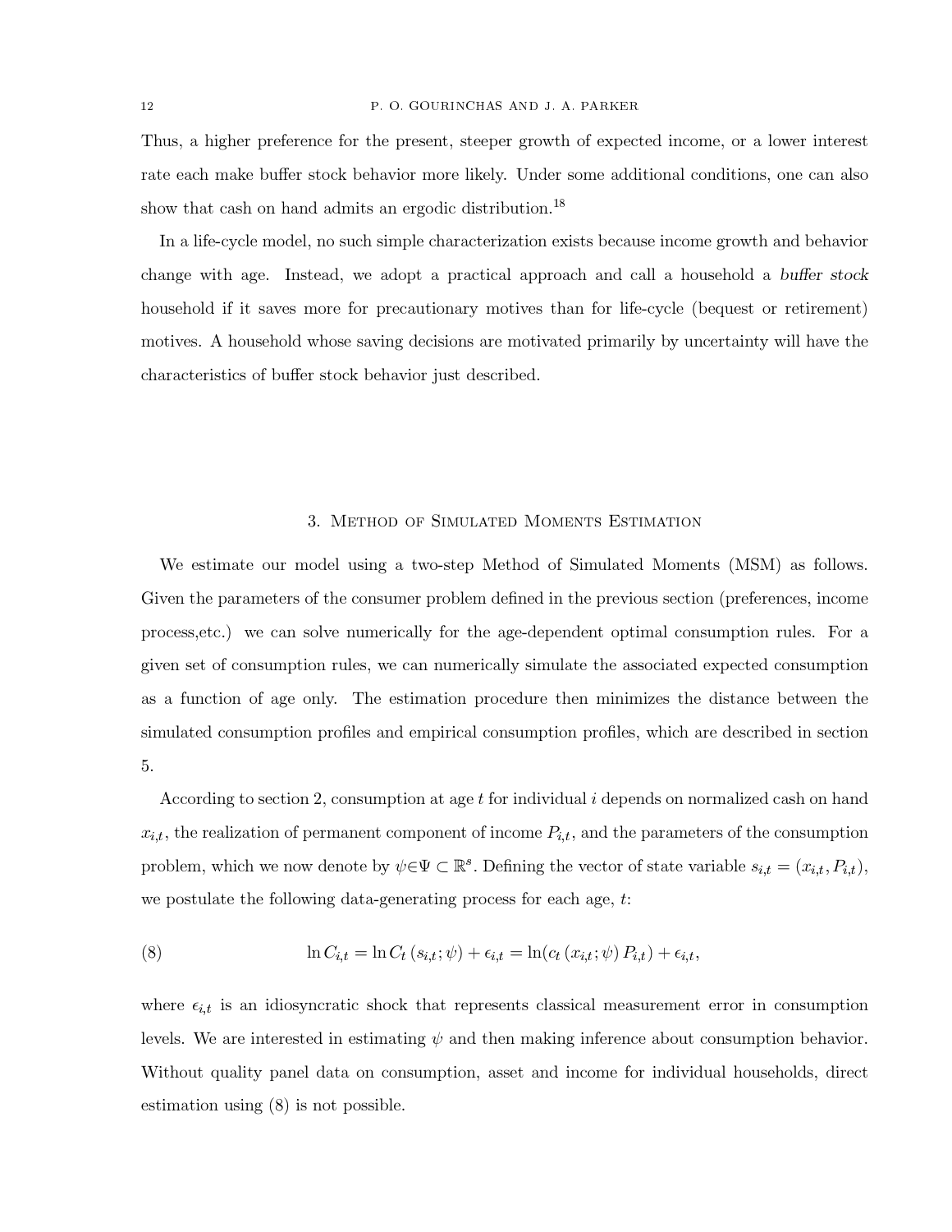Thus, a higher preference for the present, steeper growth of expected income, or a lower interest rate each make buffer stock behavior more likely. Under some additional conditions, one can also show that cash on hand admits an ergodic distribution.[18]

In a life-cycle model, no such simple characterization exists because income growth and behavior change with age. Instead, we adopt a practical approach and call a household a *buffer stock* household if it saves more for precautionary motives than for life-cycle (bequest or retirement) motives. A household whose saving decisions are motivated primarily by uncertainty will have the characteristics of buffer stock behavior just described.

## 3. Method of Simulated Moments Estimation

We estimate our model using a two-step Method of Simulated Moments (MSM) as follows. Given the parameters of the consumer problem defined in the previous section (preferences, income process,etc.) we can solve numerically for the age-dependent optimal consumption rules. For a given set of consumption rules, we can numerically simulate the associated expected consumption as a function of age only. The estimation procedure then minimizes the distance between the simulated consumption profiles and empirical consumption profiles, which are described in section 5.

According to section 2, consumption at age $t$ for individual $i$ depends on normalized cash on hand $x_{i,t}$, the realization of permanent component of income $P_{i,t}$, and the parameters of the consumption problem, which we now denote by $\psi \in \Psi \subset \mathbb{R}^s$. Defining the vector of state variable $s_{i,t} = (x_{i,t}, P_{i,t})$, we postulate the following data-generating process for each age, $t$:

$$\ln C_{i,t} = \ln C_t\left(s_{i,t}; \psi\right) + \epsilon_{i,t} = \ln(c_t\left(x_{i,t}; \psi\right) P_{i,t}) + \epsilon_{i,t}, \tag{8}$$

where $\epsilon_{i,t}$ is an idiosyncratic shock that represents classical measurement error in consumption levels. We are interested in estimating $\psi$ and then making inference about consumption behavior. Without quality panel data on consumption, asset and income for individual households, direct estimation using (8) is not possible.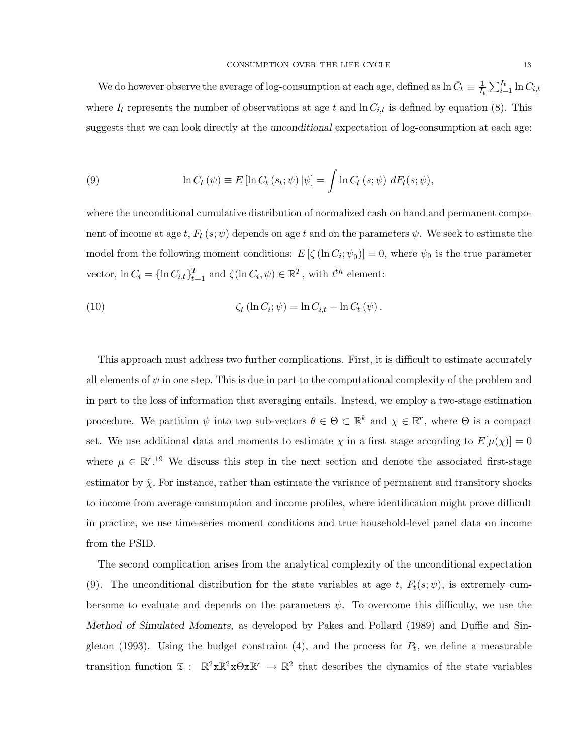We do however observe the average of log-consumption at each age, defined as $\ln \bar{C}_t \equiv \frac{1}{I_t}\sum_{i=1}^{I_t} \ln C_{i,t}$ where $I_t$ represents the number of observations at age $t$ and $\ln C_{i,t}$ is defined by equation (8). This suggests that we can look directly at the *unconditional* expectation of log-consumption at each age:

$$\ln C_t\left(\psi\right) \equiv E\left[\ln C_t\left(s_t;\psi\right)|\psi\right] = \int \ln C_t\left(s;\psi\right)\, dF_t(s;\psi), \tag{9}$$

where the unconditional cumulative distribution of normalized cash on hand and permanent component of income at age $t$, $F_t\left(s;\psi\right)$ depends on age $t$ and on the parameters $\psi$. We seek to estimate the model from the following moment conditions: $E\left[\zeta\left(\ln C_i;\psi_0\right)\right] = 0$, where $\psi_0$ is the true parameter vector, $\ln C_i = \{\ln C_{i,t}\}_{t=1}^{T}$ and $\zeta(\ln C_i, \psi) \in \mathbb{R}^T$, with $t^{th}$ element:

$$\zeta_t\left(\ln C_i;\psi\right) = \ln C_{i,t} - \ln C_t\left(\psi\right). \tag{10}$$

This approach must address two further complications. First, it is difficult to estimate accurately all elements of $\psi$ in one step. This is due in part to the computational complexity of the problem and in part to the loss of information that averaging entails. Instead, we employ a two-stage estimation procedure. We partition $\psi$ into two sub-vectors $\theta \in \Theta \subset \mathbb{R}^k$ and $\chi \in \mathbb{R}^r$, where $\Theta$ is a compact set. We use additional data and moments to estimate $\chi$ in a first stage according to $E[\mu(\chi)] = 0$ where $\mu \in \mathbb{R}^r$.[19] We discuss this step in the next section and denote the associated first-stage estimator by $\hat{\chi}$. For instance, rather than estimate the variance of permanent and transitory shocks to income from average consumption and income profiles, where identification might prove difficult in practice, we use time-series moment conditions and true household-level panel data on income from the PSID.

The second complication arises from the analytical complexity of the unconditional expectation (9). The unconditional distribution for the state variables at age $t$, $F_t(s;\psi)$, is extremely cumbersome to evaluate and depends on the parameters $\psi$. To overcome this difficulty, we use the *Method of Simulated Moments*, as developed by Pakes and Pollard (1989) and Duffie and Singleton (1993). Using the budget constraint (4), and the process for $P_t$, we define a measurable transition function $\mathfrak{T}: \ \mathbb{R}^2 \mathrm{x} \mathbb{R}^2 \mathrm{x} \Theta \mathrm{x} \mathbb{R}^r \rightarrow \mathbb{R}^2$ that describes the dynamics of the state variables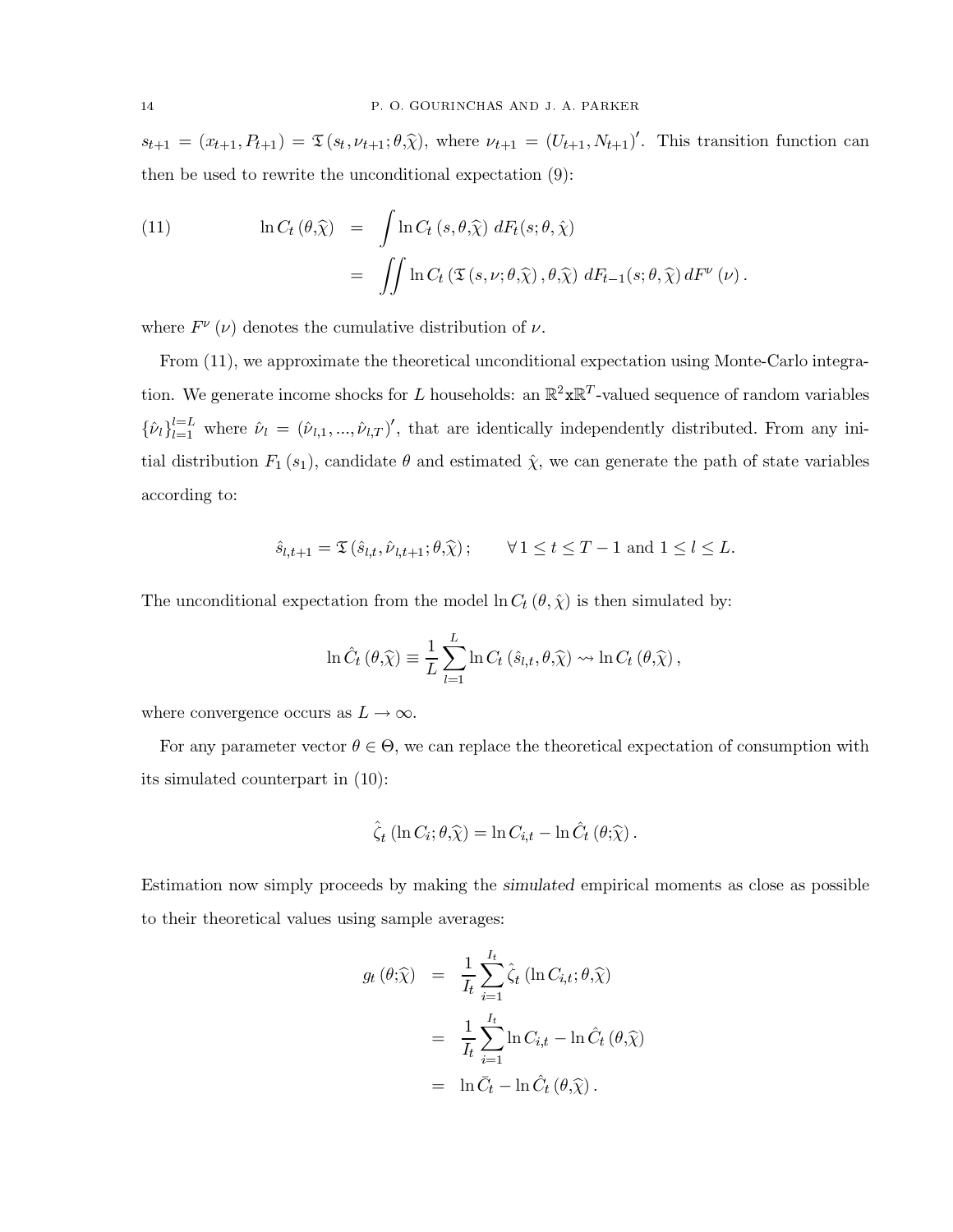$s_{t+1} = (x_{t+1}, P_{t+1}) = \mathfrak{T}(s_t, \nu_{t+1}; \theta, \widehat{\chi})$, where $\nu_{t+1} = (U_{t+1}, N_{t+1})'$. This transition function can then be used to rewrite the unconditional expectation (9):

$$
\begin{aligned}
(11) \qquad \ln C_t(\theta,\widehat{\chi}) &= \int \ln C_t(s,\theta,\widehat{\chi})\; dF_t(s;\theta,\hat{\chi}) \\
&= \iint \ln C_t\left(\mathfrak{T}(s,\nu;\theta,\widehat{\chi}),\theta,\widehat{\chi}\right)\; dF_{t-1}(s;\theta,\widehat{\chi})\, dF^{\nu}(\nu).
\end{aligned}
$$

where $F^{\nu}(\nu)$ denotes the cumulative distribution of $\nu$.

From (11), we approximate the theoretical unconditional expectation using Monte-Carlo integration. We generate income shocks for $L$ households: an $\mathbb{R}^2 \mathrm{x} \mathbb{R}^T$-valued sequence of random variables $\{\hat{\nu}_l\}_{l=1}^{l=L}$ where $\hat{\nu}_l = (\hat{\nu}_{l,1}, ..., \hat{\nu}_{l,T})'$, that are identically independently distributed. From any initial distribution $F_1(s_1)$, candidate $\theta$ and estimated $\hat{\chi}$, we can generate the path of state variables according to:

$$
\hat{s}_{l,t+1} = \mathfrak{T}(\hat{s}_{l,t}, \hat{\nu}_{l,t+1}; \theta, \widehat{\chi}); \qquad \forall\, 1 \leq t \leq T-1 \text{ and } 1 \leq l \leq L.
$$

The unconditional expectation from the model $\ln C_t(\theta, \hat{\chi})$ is then simulated by:

$$
\ln \hat{C}_t(\theta,\widehat{\chi}) \equiv \frac{1}{L}\sum_{l=1}^{L} \ln C_t(\hat{s}_{l,t},\theta,\widehat{\chi}) \rightsquigarrow \ln C_t(\theta,\widehat{\chi}),
$$

where convergence occurs as $L \to \infty$.

For any parameter vector $\theta \in \Theta$, we can replace the theoretical expectation of consumption with its simulated counterpart in (10):

$$
\hat{\zeta}_t(\ln C_i; \theta, \widehat{\chi}) = \ln C_{i,t} - \ln \hat{C}_t(\theta; \widehat{\chi}).
$$

Estimation now simply proceeds by making the *simulated* empirical moments as close as possible to their theoretical values using sample averages:

$$
\begin{aligned}
g_t(\theta;\widehat{\chi}) &= \frac{1}{I_t}\sum_{i=1}^{I_t} \hat{\zeta}_t(\ln C_{i,t};\theta,\widehat{\chi}) \\
&= \frac{1}{I_t}\sum_{i=1}^{I_t} \ln C_{i,t} - \ln \hat{C}_t(\theta,\widehat{\chi}) \\
&= \ln \bar{C}_t - \ln \hat{C}_t(\theta,\widehat{\chi}).
\end{aligned}
$$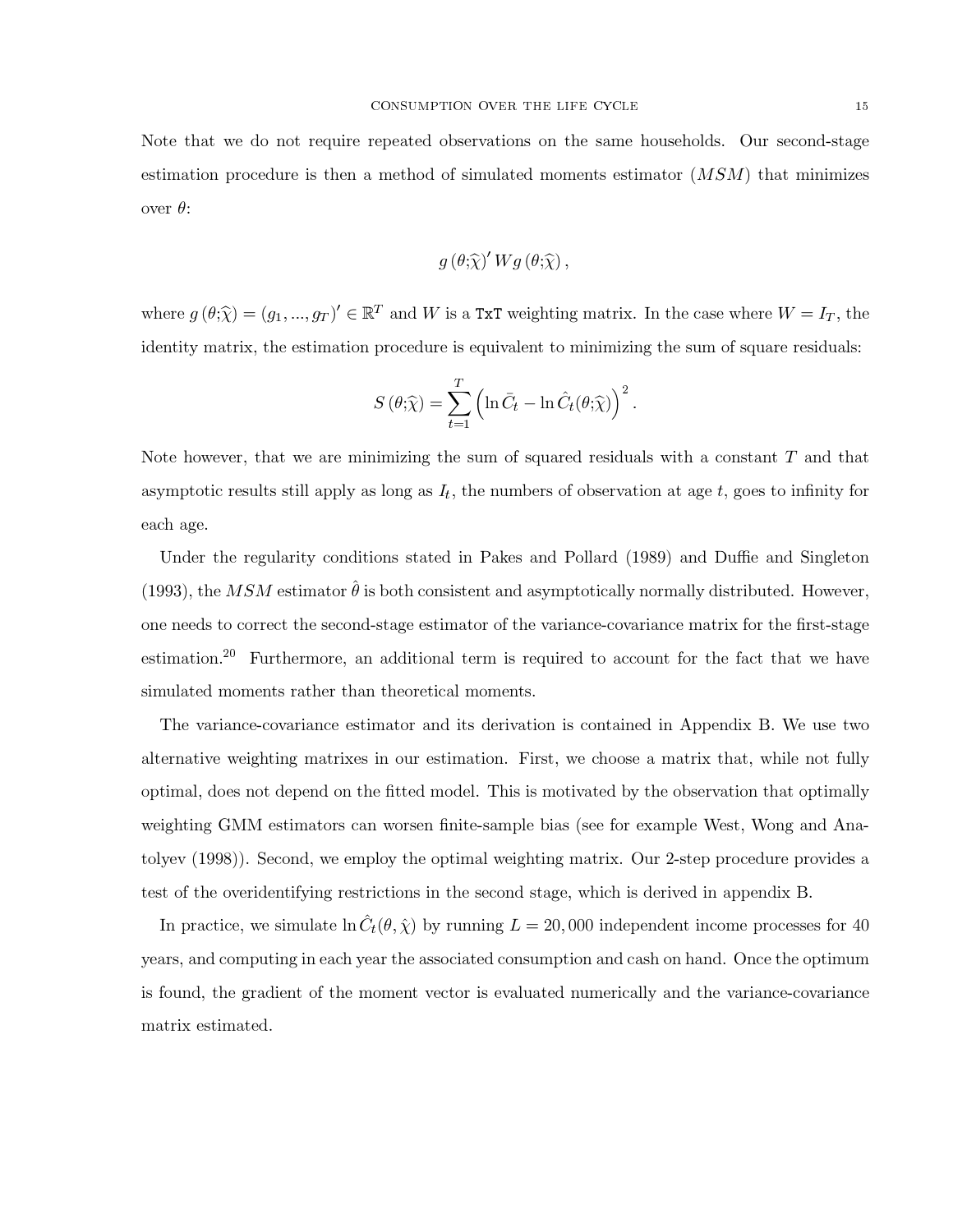Note that we do not require repeated observations on the same households. Our second-stage estimation procedure is then a method of simulated moments estimator ($MSM$) that minimizes over $\theta$:

$$g\left(\theta;\widehat{\chi}\right)' W g\left(\theta;\widehat{\chi}\right),$$

where $g\left(\theta;\widehat{\chi}\right) = \left(g_1, ..., g_T\right)' \in \mathbb{R}^T$ and $W$ is a `TxT` weighting matrix. In the case where $W = I_T$, the identity matrix, the estimation procedure is equivalent to minimizing the sum of square residuals:

$$S\left(\theta;\widehat{\chi}\right) = \sum_{t=1}^{T} \left(\ln \bar{C}_t - \ln \hat{C}_t(\theta;\widehat{\chi})\right)^2.$$

Note however, that we are minimizing the sum of squared residuals with a constant $T$ and that asymptotic results still apply as long as $I_t$, the numbers of observation at age $t$, goes to infinity for each age.

Under the regularity conditions stated in Pakes and Pollard (1989) and Duffie and Singleton (1993), the $MSM$ estimator $\hat{\theta}$ is both consistent and asymptotically normally distributed. However, one needs to correct the second-stage estimator of the variance-covariance matrix for the first-stage estimation.[20] Furthermore, an additional term is required to account for the fact that we have simulated moments rather than theoretical moments.

The variance-covariance estimator and its derivation is contained in Appendix B. We use two alternative weighting matrixes in our estimation. First, we choose a matrix that, while not fully optimal, does not depend on the fitted model. This is motivated by the observation that optimally weighting GMM estimators can worsen finite-sample bias (see for example West, Wong and Anatolyev (1998)). Second, we employ the optimal weighting matrix. Our 2-step procedure provides a test of the overidentifying restrictions in the second stage, which is derived in appendix B.

In practice, we simulate $\ln \hat{C}_t(\theta, \hat{\chi})$ by running $L = 20,000$ independent income processes for 40 years, and computing in each year the associated consumption and cash on hand. Once the optimum is found, the gradient of the moment vector is evaluated numerically and the variance-covariance matrix estimated.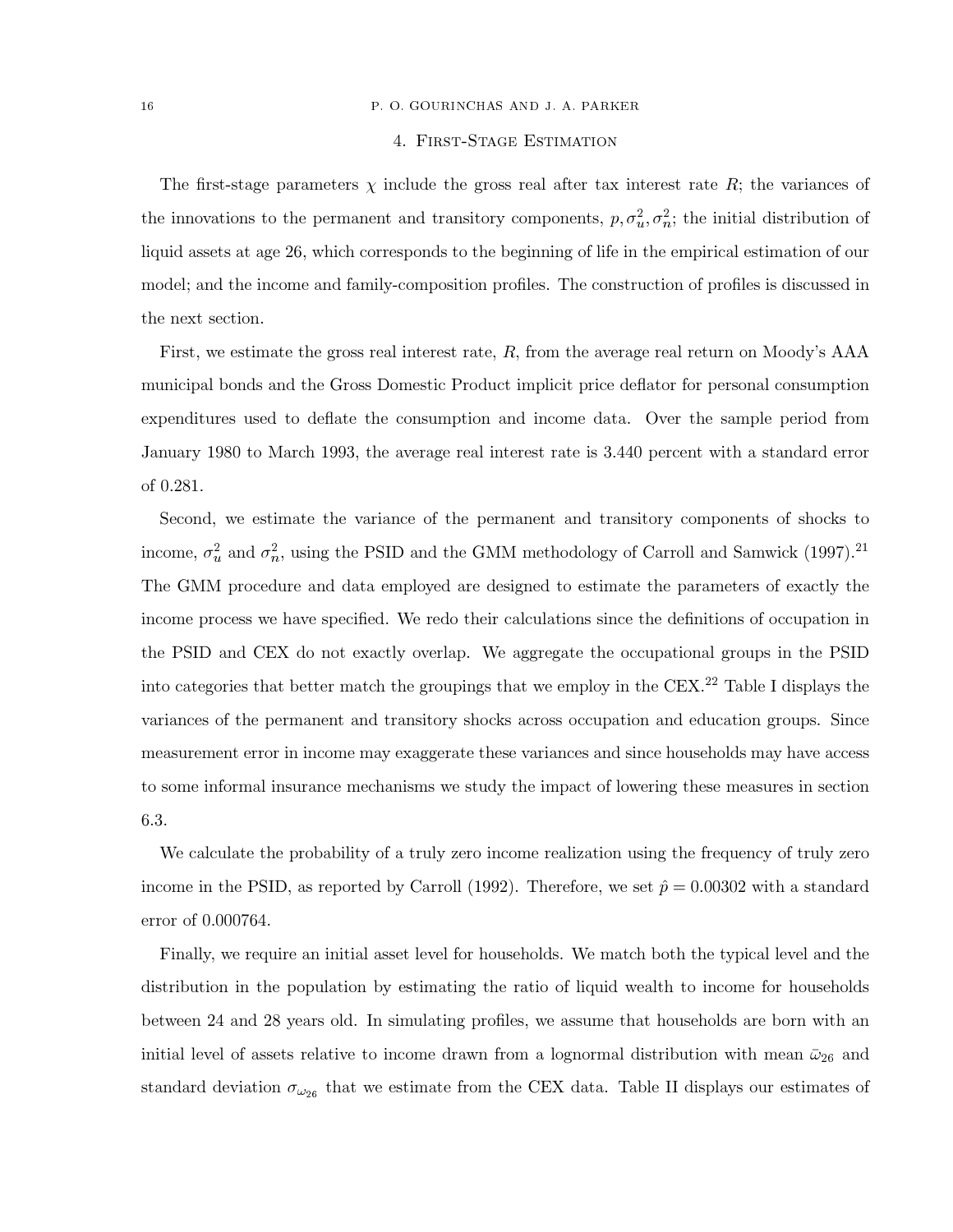## 4. First-Stage Estimation

The first-stage parameters $\chi$ include the gross real after tax interest rate $R$; the variances of the innovations to the permanent and transitory components, $p, \sigma_u^2, \sigma_n^2$; the initial distribution of liquid assets at age 26, which corresponds to the beginning of life in the empirical estimation of our model; and the income and family-composition profiles. The construction of profiles is discussed in the next section.

First, we estimate the gross real interest rate, $R$, from the average real return on Moody's AAA municipal bonds and the Gross Domestic Product implicit price deflator for personal consumption expenditures used to deflate the consumption and income data. Over the sample period from January 1980 to March 1993, the average real interest rate is 3.440 percent with a standard error of 0.281.

Second, we estimate the variance of the permanent and transitory components of shocks to income, $\sigma_u^2$ and $\sigma_n^2$, using the PSID and the GMM methodology of Carroll and Samwick (1997).[21] The GMM procedure and data employed are designed to estimate the parameters of exactly the income process we have specified. We redo their calculations since the definitions of occupation in the PSID and CEX do not exactly overlap. We aggregate the occupational groups in the PSID into categories that better match the groupings that we employ in the CEX.[22] Table I displays the variances of the permanent and transitory shocks across occupation and education groups. Since measurement error in income may exaggerate these variances and since households may have access to some informal insurance mechanisms we study the impact of lowering these measures in section 6.3.

We calculate the probability of a truly zero income realization using the frequency of truly zero income in the PSID, as reported by Carroll (1992). Therefore, we set $\hat{p} = 0.00302$ with a standard error of 0.000764.

Finally, we require an initial asset level for households. We match both the typical level and the distribution in the population by estimating the ratio of liquid wealth to income for households between 24 and 28 years old. In simulating profiles, we assume that households are born with an initial level of assets relative to income drawn from a lognormal distribution with mean $\bar{\omega}_{26}$ and standard deviation $\sigma_{\omega_{26}}$ that we estimate from the CEX data. Table II displays our estimates of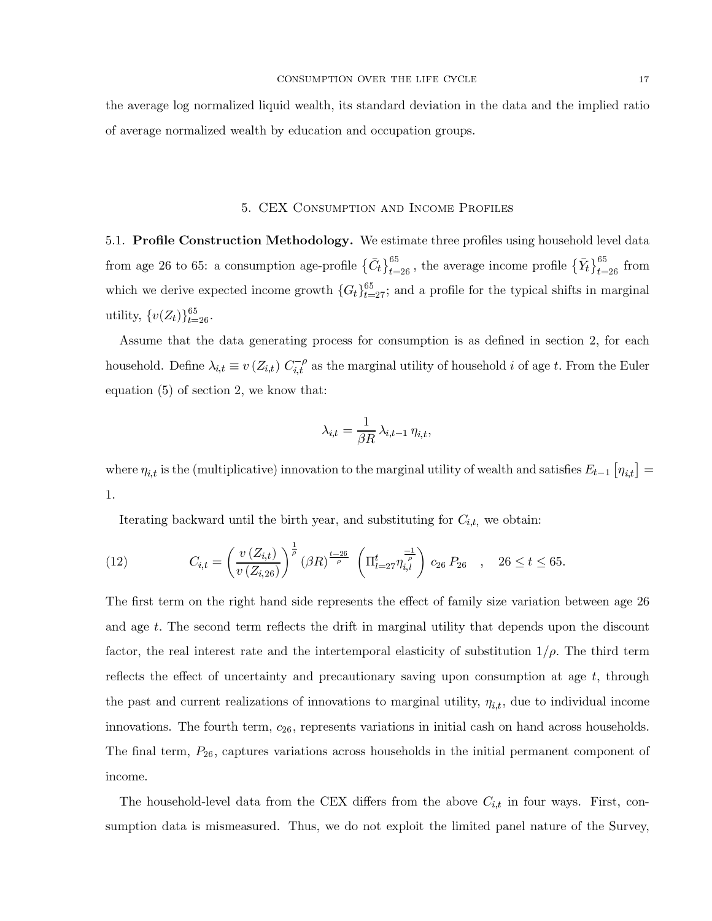the average log normalized liquid wealth, its standard deviation in the data and the implied ratio of average normalized wealth by education and occupation groups.

## 5. CEX Consumption and Income Profiles

**5.1. Profile Construction Methodology.** We estimate three profiles using household level data from age 26 to 65: a consumption age-profile $\left\{\bar{C}_t\right\}_{t=26}^{65}$, the average income profile $\left\{\bar{Y}_t\right\}_{t=26}^{65}$ from which we derive expected income growth $\{G_t\}_{t=27}^{65}$; and a profile for the typical shifts in marginal utility, $\{v(Z_t)\}_{t=26}^{65}$.

Assume that the data generating process for consumption is as defined in section 2, for each household. Define $\lambda_{i,t} \equiv v\left(Z_{i,t}\right) C_{i,t}^{-\rho}$ as the marginal utility of household $i$ of age $t$. From the Euler equation (5) of section 2, we know that:

$$\lambda_{i,t} = \frac{1}{\beta R}\, \lambda_{i,t-1}\, \eta_{i,t},$$

where $\eta_{i,t}$ is the (multiplicative) innovation to the marginal utility of wealth and satisfies $E_{t-1}\left[\eta_{i,t}\right] = 1$.

Iterating backward until the birth year, and substituting for $C_{i,t}$, we obtain:

$$C_{i,t} = \left(\frac{v\left(Z_{i,t}\right)}{v\left(Z_{i,26}\right)}\right)^{\frac{1}{\rho}} (\beta R)^{\frac{t-26}{\rho}} \left(\Pi_{l=27}^{t} \eta_{i,l}^{\frac{-1}{\rho}}\right) c_{26}\, P_{26} \quad , \quad 26 \leq t \leq 65. \tag{12}$$

The first term on the right hand side represents the effect of family size variation between age 26 and age $t$. The second term reflects the drift in marginal utility that depends upon the discount factor, the real interest rate and the intertemporal elasticity of substitution $1/\rho$. The third term reflects the effect of uncertainty and precautionary saving upon consumption at age $t$, through the past and current realizations of innovations to marginal utility, $\eta_{i,t}$, due to individual income innovations. The fourth term, $c_{26}$, represents variations in initial cash on hand across households. The final term, $P_{26}$, captures variations across households in the initial permanent component of income.

The household-level data from the CEX differs from the above $C_{i,t}$ in four ways. First, consumption data is mismeasured. Thus, we do not exploit the limited panel nature of the Survey,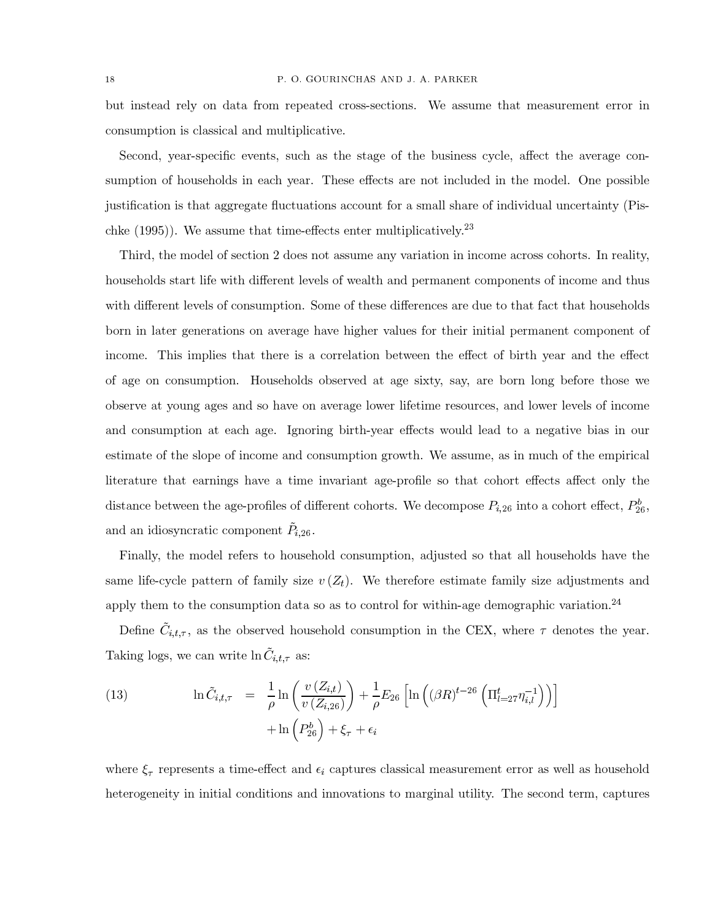but instead rely on data from repeated cross-sections. We assume that measurement error in consumption is classical and multiplicative.

Second, year-specific events, such as the stage of the business cycle, affect the average consumption of households in each year. These effects are not included in the model. One possible justification is that aggregate fluctuations account for a small share of individual uncertainty (Pischke (1995)). We assume that time-effects enter multiplicatively.[23]

Third, the model of section 2 does not assume any variation in income across cohorts. In reality, households start life with different levels of wealth and permanent components of income and thus with different levels of consumption. Some of these differences are due to that fact that households born in later generations on average have higher values for their initial permanent component of income. This implies that there is a correlation between the effect of birth year and the effect of age on consumption. Households observed at age sixty, say, are born long before those we observe at young ages and so have on average lower lifetime resources, and lower levels of income and consumption at each age. Ignoring birth-year effects would lead to a negative bias in our estimate of the slope of income and consumption growth. We assume, as in much of the empirical literature that earnings have a time invariant age-profile so that cohort effects affect only the distance between the age-profiles of different cohorts. We decompose $P_{i,26}$ into a cohort effect, $P^b_{26}$, and an idiosyncratic component $\tilde{P}_{i,26}$.

Finally, the model refers to household consumption, adjusted so that all households have the same life-cycle pattern of family size $v(Z_t)$. We therefore estimate family size adjustments and apply them to the consumption data so as to control for within-age demographic variation.[24]

Define $\tilde{C}_{i,t,\tau}$, as the observed household consumption in the CEX, where $\tau$ denotes the year. Taking logs, we can write $\ln \tilde{C}_{i,t,\tau}$ as:

$$
\begin{aligned}
\ln \tilde{C}_{i,t,\tau} \quad = \quad & \frac{1}{\rho} \ln\left(\frac{v(Z_{i,t})}{v(Z_{i,26})}\right) + \frac{1}{\rho} E_{26}\left[\ln\left((\beta R)^{t-26}\left(\Pi_{l=27}^{t} \eta_{i,l}^{-1}\right)\right)\right] \\
& + \ln\left(P^b_{26}\right) + \xi_\tau + \epsilon_i
\end{aligned}
\tag{13}
$$

where $\xi_\tau$ represents a time-effect and $\epsilon_i$ captures classical measurement error as well as household heterogeneity in initial conditions and innovations to marginal utility. The second term, captures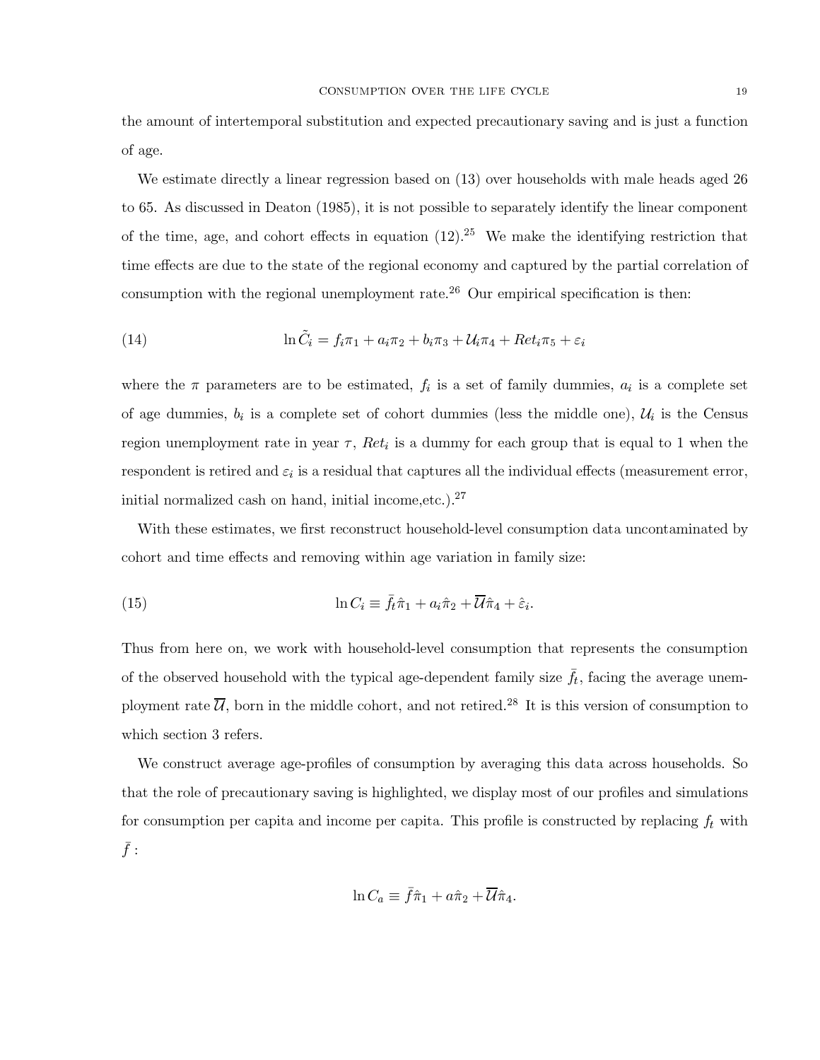the amount of intertemporal substitution and expected precautionary saving and is just a function of age.

We estimate directly a linear regression based on (13) over households with male heads aged 26 to 65. As discussed in Deaton (1985), it is not possible to separately identify the linear component of the time, age, and cohort effects in equation (12).[25] We make the identifying restriction that time effects are due to the state of the regional economy and captured by the partial correlation of consumption with the regional unemployment rate.[26] Our empirical specification is then:

$$\ln \tilde{C}_i = f_i\pi_1 + a_i\pi_2 + b_i\pi_3 + \mathcal{U}_i\pi_4 + Ret_i\pi_5 + \varepsilon_i \tag{14}$$

where the $\pi$ parameters are to be estimated, $f_i$ is a set of family dummies, $a_i$ is a complete set of age dummies, $b_i$ is a complete set of cohort dummies (less the middle one), $\mathcal{U}_i$ is the Census region unemployment rate in year $\tau$, $Ret_i$ is a dummy for each group that is equal to 1 when the respondent is retired and $\varepsilon_i$ is a residual that captures all the individual effects (measurement error, initial normalized cash on hand, initial income,etc.).[27]

With these estimates, we first reconstruct household-level consumption data uncontaminated by cohort and time effects and removing within age variation in family size:

$$\ln C_i \equiv \bar{f}_t\hat{\pi}_1 + a_i\hat{\pi}_2 + \overline{\mathcal{U}}\hat{\pi}_4 + \hat{\varepsilon}_i. \tag{15}$$

Thus from here on, we work with household-level consumption that represents the consumption of the observed household with the typical age-dependent family size $\bar{f}_t$, facing the average unemployment rate $\overline{\mathcal{U}}$, born in the middle cohort, and not retired.[28] It is this version of consumption to which section 3 refers.

We construct average age-profiles of consumption by averaging this data across households. So that the role of precautionary saving is highlighted, we display most of our profiles and simulations for consumption per capita and income per capita. This profile is constructed by replacing $f_t$ with $\bar{f}$ :

$$\ln C_a \equiv \bar{f}\hat{\pi}_1 + a\hat{\pi}_2 + \overline{\mathcal{U}}\hat{\pi}_4.$$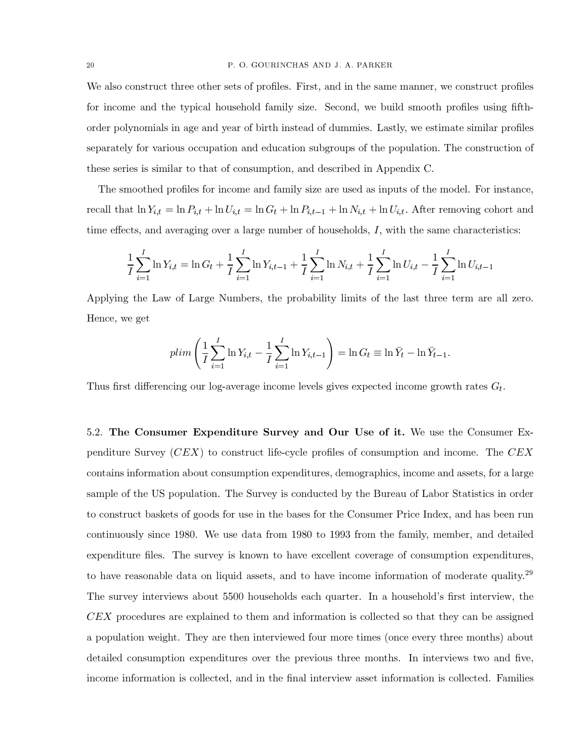We also construct three other sets of profiles. First, and in the same manner, we construct profiles for income and the typical household family size. Second, we build smooth profiles using fifth-order polynomials in age and year of birth instead of dummies. Lastly, we estimate similar profiles separately for various occupation and education subgroups of the population. The construction of these series is similar to that of consumption, and described in Appendix C.

The smoothed profiles for income and family size are used as inputs of the model. For instance, recall that $\ln Y_{i,t} = \ln P_{i,t} + \ln U_{i,t} = \ln G_t + \ln P_{i,t-1} + \ln N_{i,t} + \ln U_{i,t}$. After removing cohort and time effects, and averaging over a large number of households, $I$, with the same characteristics:

$$\frac{1}{I}\sum_{i=1}^{I} \ln Y_{i,t} = \ln G_t + \frac{1}{I}\sum_{i=1}^{I} \ln Y_{i,t-1} + \frac{1}{I}\sum_{i=1}^{I} \ln N_{i,t} + \frac{1}{I}\sum_{i=1}^{I} \ln U_{i,t} - \frac{1}{I}\sum_{i=1}^{I} \ln U_{i,t-1}$$

Applying the Law of Large Numbers, the probability limits of the last three term are all zero. Hence, we get

$$plim\left(\frac{1}{I}\sum_{i=1}^{I} \ln Y_{i,t} - \frac{1}{I}\sum_{i=1}^{I} \ln Y_{i,t-1}\right) = \ln G_t \equiv \ln \bar{Y}_t - \ln \bar{Y}_{t-1}.$$

Thus first differencing our log-average income levels gives expected income growth rates $G_t$.

### 5.2. **The Consumer Expenditure Survey and Our Use of it.**

We use the Consumer Expenditure Survey (*CEX*) to construct life-cycle profiles of consumption and income. The *CEX* contains information about consumption expenditures, demographics, income and assets, for a large sample of the US population. The Survey is conducted by the Bureau of Labor Statistics in order to construct baskets of goods for use in the bases for the Consumer Price Index, and has been run continuously since 1980. We use data from 1980 to 1993 from the family, member, and detailed expenditure files. The survey is known to have excellent coverage of consumption expenditures, to have reasonable data on liquid assets, and to have income information of moderate quality.[29] The survey interviews about 5500 households each quarter. In a household's first interview, the *CEX* procedures are explained to them and information is collected so that they can be assigned a population weight. They are then interviewed four more times (once every three months) about detailed consumption expenditures over the previous three months. In interviews two and five, income information is collected, and in the final interview asset information is collected. Families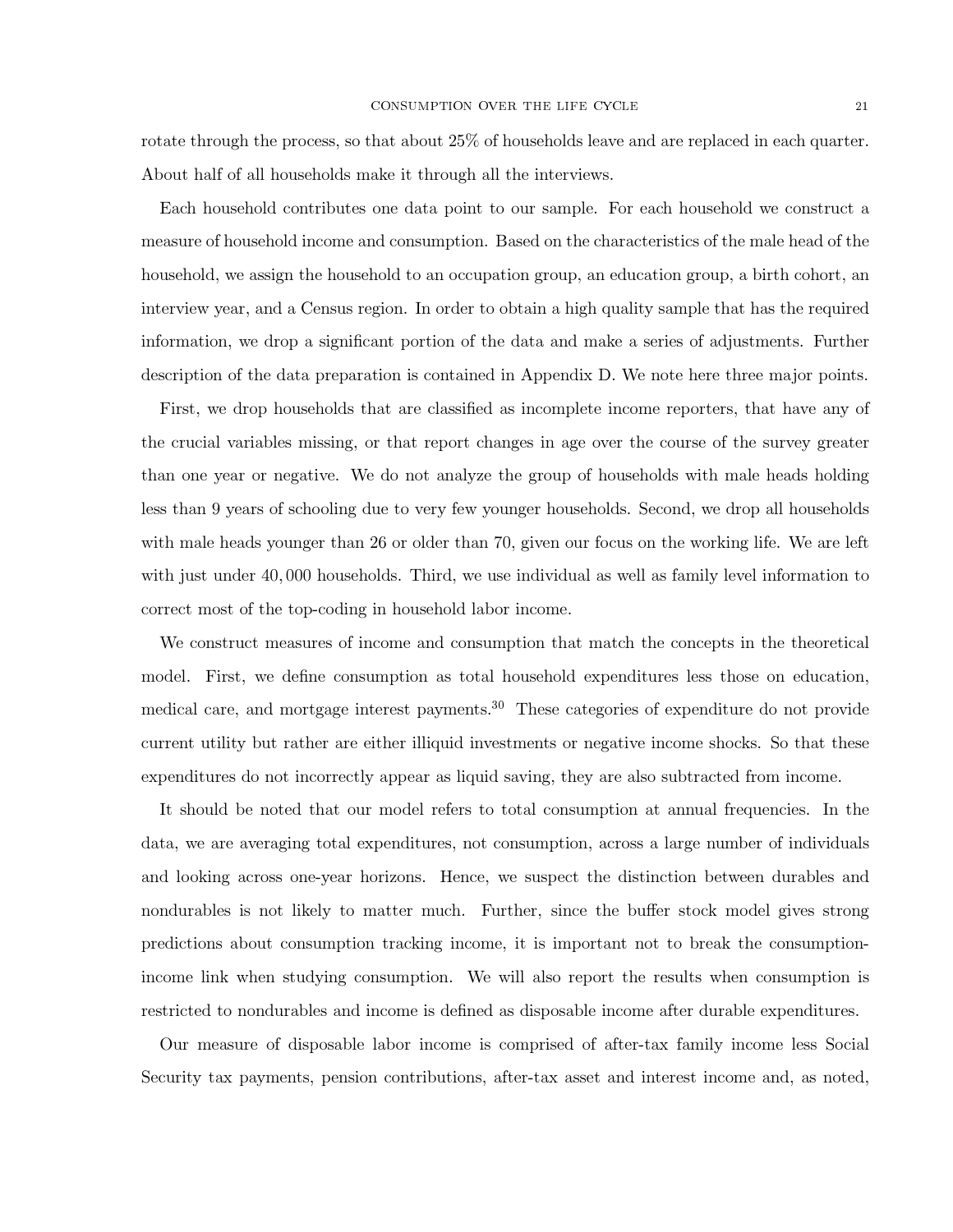rotate through the process, so that about 25% of households leave and are replaced in each quarter. About half of all households make it through all the interviews.

Each household contributes one data point to our sample. For each household we construct a measure of household income and consumption. Based on the characteristics of the male head of the household, we assign the household to an occupation group, an education group, a birth cohort, an interview year, and a Census region. In order to obtain a high quality sample that has the required information, we drop a significant portion of the data and make a series of adjustments. Further description of the data preparation is contained in Appendix D. We note here three major points.

First, we drop households that are classified as incomplete income reporters, that have any of the crucial variables missing, or that report changes in age over the course of the survey greater than one year or negative. We do not analyze the group of households with male heads holding less than 9 years of schooling due to very few younger households. Second, we drop all households with male heads younger than 26 or older than 70, given our focus on the working life. We are left with just under 40,000 households. Third, we use individual as well as family level information to correct most of the top-coding in household labor income.

We construct measures of income and consumption that match the concepts in the theoretical model. First, we define consumption as total household expenditures less those on education, medical care, and mortgage interest payments.[30] These categories of expenditure do not provide current utility but rather are either illiquid investments or negative income shocks. So that these expenditures do not incorrectly appear as liquid saving, they are also subtracted from income.

It should be noted that our model refers to total consumption at annual frequencies. In the data, we are averaging total expenditures, not consumption, across a large number of individuals and looking across one-year horizons. Hence, we suspect the distinction between durables and nondurables is not likely to matter much. Further, since the buffer stock model gives strong predictions about consumption tracking income, it is important not to break the consumption-income link when studying consumption. We will also report the results when consumption is restricted to nondurables and income is defined as disposable income after durable expenditures.

Our measure of disposable labor income is comprised of after-tax family income less Social Security tax payments, pension contributions, after-tax asset and interest income and, as noted,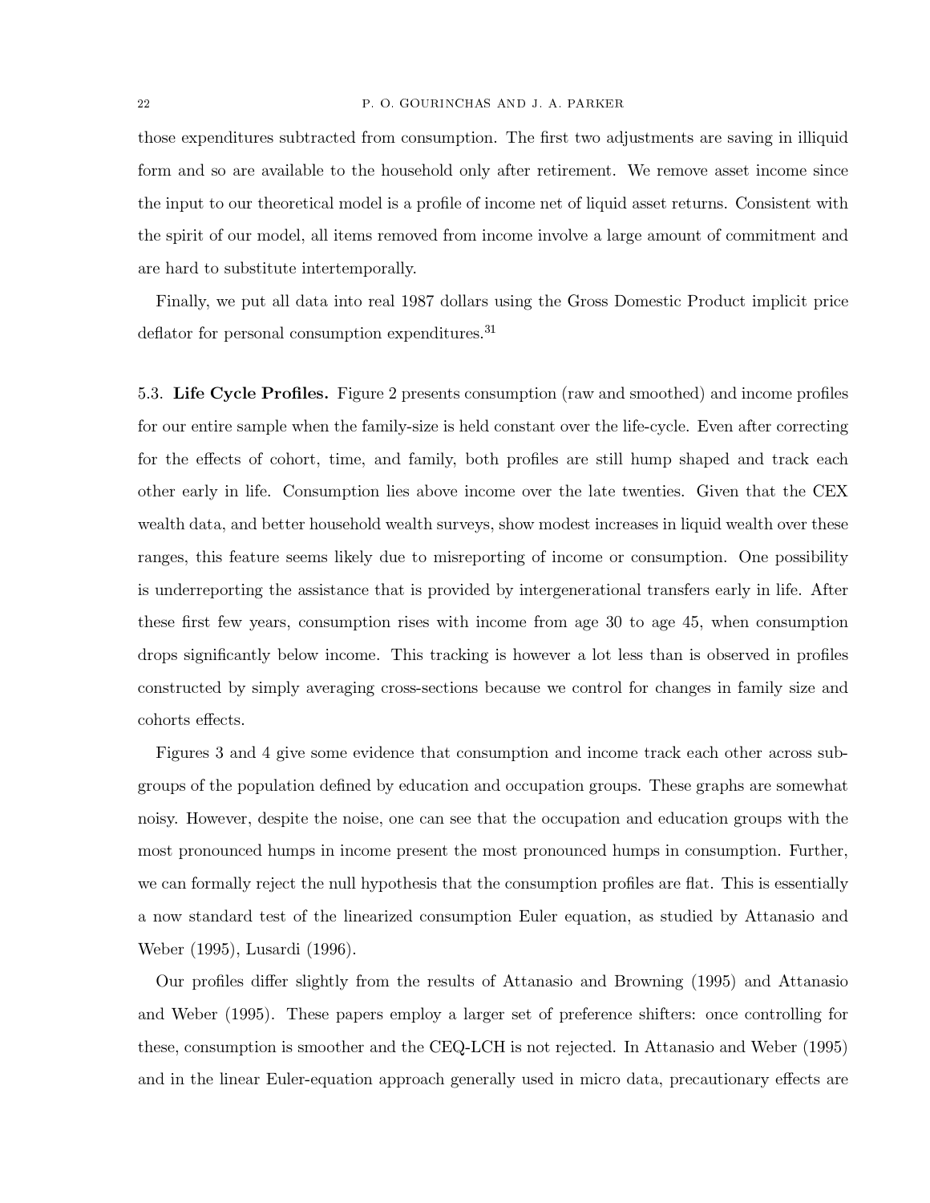those expenditures subtracted from consumption. The first two adjustments are saving in illiquid form and so are available to the household only after retirement. We remove asset income since the input to our theoretical model is a profile of income net of liquid asset returns. Consistent with the spirit of our model, all items removed from income involve a large amount of commitment and are hard to substitute intertemporally.

Finally, we put all data into real 1987 dollars using the Gross Domestic Product implicit price deflator for personal consumption expenditures.[31]

5.3. **Life Cycle Profiles.** Figure 2 presents consumption (raw and smoothed) and income profiles for our entire sample when the family-size is held constant over the life-cycle. Even after correcting for the effects of cohort, time, and family, both profiles are still hump shaped and track each other early in life. Consumption lies above income over the late twenties. Given that the CEX wealth data, and better household wealth surveys, show modest increases in liquid wealth over these ranges, this feature seems likely due to misreporting of income or consumption. One possibility is underreporting the assistance that is provided by intergenerational transfers early in life. After these first few years, consumption rises with income from age 30 to age 45, when consumption drops significantly below income. This tracking is however a lot less than is observed in profiles constructed by simply averaging cross-sections because we control for changes in family size and cohorts effects.

Figures 3 and 4 give some evidence that consumption and income track each other across subgroups of the population defined by education and occupation groups. These graphs are somewhat noisy. However, despite the noise, one can see that the occupation and education groups with the most pronounced humps in income present the most pronounced humps in consumption. Further, we can formally reject the null hypothesis that the consumption profiles are flat. This is essentially a now standard test of the linearized consumption Euler equation, as studied by Attanasio and Weber (1995), Lusardi (1996).

Our profiles differ slightly from the results of Attanasio and Browning (1995) and Attanasio and Weber (1995). These papers employ a larger set of preference shifters: once controlling for these, consumption is smoother and the CEQ-LCH is not rejected. In Attanasio and Weber (1995) and in the linear Euler-equation approach generally used in micro data, precautionary effects are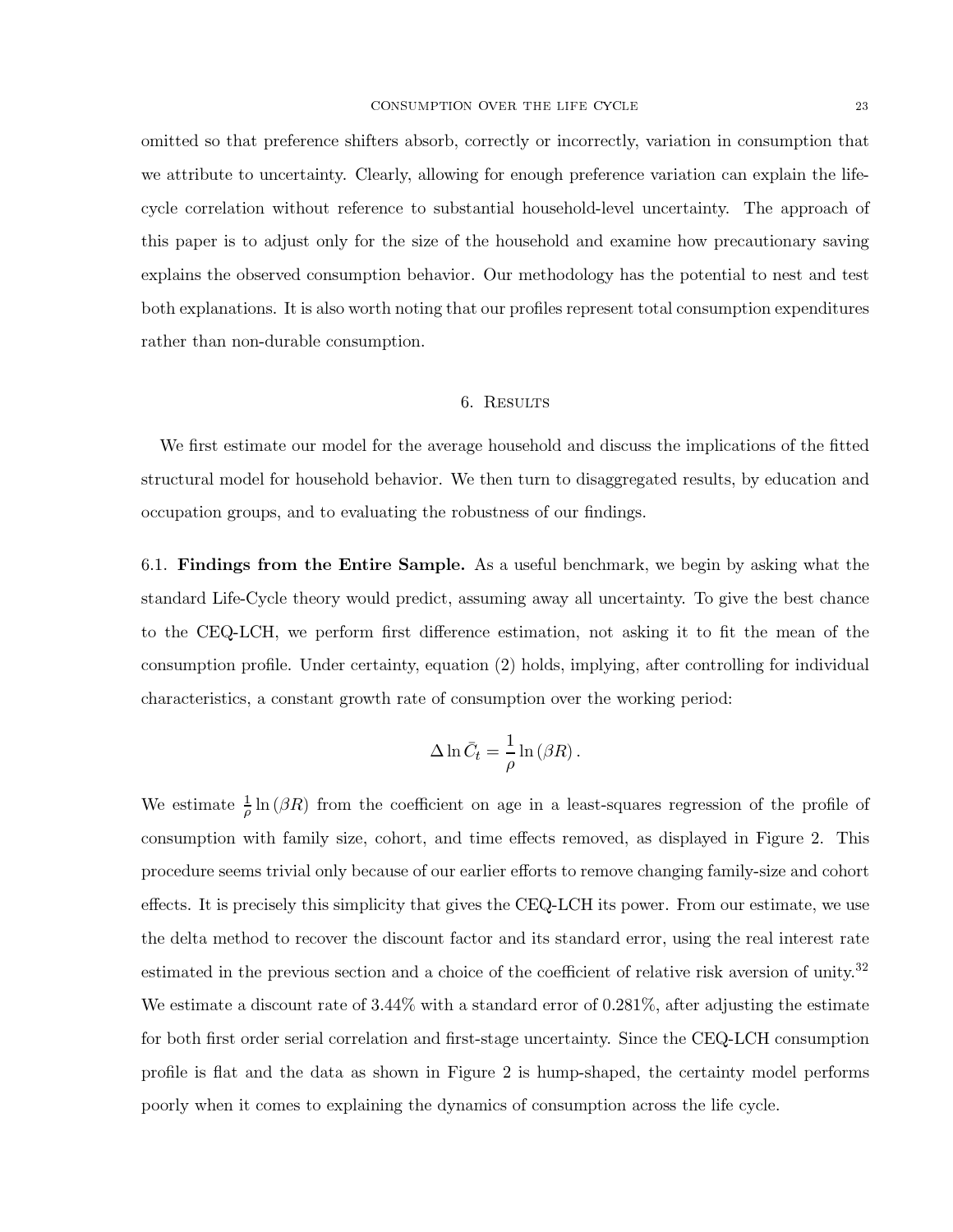omitted so that preference shifters absorb, correctly or incorrectly, variation in consumption that we attribute to uncertainty. Clearly, allowing for enough preference variation can explain the life-cycle correlation without reference to substantial household-level uncertainty. The approach of this paper is to adjust only for the size of the household and examine how precautionary saving explains the observed consumption behavior. Our methodology has the potential to nest and test both explanations. It is also worth noting that our profiles represent total consumption expenditures rather than non-durable consumption.

## 6. Results

We first estimate our model for the average household and discuss the implications of the fitted structural model for household behavior. We then turn to disaggregated results, by education and occupation groups, and to evaluating the robustness of our findings.

6.1. **Findings from the Entire Sample.** As a useful benchmark, we begin by asking what the standard Life-Cycle theory would predict, assuming away all uncertainty. To give the best chance to the CEQ-LCH, we perform first difference estimation, not asking it to fit the mean of the consumption profile. Under certainty, equation (2) holds, implying, after controlling for individual characteristics, a constant growth rate of consumption over the working period:

$$\Delta \ln \bar{C}_t = \frac{1}{\rho} \ln (\beta R) .$$

We estimate $\frac{1}{\rho} \ln (\beta R)$ from the coefficient on age in a least-squares regression of the profile of consumption with family size, cohort, and time effects removed, as displayed in Figure 2. This procedure seems trivial only because of our earlier efforts to remove changing family-size and cohort effects. It is precisely this simplicity that gives the CEQ-LCH its power. From our estimate, we use the delta method to recover the discount factor and its standard error, using the real interest rate estimated in the previous section and a choice of the coefficient of relative risk aversion of unity.[32] We estimate a discount rate of 3.44% with a standard error of 0.281%, after adjusting the estimate for both first order serial correlation and first-stage uncertainty. Since the CEQ-LCH consumption profile is flat and the data as shown in Figure 2 is hump-shaped, the certainty model performs poorly when it comes to explaining the dynamics of consumption across the life cycle.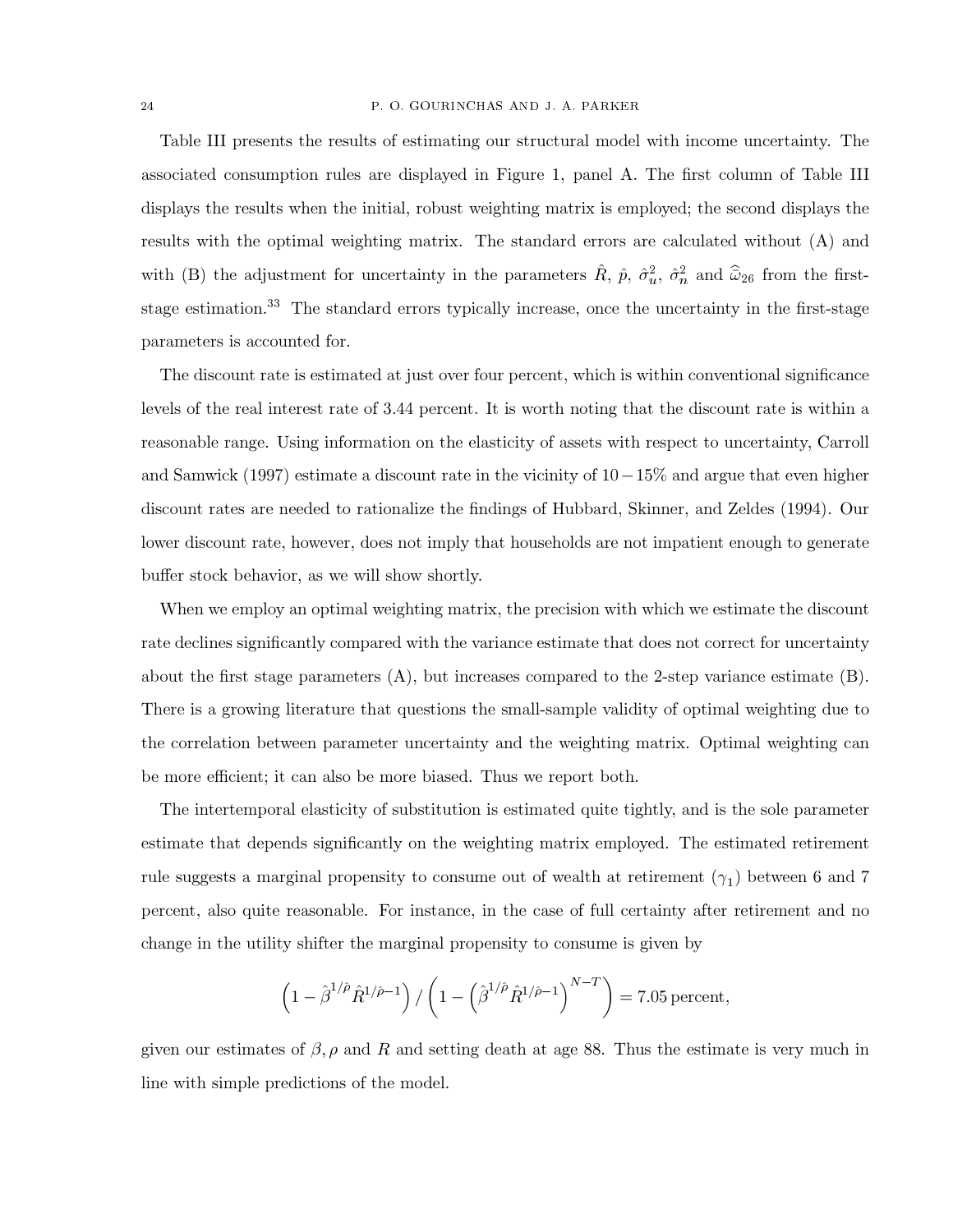Table III presents the results of estimating our structural model with income uncertainty. The associated consumption rules are displayed in Figure 1, panel A. The first column of Table III displays the results when the initial, robust weighting matrix is employed; the second displays the results with the optimal weighting matrix. The standard errors are calculated without (A) and with (B) the adjustment for uncertainty in the parameters $\hat{R}$, $\hat{p}$, $\hat{\sigma}_u^2$, $\hat{\sigma}_n^2$ and $\widehat{\omega}_{26}$ from the first-stage estimation.[33] The standard errors typically increase, once the uncertainty in the first-stage parameters is accounted for.

The discount rate is estimated at just over four percent, which is within conventional significance levels of the real interest rate of 3.44 percent. It is worth noting that the discount rate is within a reasonable range. Using information on the elasticity of assets with respect to uncertainty, Carroll and Samwick (1997) estimate a discount rate in the vicinity of $10-15\%$ and argue that even higher discount rates are needed to rationalize the findings of Hubbard, Skinner, and Zeldes (1994). Our lower discount rate, however, does not imply that households are not impatient enough to generate buffer stock behavior, as we will show shortly.

When we employ an optimal weighting matrix, the precision with which we estimate the discount rate declines significantly compared with the variance estimate that does not correct for uncertainty about the first stage parameters (A), but increases compared to the 2-step variance estimate (B). There is a growing literature that questions the small-sample validity of optimal weighting due to the correlation between parameter uncertainty and the weighting matrix. Optimal weighting can be more efficient; it can also be more biased. Thus we report both.

The intertemporal elasticity of substitution is estimated quite tightly, and is the sole parameter estimate that depends significantly on the weighting matrix employed. The estimated retirement rule suggests a marginal propensity to consume out of wealth at retirement ($\gamma_1$) between 6 and 7 percent, also quite reasonable. For instance, in the case of full certainty after retirement and no change in the utility shifter the marginal propensity to consume is given by

$$\left(1-\hat{\beta}^{1/\hat{\rho}}\hat{R}^{1/\hat{\rho}-1}\right)/\left(1-\left(\hat{\beta}^{1/\hat{\rho}}\hat{R}^{1/\hat{\rho}-1}\right)^{N-T}\right)=7.05\,\text{percent},$$

given our estimates of $\beta, \rho$ and $R$ and setting death at age 88. Thus the estimate is very much in line with simple predictions of the model.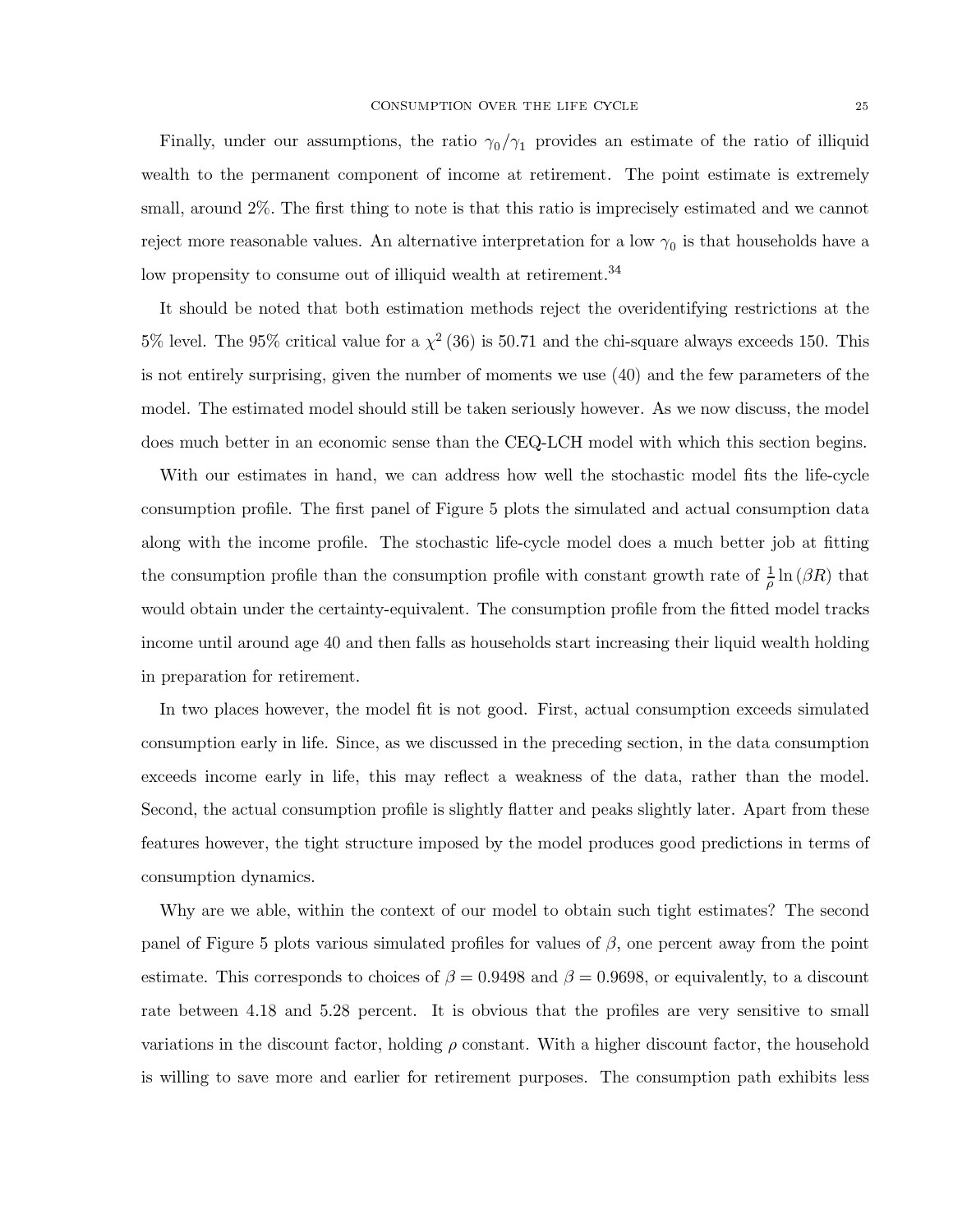Finally, under our assumptions, the ratio $\gamma_0/\gamma_1$ provides an estimate of the ratio of illiquid wealth to the permanent component of income at retirement. The point estimate is extremely small, around 2%. The first thing to note is that this ratio is imprecisely estimated and we cannot reject more reasonable values. An alternative interpretation for a low $\gamma_0$ is that households have a low propensity to consume out of illiquid wealth at retirement.[34]

It should be noted that both estimation methods reject the overidentifying restrictions at the 5% level. The 95% critical value for a $\chi^2(36)$ is 50.71 and the chi-square always exceeds 150. This is not entirely surprising, given the number of moments we use (40) and the few parameters of the model. The estimated model should still be taken seriously however. As we now discuss, the model does much better in an economic sense than the CEQ-LCH model with which this section begins.

With our estimates in hand, we can address how well the stochastic model fits the life-cycle consumption profile. The first panel of Figure 5 plots the simulated and actual consumption data along with the income profile. The stochastic life-cycle model does a much better job at fitting the consumption profile than the consumption profile with constant growth rate of $\frac{1}{\rho}\ln(\beta R)$ that would obtain under the certainty-equivalent. The consumption profile from the fitted model tracks income until around age 40 and then falls as households start increasing their liquid wealth holding in preparation for retirement.

In two places however, the model fit is not good. First, actual consumption exceeds simulated consumption early in life. Since, as we discussed in the preceding section, in the data consumption exceeds income early in life, this may reflect a weakness of the data, rather than the model. Second, the actual consumption profile is slightly flatter and peaks slightly later. Apart from these features however, the tight structure imposed by the model produces good predictions in terms of consumption dynamics.

Why are we able, within the context of our model to obtain such tight estimates? The second panel of Figure 5 plots various simulated profiles for values of $\beta$, one percent away from the point estimate. This corresponds to choices of $\beta = 0.9498$ and $\beta = 0.9698$, or equivalently, to a discount rate between 4.18 and 5.28 percent. It is obvious that the profiles are very sensitive to small variations in the discount factor, holding $\rho$ constant. With a higher discount factor, the household is willing to save more and earlier for retirement purposes. The consumption path exhibits less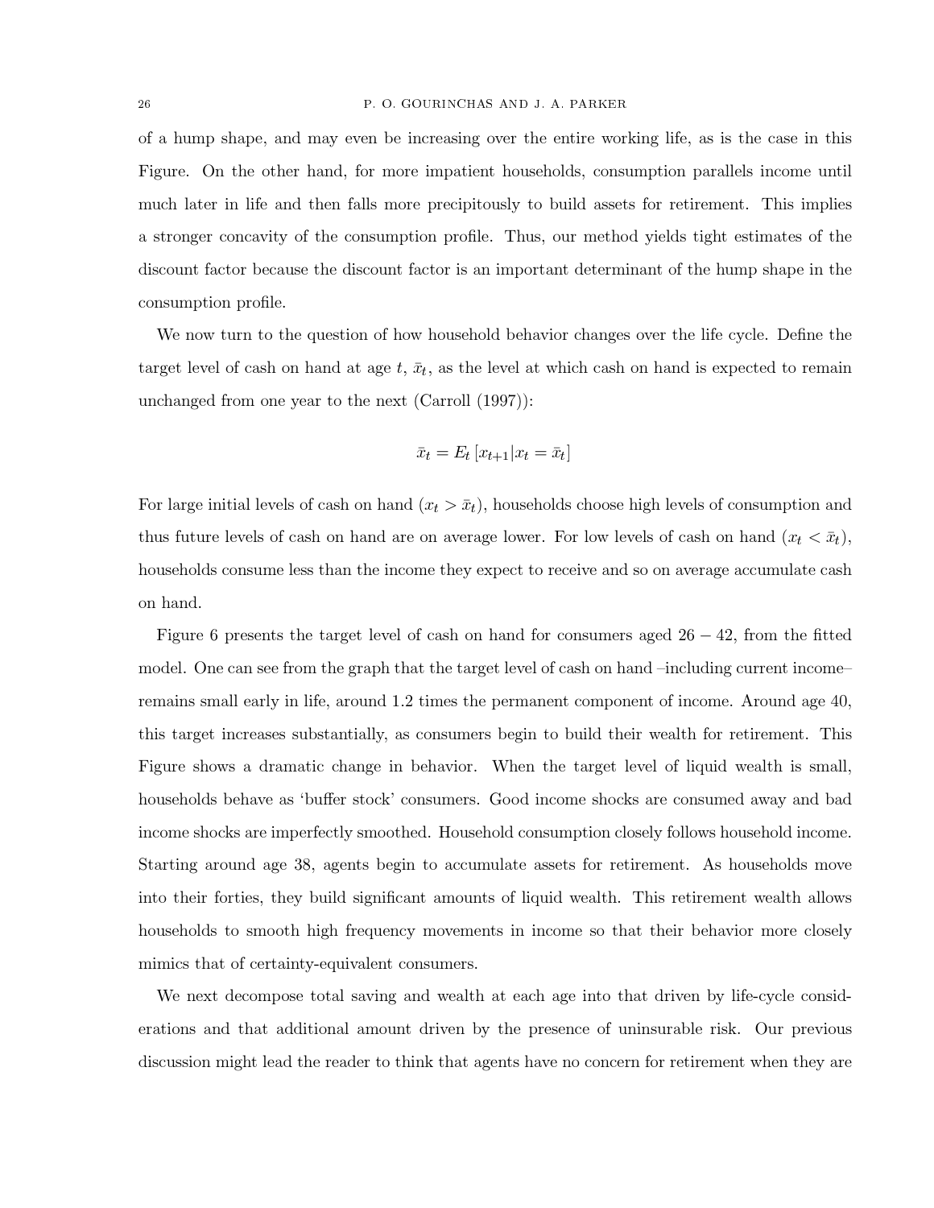of a hump shape, and may even be increasing over the entire working life, as is the case in this Figure. On the other hand, for more impatient households, consumption parallels income until much later in life and then falls more precipitously to build assets for retirement. This implies a stronger concavity of the consumption profile. Thus, our method yields tight estimates of the discount factor because the discount factor is an important determinant of the hump shape in the consumption profile.

We now turn to the question of how household behavior changes over the life cycle. Define the target level of cash on hand at age $t$, $\bar{x}_t$, as the level at which cash on hand is expected to remain unchanged from one year to the next (Carroll (1997)):

$$\bar{x}_t = E_t \left[ x_{t+1} | x_t = \bar{x}_t \right]$$

For large initial levels of cash on hand ($x_t > \bar{x}_t$), households choose high levels of consumption and thus future levels of cash on hand are on average lower. For low levels of cash on hand ($x_t < \bar{x}_t$), households consume less than the income they expect to receive and so on average accumulate cash on hand.

Figure 6 presents the target level of cash on hand for consumers aged $26 - 42$, from the fitted model. One can see from the graph that the target level of cash on hand –including current income– remains small early in life, around 1.2 times the permanent component of income. Around age 40, this target increases substantially, as consumers begin to build their wealth for retirement. This Figure shows a dramatic change in behavior. When the target level of liquid wealth is small, households behave as 'buffer stock' consumers. Good income shocks are consumed away and bad income shocks are imperfectly smoothed. Household consumption closely follows household income. Starting around age 38, agents begin to accumulate assets for retirement. As households move into their forties, they build significant amounts of liquid wealth. This retirement wealth allows households to smooth high frequency movements in income so that their behavior more closely mimics that of certainty-equivalent consumers.

We next decompose total saving and wealth at each age into that driven by life-cycle considerations and that additional amount driven by the presence of uninsurable risk. Our previous discussion might lead the reader to think that agents have no concern for retirement when they are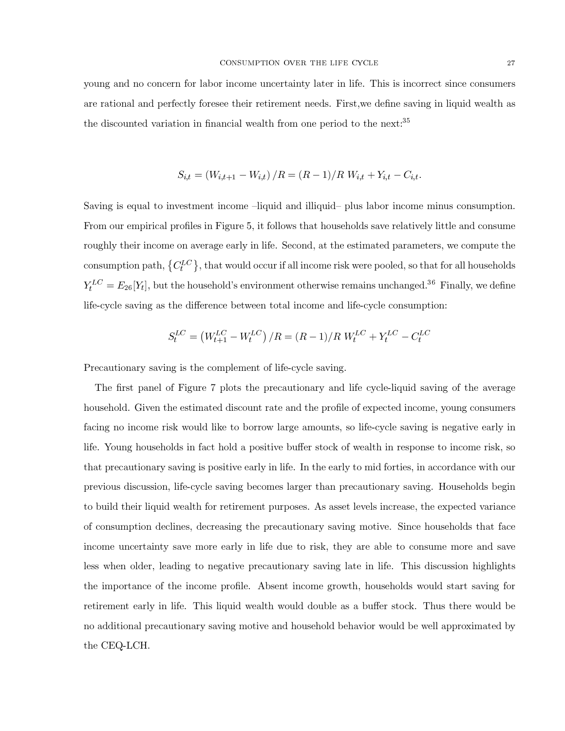young and no concern for labor income uncertainty later in life. This is incorrect since consumers are rational and perfectly foresee their retirement needs. First,we define saving in liquid wealth as the discounted variation in financial wealth from one period to the next:[35]

$$S_{i,t} = \left(W_{i,t+1} - W_{i,t}\right)/R = (R-1)/R \; W_{i,t} + Y_{i,t} - C_{i,t}.$$

Saving is equal to investment income –liquid and illiquid– plus labor income minus consumption. From our empirical profiles in Figure 5, it follows that households save relatively little and consume roughly their income on average early in life. Second, at the estimated parameters, we compute the consumption path, $\left\{C_t^{LC}\right\}$, that would occur if all income risk were pooled, so that for all households $Y_t^{LC} = E_{26}[Y_t]$, but the household's environment otherwise remains unchanged.[36] Finally, we define life-cycle saving as the difference between total income and life-cycle consumption:

$$S_t^{LC} = \left(W_{t+1}^{LC} - W_t^{LC}\right)/R = (R-1)/R \; W_t^{LC} + Y_t^{LC} - C_t^{LC}$$

Precautionary saving is the complement of life-cycle saving.

The first panel of Figure 7 plots the precautionary and life cycle-liquid saving of the average household. Given the estimated discount rate and the profile of expected income, young consumers facing no income risk would like to borrow large amounts, so life-cycle saving is negative early in life. Young households in fact hold a positive buffer stock of wealth in response to income risk, so that precautionary saving is positive early in life. In the early to mid forties, in accordance with our previous discussion, life-cycle saving becomes larger than precautionary saving. Households begin to build their liquid wealth for retirement purposes. As asset levels increase, the expected variance of consumption declines, decreasing the precautionary saving motive. Since households that face income uncertainty save more early in life due to risk, they are able to consume more and save less when older, leading to negative precautionary saving late in life. This discussion highlights the importance of the income profile. Absent income growth, households would start saving for retirement early in life. This liquid wealth would double as a buffer stock. Thus there would be no additional precautionary saving motive and household behavior would be well approximated by the CEQ-LCH.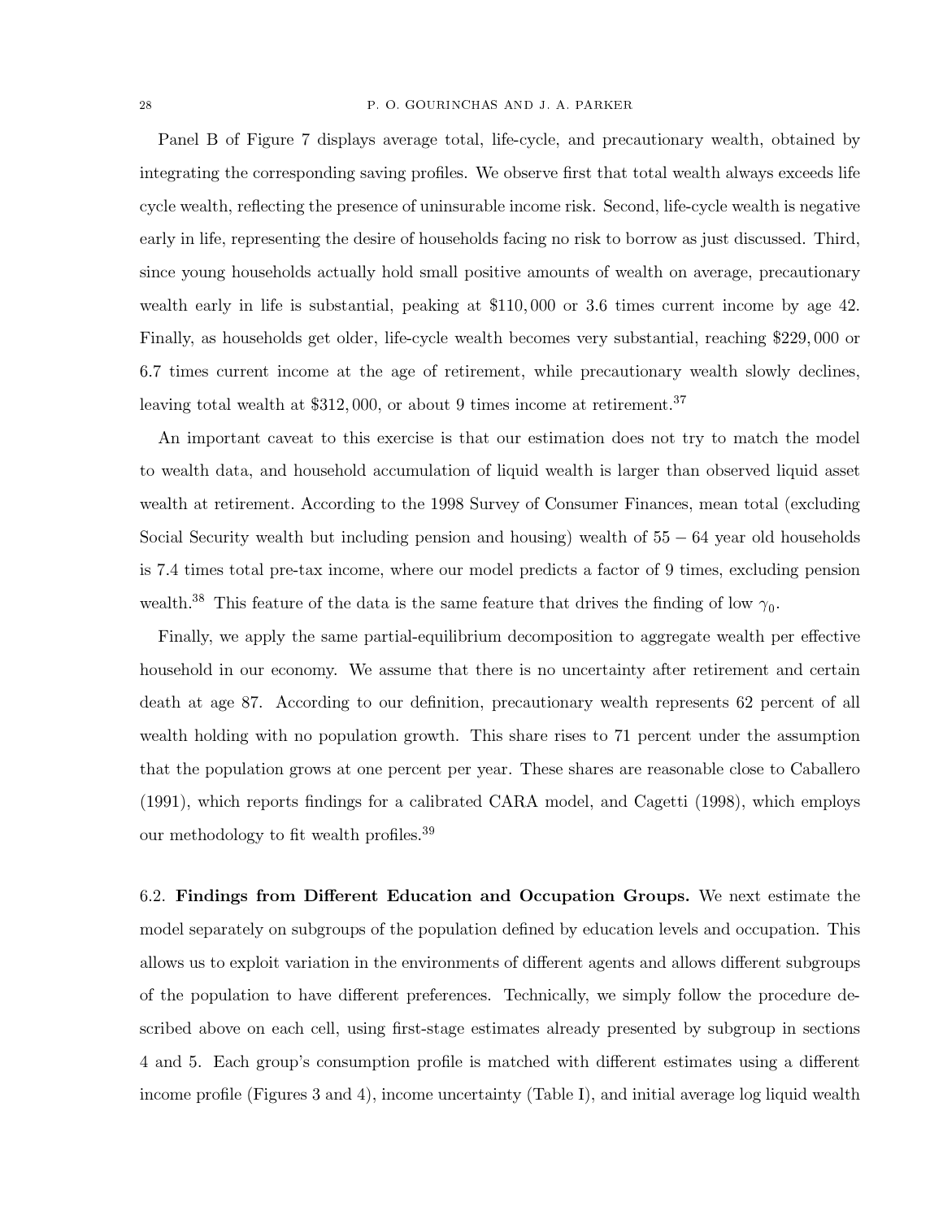Panel B of Figure 7 displays average total, life-cycle, and precautionary wealth, obtained by integrating the corresponding saving profiles. We observe first that total wealth always exceeds life cycle wealth, reflecting the presence of uninsurable income risk. Second, life-cycle wealth is negative early in life, representing the desire of households facing no risk to borrow as just discussed. Third, since young households actually hold small positive amounts of wealth on average, precautionary wealth early in life is substantial, peaking at $110,000 or 3.6 times current income by age 42. Finally, as households get older, life-cycle wealth becomes very substantial, reaching $229,000 or 6.7 times current income at the age of retirement, while precautionary wealth slowly declines, leaving total wealth at $312,000, or about 9 times income at retirement.[37]

An important caveat to this exercise is that our estimation does not try to match the model to wealth data, and household accumulation of liquid wealth is larger than observed liquid asset wealth at retirement. According to the 1998 Survey of Consumer Finances, mean total (excluding Social Security wealth but including pension and housing) wealth of $55-64$ year old households is 7.4 times total pre-tax income, where our model predicts a factor of 9 times, excluding pension wealth.[38] This feature of the data is the same feature that drives the finding of low $\gamma_0$.

Finally, we apply the same partial-equilibrium decomposition to aggregate wealth per effective household in our economy. We assume that there is no uncertainty after retirement and certain death at age 87. According to our definition, precautionary wealth represents 62 percent of all wealth holding with no population growth. This share rises to 71 percent under the assumption that the population grows at one percent per year. These shares are reasonable close to Caballero (1991), which reports findings for a calibrated CARA model, and Cagetti (1998), which employs our methodology to fit wealth profiles.[39]

6.2. **Findings from Different Education and Occupation Groups.** We next estimate the model separately on subgroups of the population defined by education levels and occupation. This allows us to exploit variation in the environments of different agents and allows different subgroups of the population to have different preferences. Technically, we simply follow the procedure described above on each cell, using first-stage estimates already presented by subgroup in sections 4 and 5. Each group's consumption profile is matched with different estimates using a different income profile (Figures 3 and 4), income uncertainty (Table I), and initial average log liquid wealth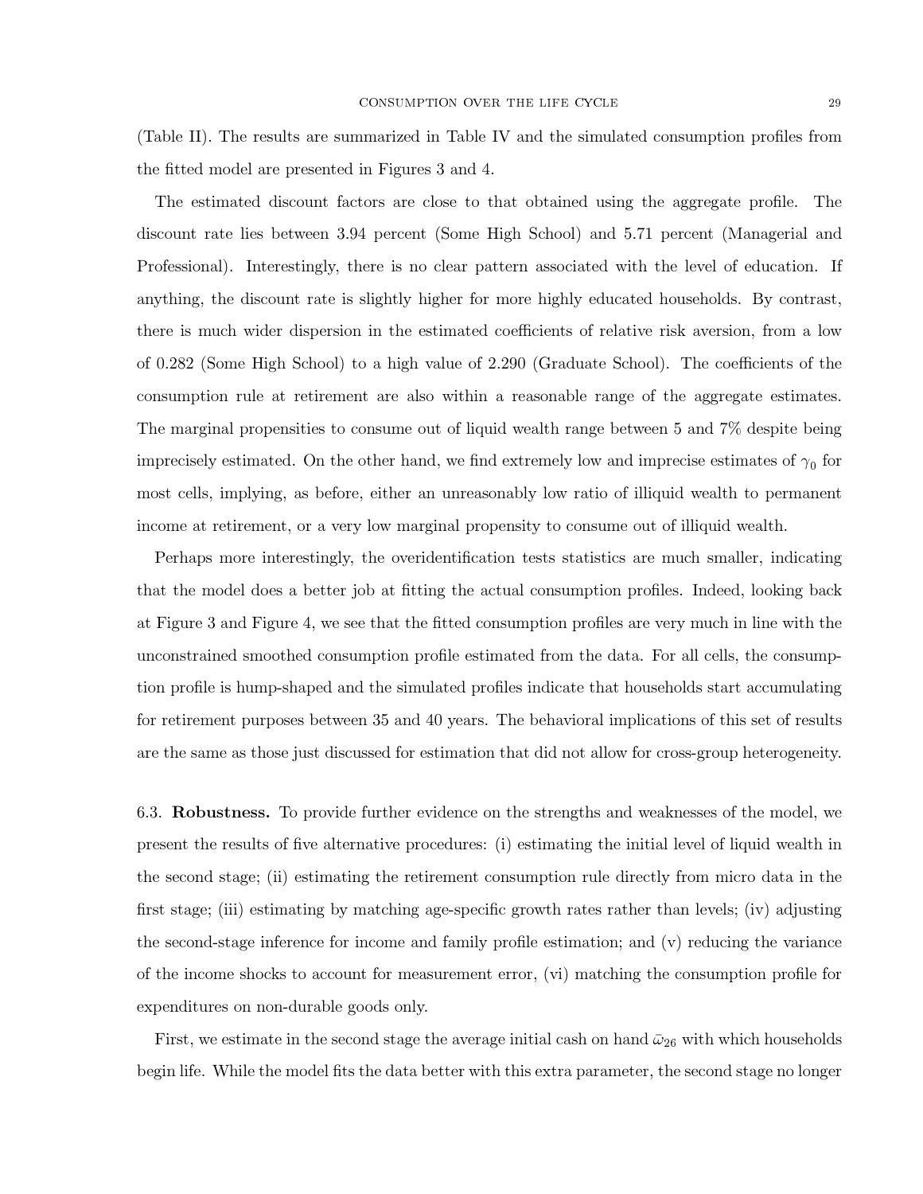(Table II). The results are summarized in Table IV and the simulated consumption profiles from the fitted model are presented in Figures 3 and 4.

The estimated discount factors are close to that obtained using the aggregate profile. The discount rate lies between 3.94 percent (Some High School) and 5.71 percent (Managerial and Professional). Interestingly, there is no clear pattern associated with the level of education. If anything, the discount rate is slightly higher for more highly educated households. By contrast, there is much wider dispersion in the estimated coefficients of relative risk aversion, from a low of 0.282 (Some High School) to a high value of 2.290 (Graduate School). The coefficients of the consumption rule at retirement are also within a reasonable range of the aggregate estimates. The marginal propensities to consume out of liquid wealth range between 5 and 7% despite being imprecisely estimated. On the other hand, we find extremely low and imprecise estimates of $\gamma_0$ for most cells, implying, as before, either an unreasonably low ratio of illiquid wealth to permanent income at retirement, or a very low marginal propensity to consume out of illiquid wealth.

Perhaps more interestingly, the overidentification tests statistics are much smaller, indicating that the model does a better job at fitting the actual consumption profiles. Indeed, looking back at Figure 3 and Figure 4, we see that the fitted consumption profiles are very much in line with the unconstrained smoothed consumption profile estimated from the data. For all cells, the consumption profile is hump-shaped and the simulated profiles indicate that households start accumulating for retirement purposes between 35 and 40 years. The behavioral implications of this set of results are the same as those just discussed for estimation that did not allow for cross-group heterogeneity.

6.3. **Robustness.** To provide further evidence on the strengths and weaknesses of the model, we present the results of five alternative procedures: (i) estimating the initial level of liquid wealth in the second stage; (ii) estimating the retirement consumption rule directly from micro data in the first stage; (iii) estimating by matching age-specific growth rates rather than levels; (iv) adjusting the second-stage inference for income and family profile estimation; and (v) reducing the variance of the income shocks to account for measurement error, (vi) matching the consumption profile for expenditures on non-durable goods only.

First, we estimate in the second stage the average initial cash on hand $\bar{\omega}_{26}$ with which households begin life. While the model fits the data better with this extra parameter, the second stage no longer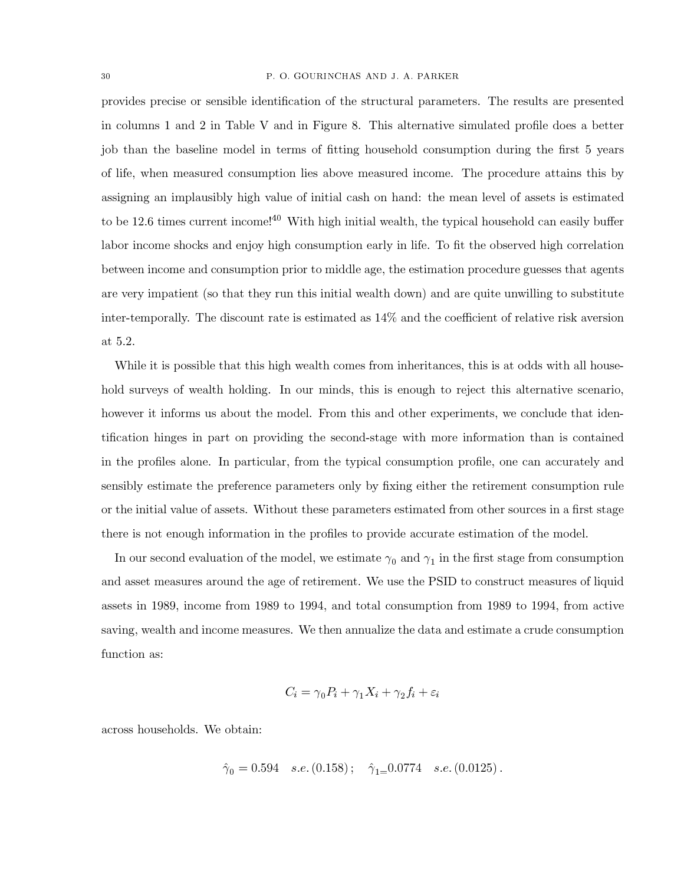provides precise or sensible identification of the structural parameters. The results are presented in columns 1 and 2 in Table V and in Figure 8. This alternative simulated profile does a better job than the baseline model in terms of fitting household consumption during the first 5 years of life, when measured consumption lies above measured income. The procedure attains this by assigning an implausibly high value of initial cash on hand: the mean level of assets is estimated to be 12.6 times current income![40] With high initial wealth, the typical household can easily buffer labor income shocks and enjoy high consumption early in life. To fit the observed high correlation between income and consumption prior to middle age, the estimation procedure guesses that agents are very impatient (so that they run this initial wealth down) and are quite unwilling to substitute inter-temporally. The discount rate is estimated as 14% and the coefficient of relative risk aversion at 5.2.

While it is possible that this high wealth comes from inheritances, this is at odds with all household surveys of wealth holding. In our minds, this is enough to reject this alternative scenario, however it informs us about the model. From this and other experiments, we conclude that identification hinges in part on providing the second-stage with more information than is contained in the profiles alone. In particular, from the typical consumption profile, one can accurately and sensibly estimate the preference parameters only by fixing either the retirement consumption rule or the initial value of assets. Without these parameters estimated from other sources in a first stage there is not enough information in the profiles to provide accurate estimation of the model.

In our second evaluation of the model, we estimate $\gamma_0$ and $\gamma_1$ in the first stage from consumption and asset measures around the age of retirement. We use the PSID to construct measures of liquid assets in 1989, income from 1989 to 1994, and total consumption from 1989 to 1994, from active saving, wealth and income measures. We then annualize the data and estimate a crude consumption function as:

$$C_i = \gamma_0 P_i + \gamma_1 X_i + \gamma_2 f_i + \varepsilon_i$$

across households. We obtain:

$$\hat{\gamma}_0 = 0.594 \quad s.e. \, (0.158) \, ; \quad \hat{\gamma}_1 = 0.0774 \quad s.e. \, (0.0125) \, .$$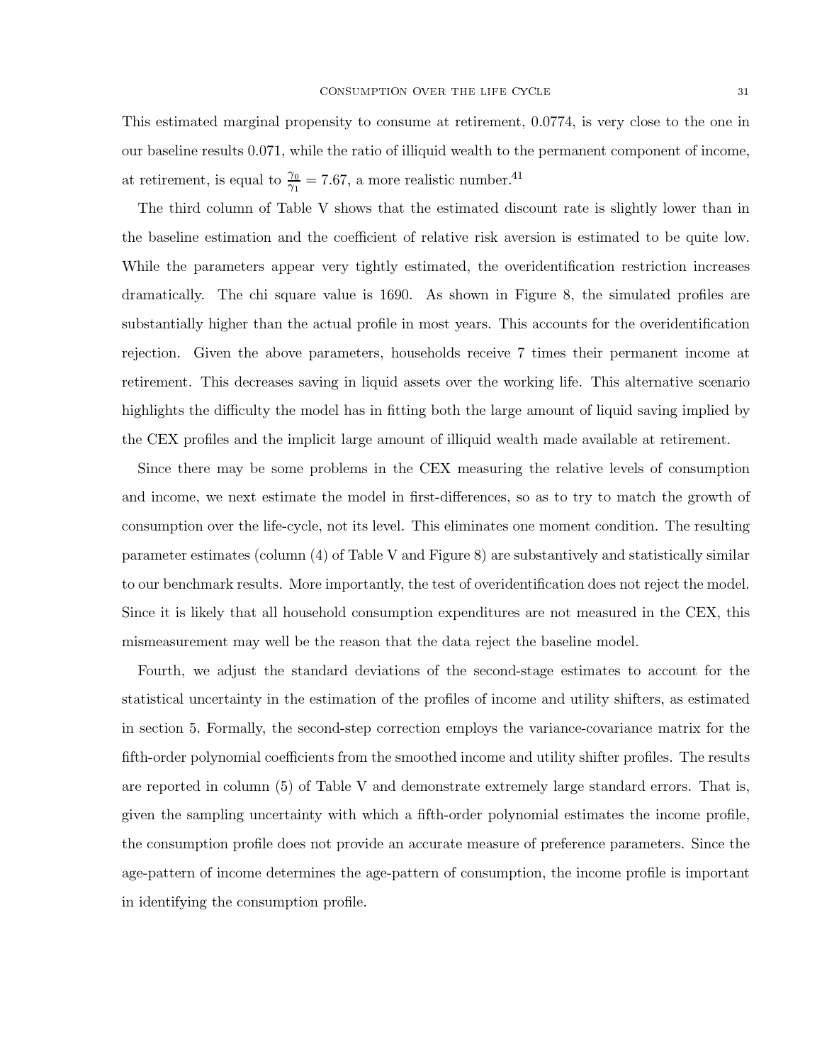This estimated marginal propensity to consume at retirement, 0.0774, is very close to the one in our baseline results 0.071, while the ratio of illiquid wealth to the permanent component of income, at retirement, is equal to $\frac{\gamma_0}{\gamma_1} = 7.67$, a more realistic number.[41]

The third column of Table V shows that the estimated discount rate is slightly lower than in the baseline estimation and the coefficient of relative risk aversion is estimated to be quite low. While the parameters appear very tightly estimated, the overidentification restriction increases dramatically. The chi square value is 1690. As shown in Figure 8, the simulated profiles are substantially higher than the actual profile in most years. This accounts for the overidentification rejection. Given the above parameters, households receive 7 times their permanent income at retirement. This decreases saving in liquid assets over the working life. This alternative scenario highlights the difficulty the model has in fitting both the large amount of liquid saving implied by the CEX profiles and the implicit large amount of illiquid wealth made available at retirement.

Since there may be some problems in the CEX measuring the relative levels of consumption and income, we next estimate the model in first-differences, so as to try to match the growth of consumption over the life-cycle, not its level. This eliminates one moment condition. The resulting parameter estimates (column (4) of Table V and Figure 8) are substantively and statistically similar to our benchmark results. More importantly, the test of overidentification does not reject the model. Since it is likely that all household consumption expenditures are not measured in the CEX, this mismeasurement may well be the reason that the data reject the baseline model.

Fourth, we adjust the standard deviations of the second-stage estimates to account for the statistical uncertainty in the estimation of the profiles of income and utility shifters, as estimated in section 5. Formally, the second-step correction employs the variance-covariance matrix for the fifth-order polynomial coefficients from the smoothed income and utility shifter profiles. The results are reported in column (5) of Table V and demonstrate extremely large standard errors. That is, given the sampling uncertainty with which a fifth-order polynomial estimates the income profile, the consumption profile does not provide an accurate measure of preference parameters. Since the age-pattern of income determines the age-pattern of consumption, the income profile is important in identifying the consumption profile.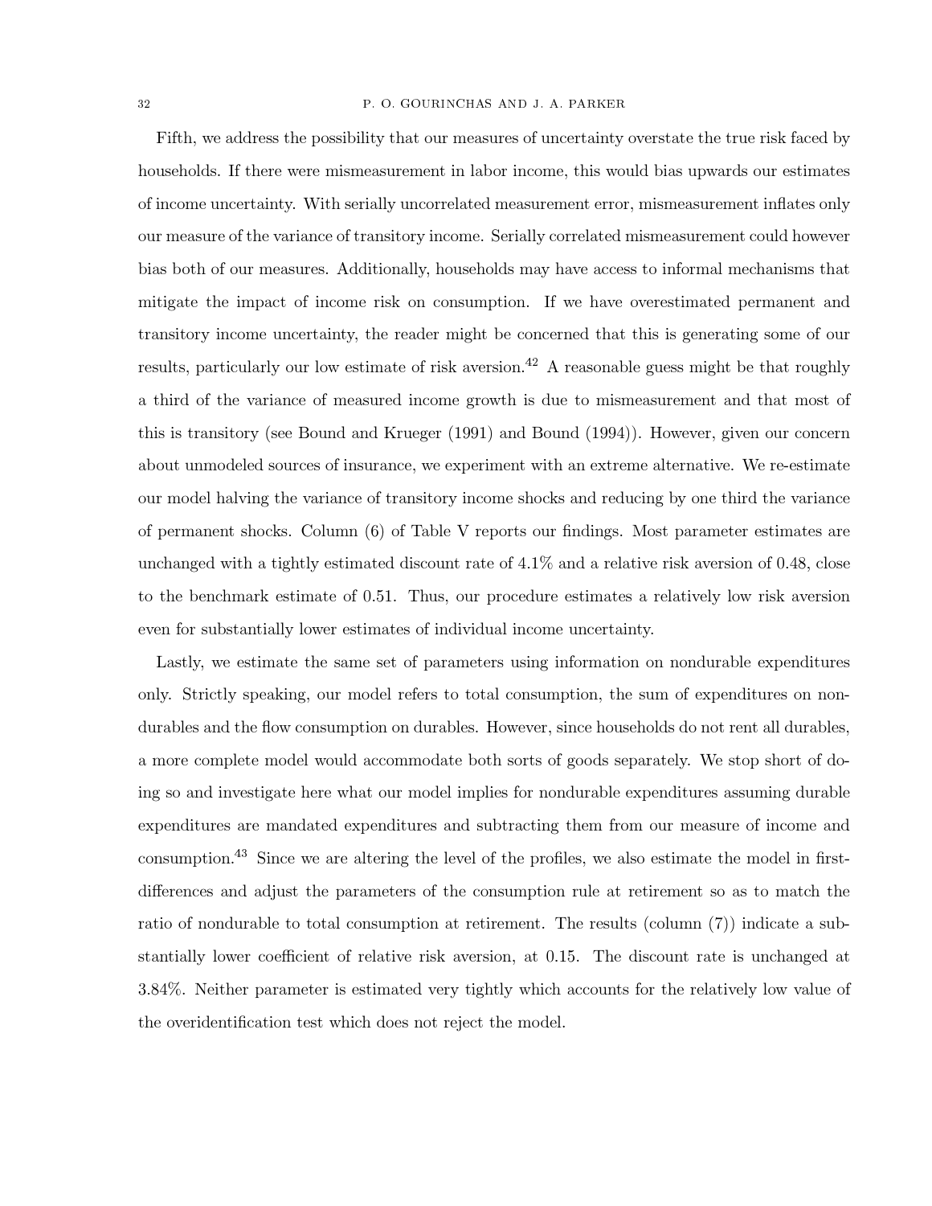Fifth, we address the possibility that our measures of uncertainty overstate the true risk faced by households. If there were mismeasurement in labor income, this would bias upwards our estimates of income uncertainty. With serially uncorrelated measurement error, mismeasurement inflates only our measure of the variance of transitory income. Serially correlated mismeasurement could however bias both of our measures. Additionally, households may have access to informal mechanisms that mitigate the impact of income risk on consumption. If we have overestimated permanent and transitory income uncertainty, the reader might be concerned that this is generating some of our results, particularly our low estimate of risk aversion.[42] A reasonable guess might be that roughly a third of the variance of measured income growth is due to mismeasurement and that most of this is transitory (see Bound and Krueger (1991) and Bound (1994)). However, given our concern about unmodeled sources of insurance, we experiment with an extreme alternative. We re-estimate our model halving the variance of transitory income shocks and reducing by one third the variance of permanent shocks. Column (6) of Table V reports our findings. Most parameter estimates are unchanged with a tightly estimated discount rate of 4.1% and a relative risk aversion of 0.48, close to the benchmark estimate of 0.51. Thus, our procedure estimates a relatively low risk aversion even for substantially lower estimates of individual income uncertainty.

Lastly, we estimate the same set of parameters using information on nondurable expenditures only. Strictly speaking, our model refers to total consumption, the sum of expenditures on nondurables and the flow consumption on durables. However, since households do not rent all durables, a more complete model would accommodate both sorts of goods separately. We stop short of doing so and investigate here what our model implies for nondurable expenditures assuming durable expenditures are mandated expenditures and subtracting them from our measure of income and consumption.[43] Since we are altering the level of the profiles, we also estimate the model in first-differences and adjust the parameters of the consumption rule at retirement so as to match the ratio of nondurable to total consumption at retirement. The results (column (7)) indicate a substantially lower coefficient of relative risk aversion, at 0.15. The discount rate is unchanged at 3.84%. Neither parameter is estimated very tightly which accounts for the relatively low value of the overidentification test which does not reject the model.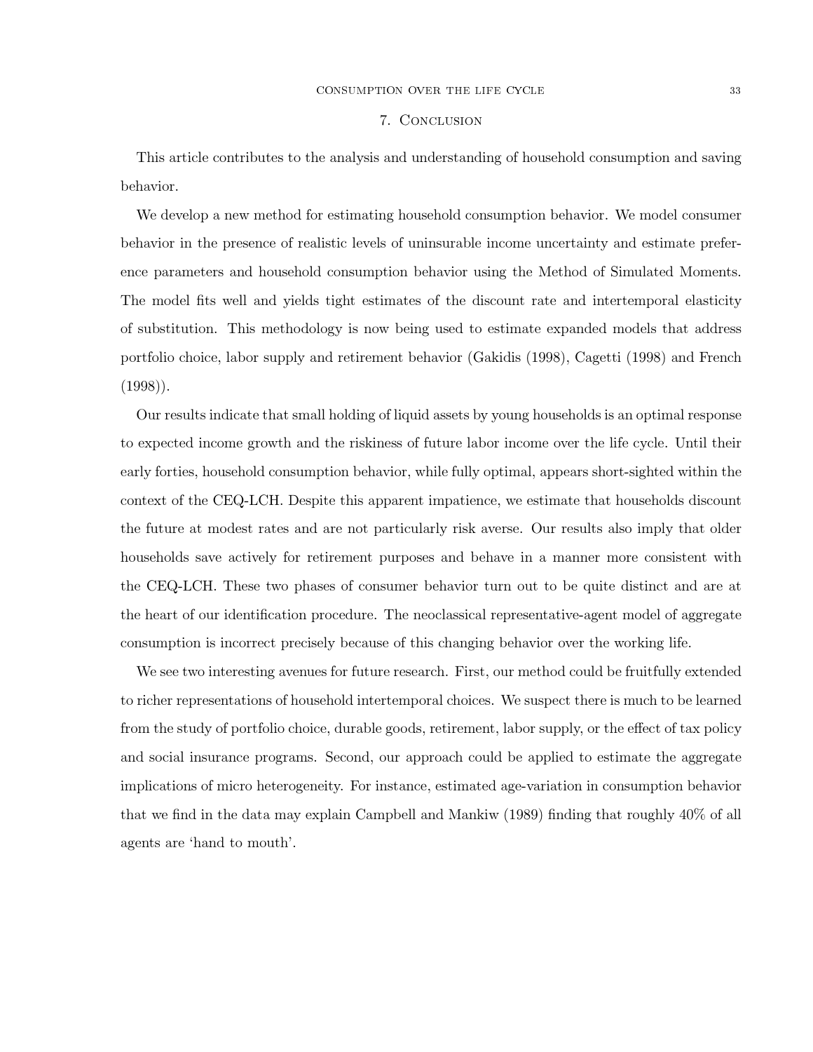## 7. Conclusion

This article contributes to the analysis and understanding of household consumption and saving behavior.

We develop a new method for estimating household consumption behavior. We model consumer behavior in the presence of realistic levels of uninsurable income uncertainty and estimate preference parameters and household consumption behavior using the Method of Simulated Moments. The model fits well and yields tight estimates of the discount rate and intertemporal elasticity of substitution. This methodology is now being used to estimate expanded models that address portfolio choice, labor supply and retirement behavior (Gakidis (1998), Cagetti (1998) and French (1998)).

Our results indicate that small holding of liquid assets by young households is an optimal response to expected income growth and the riskiness of future labor income over the life cycle. Until their early forties, household consumption behavior, while fully optimal, appears short-sighted within the context of the CEQ-LCH. Despite this apparent impatience, we estimate that households discount the future at modest rates and are not particularly risk averse. Our results also imply that older households save actively for retirement purposes and behave in a manner more consistent with the CEQ-LCH. These two phases of consumer behavior turn out to be quite distinct and are at the heart of our identification procedure. The neoclassical representative-agent model of aggregate consumption is incorrect precisely because of this changing behavior over the working life.

We see two interesting avenues for future research. First, our method could be fruitfully extended to richer representations of household intertemporal choices. We suspect there is much to be learned from the study of portfolio choice, durable goods, retirement, labor supply, or the effect of tax policy and social insurance programs. Second, our approach could be applied to estimate the aggregate implications of micro heterogeneity. For instance, estimated age-variation in consumption behavior that we find in the data may explain Campbell and Mankiw (1989) finding that roughly 40% of all agents are 'hand to mouth'.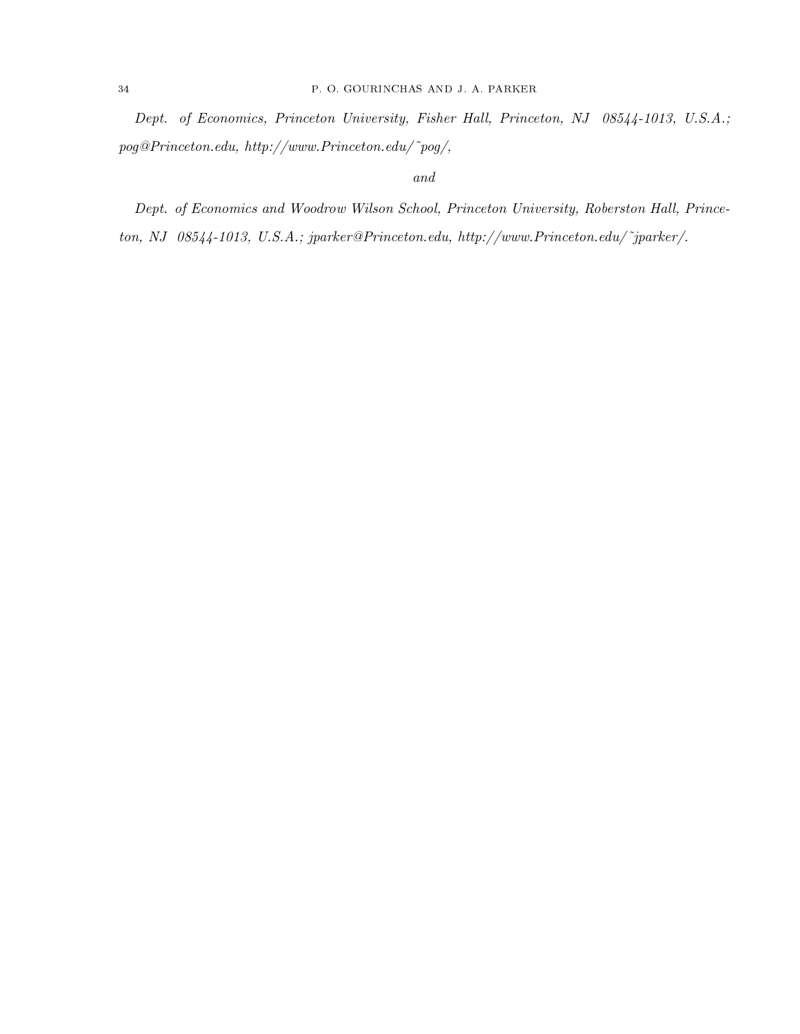*Dept. of Economics, Princeton University, Fisher Hall, Princeton, NJ 08544-1013, U.S.A.; pog@Princeton.edu, http://www.Princeton.edu/~pog/,*

*and*

*Dept. of Economics and Woodrow Wilson School, Princeton University, Roberston Hall, Princeton, NJ 08544-1013, U.S.A.; jparker@Princeton.edu, http://www.Princeton.edu/~jparker/.*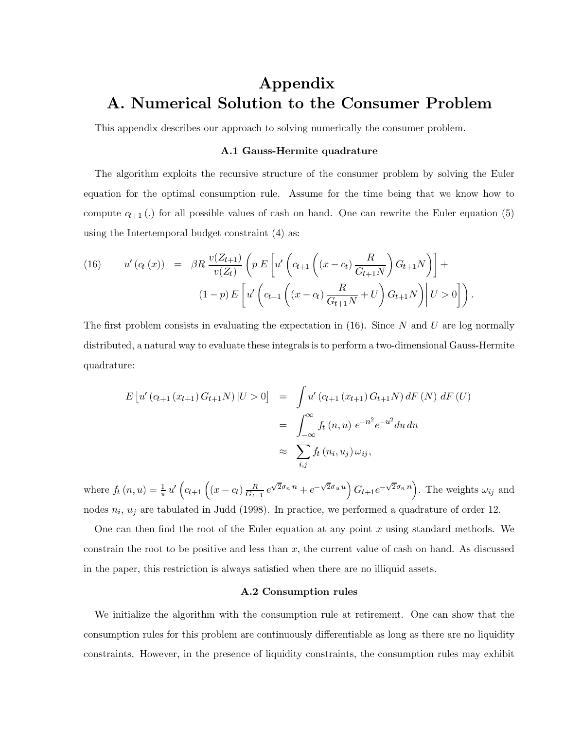# Appendix

# A. Numerical Solution to the Consumer Problem

This appendix describes our approach to solving numerically the consumer problem.

### A.1 Gauss-Hermite quadrature

The algorithm exploits the recursive structure of the consumer problem by solving the Euler equation for the optimal consumption rule. Assume for the time being that we know how to compute $c_{t+1}(.)$ for all possible values of cash on hand. One can rewrite the Euler equation (5) using the Intertemporal budget constraint (4) as:

$$
\begin{aligned}
(16) \qquad u'\left(c_t\left(x\right)\right) \;=\; & \beta R\,\frac{v(Z_{t+1})}{v(Z_t)}\left(p\,E\left[u'\left(c_{t+1}\left((x-c_t)\,\frac{R}{G_{t+1}N}\right)G_{t+1}N\right)\right]+\right. \\
& \left.(1-p)\,E\left[u'\left(c_{t+1}\left((x-c_t)\,\frac{R}{G_{t+1}N}+U\right)G_{t+1}N\right)\middle|\,U>0\right]\right).
\end{aligned}
$$

The first problem consists in evaluating the expectation in (16). Since $N$ and $U$ are log normally distributed, a natural way to evaluate these integrals is to perform a two-dimensional Gauss-Hermite quadrature:

$$
\begin{aligned}
E\left[u'\left(c_{t+1}\left(x_{t+1}\right)G_{t+1}N\right)|U>0\right] &= \int u'\left(c_{t+1}\left(x_{t+1}\right)G_{t+1}N\right)dF\left(N\right)\,dF\left(U\right) \\
&= \int_{-\infty}^{\infty} f_t\left(n,u\right)\,e^{-n^2}e^{-u^2}du\,dn \\
&\approx \sum_{i,j} f_t\left(n_i,u_j\right)\omega_{ij},
\end{aligned}
$$

where $f_t\left(n,u\right)=\frac{1}{\pi}\,u'\left(c_{t+1}\left((x-c_t)\,\frac{R}{G_{t+1}}\,e^{\sqrt{2}\sigma_n n}+e^{-\sqrt{2}\sigma_u u}\right)G_{t+1}e^{-\sqrt{2}\sigma_n n}\right)$. The weights $\omega_{ij}$ and nodes $n_i$, $u_j$ are tabulated in Judd (1998). In practice, we performed a quadrature of order 12.

One can then find the root of the Euler equation at any point $x$ using standard methods. We constrain the root to be positive and less than $x$, the current value of cash on hand. As discussed in the paper, this restriction is always satisfied when there are no illiquid assets.

### A.2 Consumption rules

We initialize the algorithm with the consumption rule at retirement. One can show that the consumption rules for this problem are continuously differentiable as long as there are no liquidity constraints. However, in the presence of liquidity constraints, the consumption rules may exhibit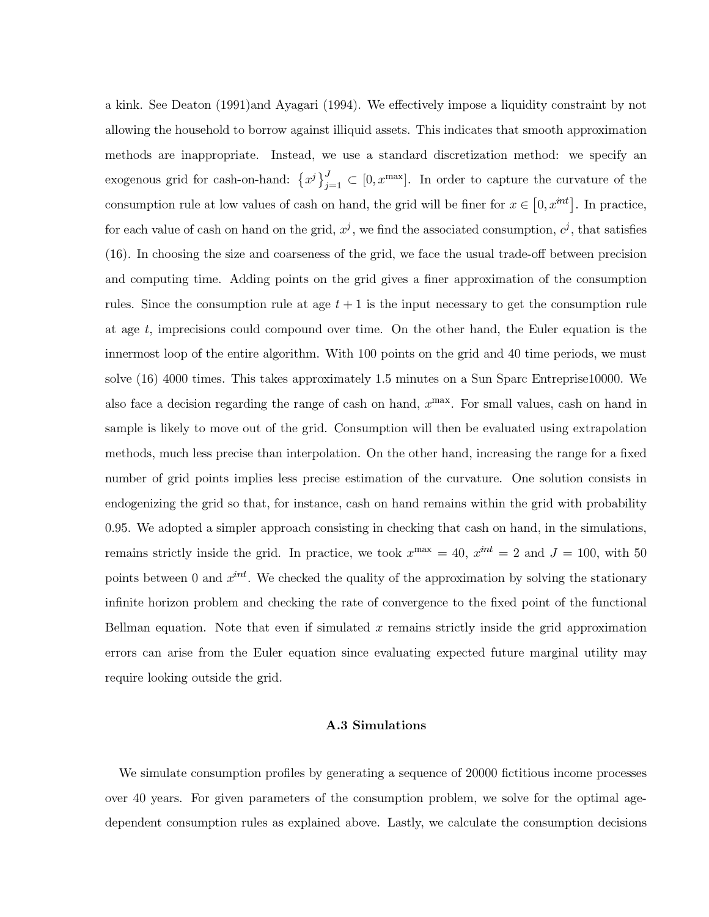a kink. See Deaton (1991)and Ayagari (1994). We effectively impose a liquidity constraint by not allowing the household to borrow against illiquid assets. This indicates that smooth approximation methods are inappropriate. Instead, we use a standard discretization method: we specify an exogenous grid for cash-on-hand: $\{x^j\}_{j=1}^J \subset [0, x^{\max}]$. In order to capture the curvature of the consumption rule at low values of cash on hand, the grid will be finer for $x \in [0, x^{int}]$. In practice, for each value of cash on hand on the grid, $x^j$, we find the associated consumption, $c^j$, that satisfies (16). In choosing the size and coarseness of the grid, we face the usual trade-off between precision and computing time. Adding points on the grid gives a finer approximation of the consumption rules. Since the consumption rule at age $t+1$ is the input necessary to get the consumption rule at age $t$, imprecisions could compound over time. On the other hand, the Euler equation is the innermost loop of the entire algorithm. With 100 points on the grid and 40 time periods, we must solve (16) 4000 times. This takes approximately 1.5 minutes on a Sun Sparc Entreprise10000. We also face a decision regarding the range of cash on hand, $x^{\max}$. For small values, cash on hand in sample is likely to move out of the grid. Consumption will then be evaluated using extrapolation methods, much less precise than interpolation. On the other hand, increasing the range for a fixed number of grid points implies less precise estimation of the curvature. One solution consists in endogenizing the grid so that, for instance, cash on hand remains within the grid with probability 0.95. We adopted a simpler approach consisting in checking that cash on hand, in the simulations, remains strictly inside the grid. In practice, we took $x^{\max} = 40$, $x^{int} = 2$ and $J = 100$, with 50 points between 0 and $x^{int}$. We checked the quality of the approximation by solving the stationary infinite horizon problem and checking the rate of convergence to the fixed point of the functional Bellman equation. Note that even if simulated $x$ remains strictly inside the grid approximation errors can arise from the Euler equation since evaluating expected future marginal utility may require looking outside the grid.

### A.3 Simulations

We simulate consumption profiles by generating a sequence of 20000 fictitious income processes over 40 years. For given parameters of the consumption problem, we solve for the optimal age-dependent consumption rules as explained above. Lastly, we calculate the consumption decisions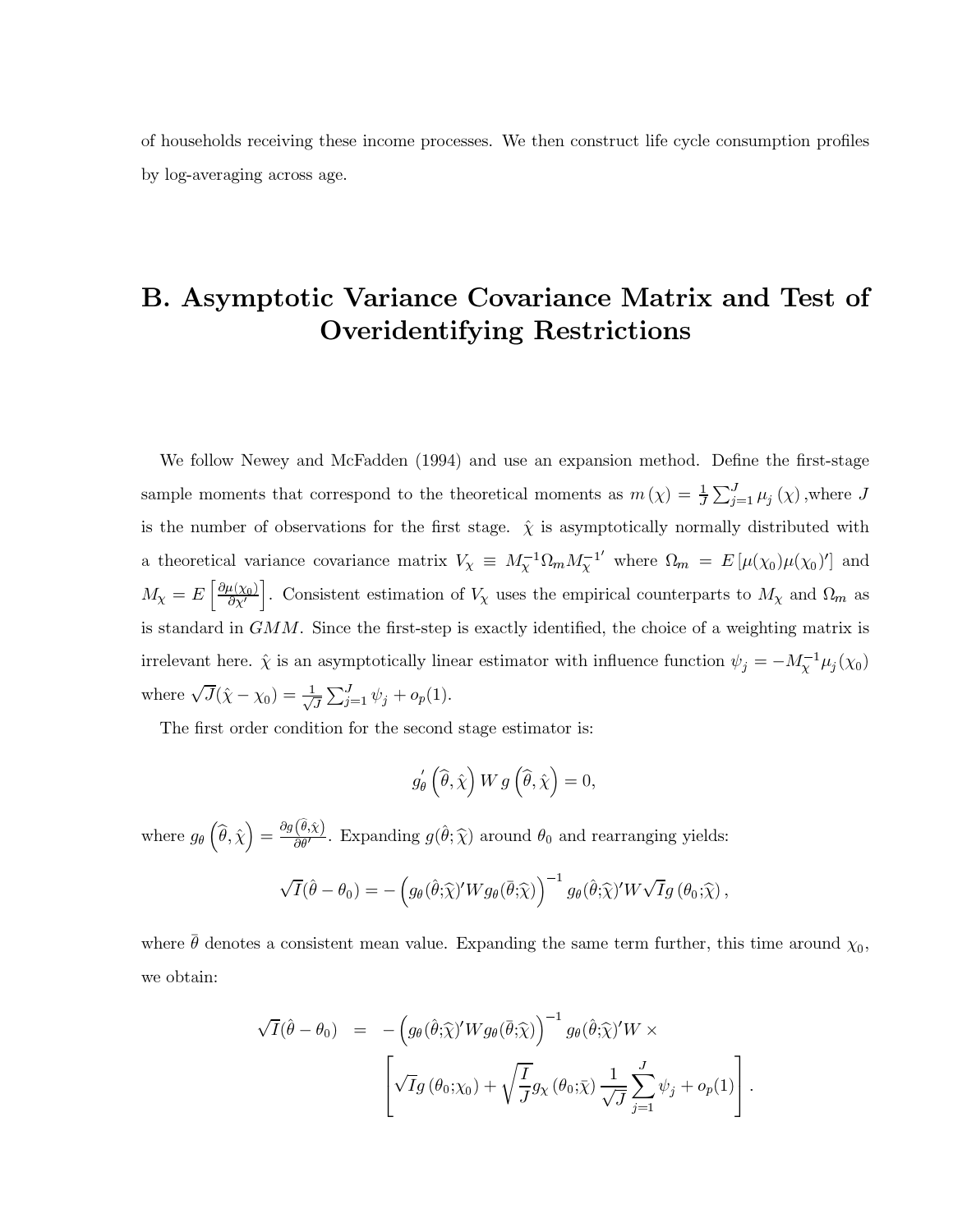of households receiving these income processes. We then construct life cycle consumption profiles by log-averaging across age.

# B. Asymptotic Variance Covariance Matrix and Test of Overidentifying Restrictions

We follow Newey and McFadden (1994) and use an expansion method. Define the first-stage sample moments that correspond to the theoretical moments as $m(\chi) = \frac{1}{J}\sum_{j=1}^{J} \mu_j(\chi)$ ,where $J$ is the number of observations for the first stage. $\hat{\chi}$ is asymptotically normally distributed with a theoretical variance covariance matrix $V_\chi \equiv M_\chi^{-1}\Omega_m M_\chi^{-1'}$ where $\Omega_m = E[\mu(\chi_0)\mu(\chi_0)']$ and $M_\chi = E\left[\frac{\partial \mu(\chi_0)}{\partial \chi'}\right]$. Consistent estimation of $V_\chi$ uses the empirical counterparts to $M_\chi$ and $\Omega_m$ as is standard in $GMM$. Since the first-step is exactly identified, the choice of a weighting matrix is irrelevant here. $\hat{\chi}$ is an asymptotically linear estimator with influence function $\psi_j = -M_\chi^{-1}\mu_j(\chi_0)$ where $\sqrt{J}(\hat{\chi} - \chi_0) = \frac{1}{\sqrt{J}}\sum_{j=1}^{J}\psi_j + o_p(1)$.

The first order condition for the second stage estimator is:

$$g_\theta'\left(\widehat{\theta}, \hat{\chi}\right) W \, g\left(\widehat{\theta}, \hat{\chi}\right) = 0,$$

where $g_\theta\left(\widehat{\theta}, \hat{\chi}\right) = \frac{\partial g\left(\widehat{\theta}, \hat{\chi}\right)}{\partial \theta'}$. Expanding $g(\hat{\theta}; \widehat{\chi})$ around $\theta_0$ and rearranging yields:

$$\sqrt{I}(\hat{\theta} - \theta_0) = -\left(g_\theta(\hat{\theta};\widehat{\chi})' W g_\theta(\bar{\theta};\widehat{\chi})\right)^{-1} g_\theta(\hat{\theta};\widehat{\chi})' W \sqrt{I} g\left(\theta_0;\widehat{\chi}\right),$$

where $\bar{\theta}$ denotes a consistent mean value. Expanding the same term further, this time around $\chi_0$, we obtain:

$$\begin{aligned}
\sqrt{I}(\hat{\theta} - \theta_0) \quad &= \quad -\left(g_\theta(\hat{\theta};\widehat{\chi})' W g_\theta(\bar{\theta};\widehat{\chi})\right)^{-1} g_\theta(\hat{\theta};\widehat{\chi})' W \times \\
&\left[\sqrt{I} g\left(\theta_0;\chi_0\right) + \sqrt{\frac{I}{J}} g_\chi\left(\theta_0;\bar{\chi}\right) \frac{1}{\sqrt{J}} \sum_{j=1}^{J} \psi_j + o_p(1)\right].
\end{aligned}$$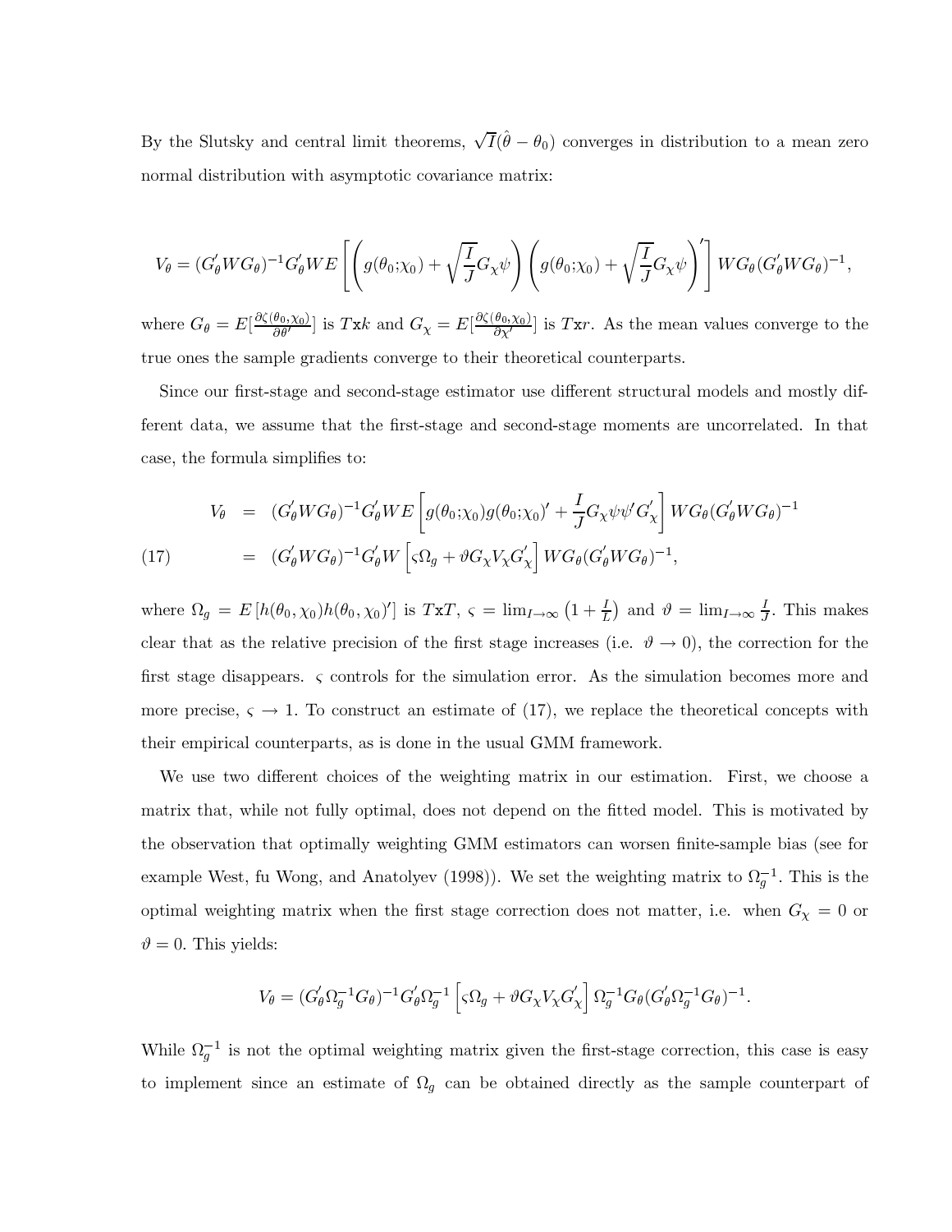By the Slutsky and central limit theorems, $\sqrt{I}(\hat{\theta} - \theta_0)$ converges in distribution to a mean zero normal distribution with asymptotic covariance matrix:

$$V_\theta = (G_\theta' W G_\theta)^{-1} G_\theta' W E\left[\left(g(\theta_0;\chi_0) + \sqrt{\frac{I}{J}} G_\chi \psi\right)\left(g(\theta_0;\chi_0) + \sqrt{\frac{I}{J}} G_\chi \psi\right)'\right] W G_\theta (G_\theta' W G_\theta)^{-1},$$

where $G_\theta = E[\frac{\partial \zeta(\theta_0,\chi_0)}{\partial \theta'}]$ is $T$x$k$ and $G_\chi = E[\frac{\partial \zeta(\theta_0,\chi_0)}{\partial \chi'}]$ is $T$x$r$. As the mean values converge to the true ones the sample gradients converge to their theoretical counterparts.

Since our first-stage and second-stage estimator use different structural models and mostly different data, we assume that the first-stage and second-stage moments are uncorrelated. In that case, the formula simplifies to:

$$\begin{aligned} V_\theta &= (G_\theta' W G_\theta)^{-1} G_\theta' W E\left[g(\theta_0;\chi_0) g(\theta_0;\chi_0)' + \frac{I}{J} G_\chi \psi \psi' G_\chi'\right] W G_\theta (G_\theta' W G_\theta)^{-1} \\ &= (G_\theta' W G_\theta)^{-1} G_\theta' W \left[\varsigma \Omega_g + \vartheta G_\chi V_\chi G_\chi'\right] W G_\theta (G_\theta' W G_\theta)^{-1}, \end{aligned} \tag{17}$$

where $\Omega_g = E\left[h(\theta_0,\chi_0) h(\theta_0,\chi_0)'\right]$ is $T$x$T$, $\varsigma = \lim_{I\to\infty}\left(1 + \frac{I}{L}\right)$ and $\vartheta = \lim_{I\to\infty} \frac{I}{J}$. This makes clear that as the relative precision of the first stage increases (i.e. $\vartheta \to 0$), the correction for the first stage disappears. $\varsigma$ controls for the simulation error. As the simulation becomes more and more precise, $\varsigma \to 1$. To construct an estimate of (17), we replace the theoretical concepts with their empirical counterparts, as is done in the usual GMM framework.

We use two different choices of the weighting matrix in our estimation. First, we choose a matrix that, while not fully optimal, does not depend on the fitted model. This is motivated by the observation that optimally weighting GMM estimators can worsen finite-sample bias (see for example West, fu Wong, and Anatolyev (1998)). We set the weighting matrix to $\Omega_g^{-1}$. This is the optimal weighting matrix when the first stage correction does not matter, i.e. when $G_\chi = 0$ or $\vartheta = 0$. This yields:

$$V_\theta = (G_\theta' \Omega_g^{-1} G_\theta)^{-1} G_\theta' \Omega_g^{-1} \left[\varsigma \Omega_g + \vartheta G_\chi V_\chi G_\chi'\right] \Omega_g^{-1} G_\theta (G_\theta' \Omega_g^{-1} G_\theta)^{-1}.$$

While $\Omega_g^{-1}$ is not the optimal weighting matrix given the first-stage correction, this case is easy to implement since an estimate of $\Omega_g$ can be obtained directly as the sample counterpart of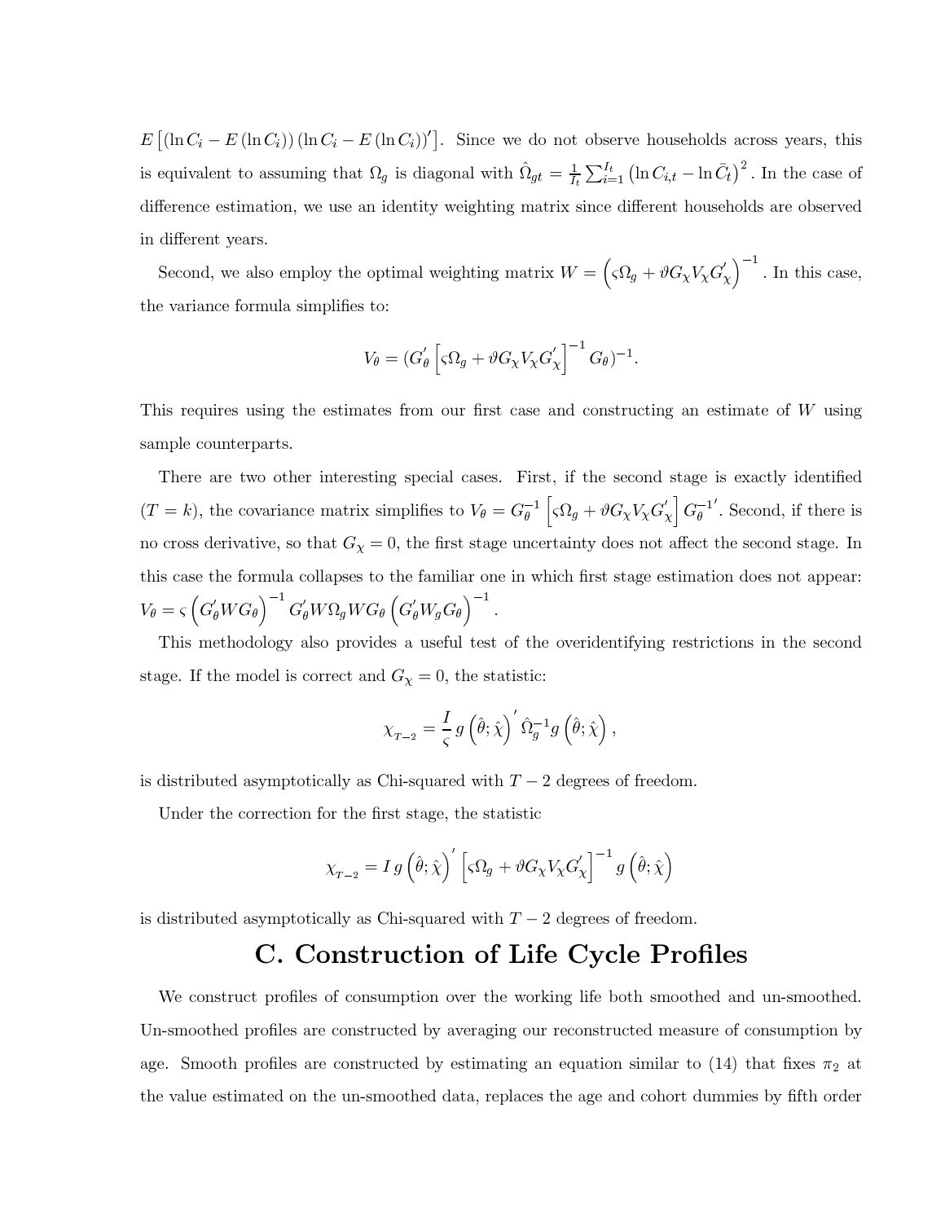$E\left[\left(\ln C_i - E\left(\ln C_i\right)\right)\left(\ln C_i - E\left(\ln C_i\right)\right)'\right]$. Since we do not observe households across years, this is equivalent to assuming that $\Omega_g$ is diagonal with $\hat{\Omega}_{gt} = \frac{1}{I_t}\sum_{i=1}^{I_t}\left(\ln C_{i,t} - \ln \bar{C}_t\right)^2$. In the case of difference estimation, we use an identity weighting matrix since different households are observed in different years.

Second, we also employ the optimal weighting matrix $W = \left(\varsigma\Omega_g + \vartheta G_\chi V_\chi G_\chi'\right)^{-1}$. In this case, the variance formula simplifies to:

$$V_\theta = (G_\theta' \left[\varsigma\Omega_g + \vartheta G_\chi V_\chi G_\chi'\right]^{-1} G_\theta)^{-1}.$$

This requires using the estimates from our first case and constructing an estimate of $W$ using sample counterparts.

There are two other interesting special cases. First, if the second stage is exactly identified ($T = k$), the covariance matrix simplifies to $V_\theta = G_\theta^{-1}\left[\varsigma\Omega_g + \vartheta G_\chi V_\chi G_\chi'\right] G_\theta^{-1\prime}$. Second, if there is no cross derivative, so that $G_\chi = 0$, the first stage uncertainty does not affect the second stage. In this case the formula collapses to the familiar one in which first stage estimation does not appear: $V_\theta = \varsigma\left(G_\theta' W G_\theta\right)^{-1} G_\theta' W \Omega_g W G_\theta \left(G_\theta' W_g G_\theta\right)^{-1}$.

This methodology also provides a useful test of the overidentifying restrictions in the second stage. If the model is correct and $G_\chi = 0$, the statistic:

$$\chi_{T-2} = \frac{I}{\varsigma} g\left(\hat{\theta};\hat{\chi}\right)' \hat{\Omega}_g^{-1} g\left(\hat{\theta};\hat{\chi}\right),$$

is distributed asymptotically as Chi-squared with $T-2$ degrees of freedom.

Under the correction for the first stage, the statistic

$$\chi_{T-2} = I\, g\left(\hat{\theta};\hat{\chi}\right)' \left[\varsigma\Omega_g + \vartheta G_\chi V_\chi G_\chi'\right]^{-1} g\left(\hat{\theta};\hat{\chi}\right)$$

is distributed asymptotically as Chi-squared with $T-2$ degrees of freedom.

# C. Construction of Life Cycle Profiles

We construct profiles of consumption over the working life both smoothed and un-smoothed. Un-smoothed profiles are constructed by averaging our reconstructed measure of consumption by age. Smooth profiles are constructed by estimating an equation similar to (14) that fixes $\pi_2$ at the value estimated on the un-smoothed data, replaces the age and cohort dummies by fifth order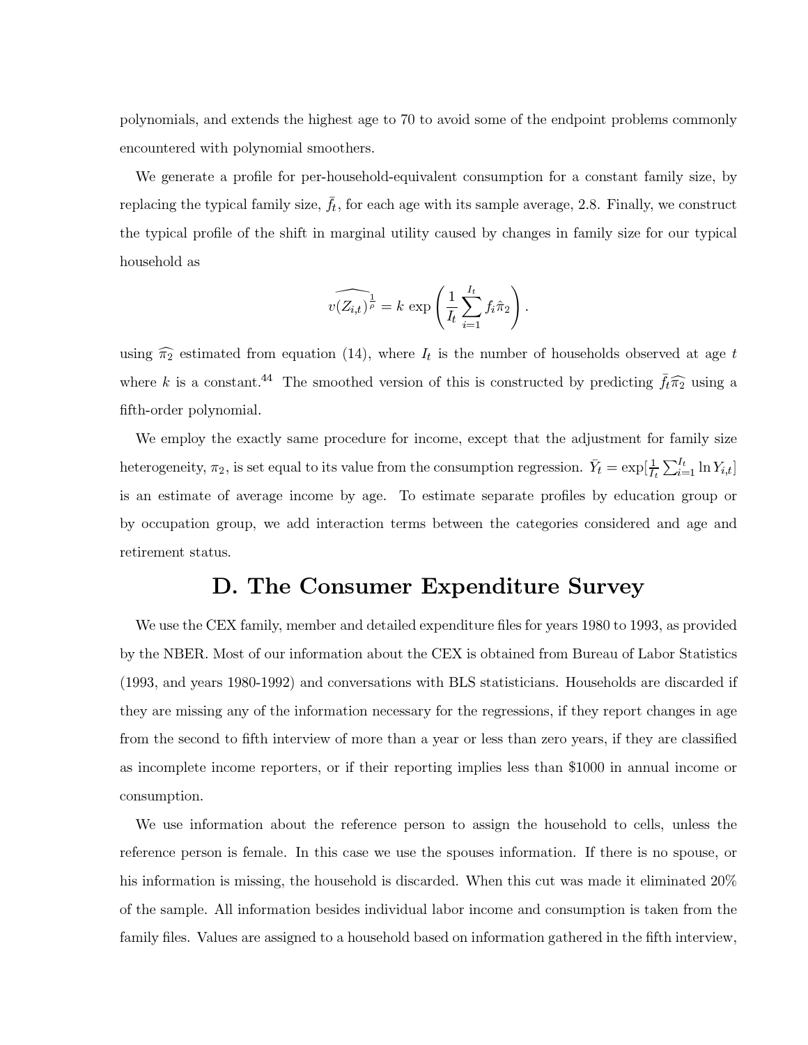polynomials, and extends the highest age to 70 to avoid some of the endpoint problems commonly encountered with polynomial smoothers.

We generate a profile for per-household-equivalent consumption for a constant family size, by replacing the typical family size, $\bar{f}_t$, for each age with its sample average, 2.8. Finally, we construct the typical profile of the shift in marginal utility caused by changes in family size for our typical household as

$$\widehat{v(Z_{i,t})^{\frac{1}{\rho}}} = k \exp\left(\frac{1}{I_t}\sum_{i=1}^{I_t} f_i \hat{\pi}_2\right).$$

using $\widehat{\pi_2}$ estimated from equation (14), where $I_t$ is the number of households observed at age $t$ where $k$ is a constant.[44] The smoothed version of this is constructed by predicting $\bar{f}_t\widehat{\pi_2}$ using a fifth-order polynomial.

We employ the exactly same procedure for income, except that the adjustment for family size heterogeneity, $\pi_2$, is set equal to its value from the consumption regression. $\bar{Y}_t = \exp[\frac{1}{I_t}\sum_{i=1}^{I_t} \ln Y_{i,t}]$ is an estimate of average income by age. To estimate separate profiles by education group or by occupation group, we add interaction terms between the categories considered and age and retirement status.

# D. The Consumer Expenditure Survey

We use the CEX family, member and detailed expenditure files for years 1980 to 1993, as provided by the NBER. Most of our information about the CEX is obtained from Bureau of Labor Statistics (1993, and years 1980-1992) and conversations with BLS statisticians. Households are discarded if they are missing any of the information necessary for the regressions, if they report changes in age from the second to fifth interview of more than a year or less than zero years, if they are classified as incomplete income reporters, or if their reporting implies less than $1000 in annual income or consumption.

We use information about the reference person to assign the household to cells, unless the reference person is female. In this case we use the spouses information. If there is no spouse, or his information is missing, the household is discarded. When this cut was made it eliminated 20% of the sample. All information besides individual labor income and consumption is taken from the family files. Values are assigned to a household based on information gathered in the fifth interview,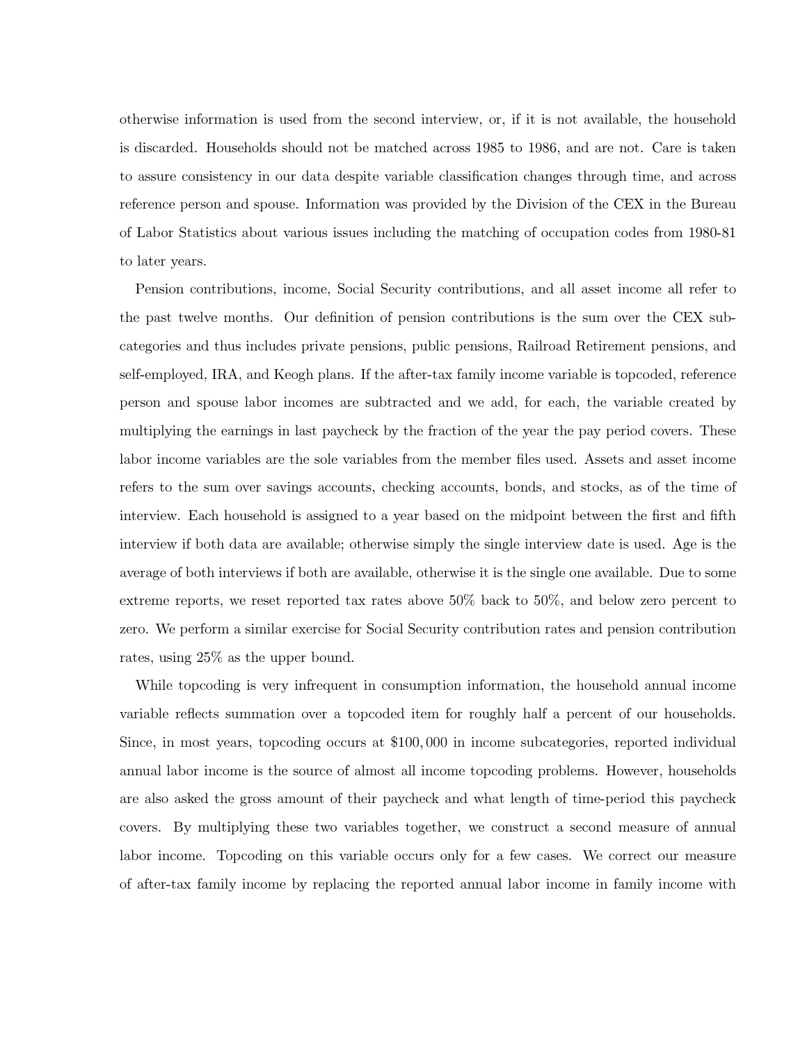otherwise information is used from the second interview, or, if it is not available, the household is discarded. Households should not be matched across 1985 to 1986, and are not. Care is taken to assure consistency in our data despite variable classification changes through time, and across reference person and spouse. Information was provided by the Division of the CEX in the Bureau of Labor Statistics about various issues including the matching of occupation codes from 1980-81 to later years.

Pension contributions, income, Social Security contributions, and all asset income all refer to the past twelve months. Our definition of pension contributions is the sum over the CEX subcategories and thus includes private pensions, public pensions, Railroad Retirement pensions, and self-employed, IRA, and Keogh plans. If the after-tax family income variable is topcoded, reference person and spouse labor incomes are subtracted and we add, for each, the variable created by multiplying the earnings in last paycheck by the fraction of the year the pay period covers. These labor income variables are the sole variables from the member files used. Assets and asset income refers to the sum over savings accounts, checking accounts, bonds, and stocks, as of the time of interview. Each household is assigned to a year based on the midpoint between the first and fifth interview if both data are available; otherwise simply the single interview date is used. Age is the average of both interviews if both are available, otherwise it is the single one available. Due to some extreme reports, we reset reported tax rates above 50% back to 50%, and below zero percent to zero. We perform a similar exercise for Social Security contribution rates and pension contribution rates, using 25% as the upper bound.

While topcoding is very infrequent in consumption information, the household annual income variable reflects summation over a topcoded item for roughly half a percent of our households. Since, in most years, topcoding occurs at $100,000 in income subcategories, reported individual annual labor income is the source of almost all income topcoding problems. However, households are also asked the gross amount of their paycheck and what length of time-period this paycheck covers. By multiplying these two variables together, we construct a second measure of annual labor income. Topcoding on this variable occurs only for a few cases. We correct our measure of after-tax family income by replacing the reported annual labor income in family income with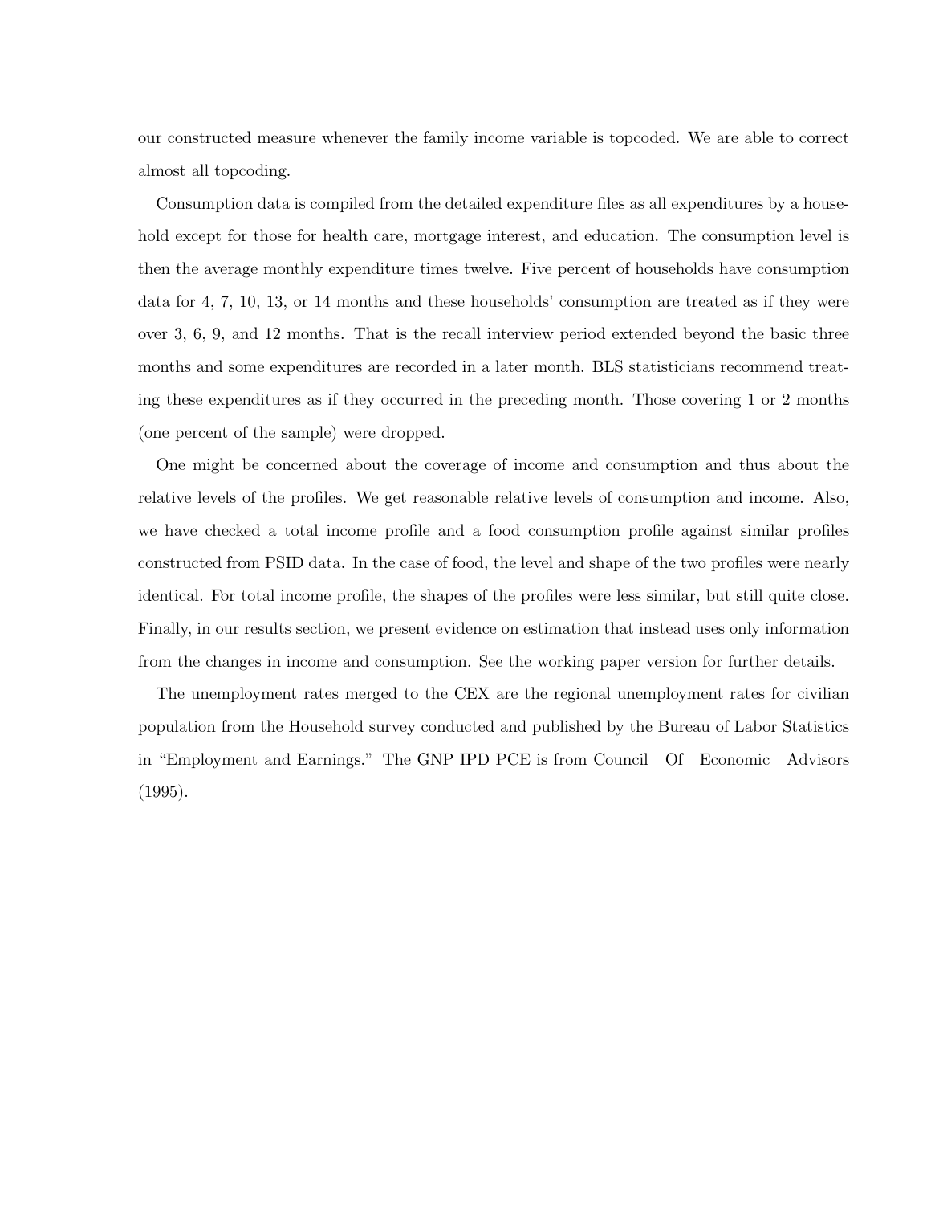our constructed measure whenever the family income variable is topcoded. We are able to correct almost all topcoding.

Consumption data is compiled from the detailed expenditure files as all expenditures by a household except for those for health care, mortgage interest, and education. The consumption level is then the average monthly expenditure times twelve. Five percent of households have consumption data for 4, 7, 10, 13, or 14 months and these households' consumption are treated as if they were over 3, 6, 9, and 12 months. That is the recall interview period extended beyond the basic three months and some expenditures are recorded in a later month. BLS statisticians recommend treating these expenditures as if they occurred in the preceding month. Those covering 1 or 2 months (one percent of the sample) were dropped.

One might be concerned about the coverage of income and consumption and thus about the relative levels of the profiles. We get reasonable relative levels of consumption and income. Also, we have checked a total income profile and a food consumption profile against similar profiles constructed from PSID data. In the case of food, the level and shape of the two profiles were nearly identical. For total income profile, the shapes of the profiles were less similar, but still quite close. Finally, in our results section, we present evidence on estimation that instead uses only information from the changes in income and consumption. See the working paper version for further details.

The unemployment rates merged to the CEX are the regional unemployment rates for civilian population from the Household survey conducted and published by the Bureau of Labor Statistics in "Employment and Earnings." The GNP IPD PCE is from Council Of Economic Advisors (1995).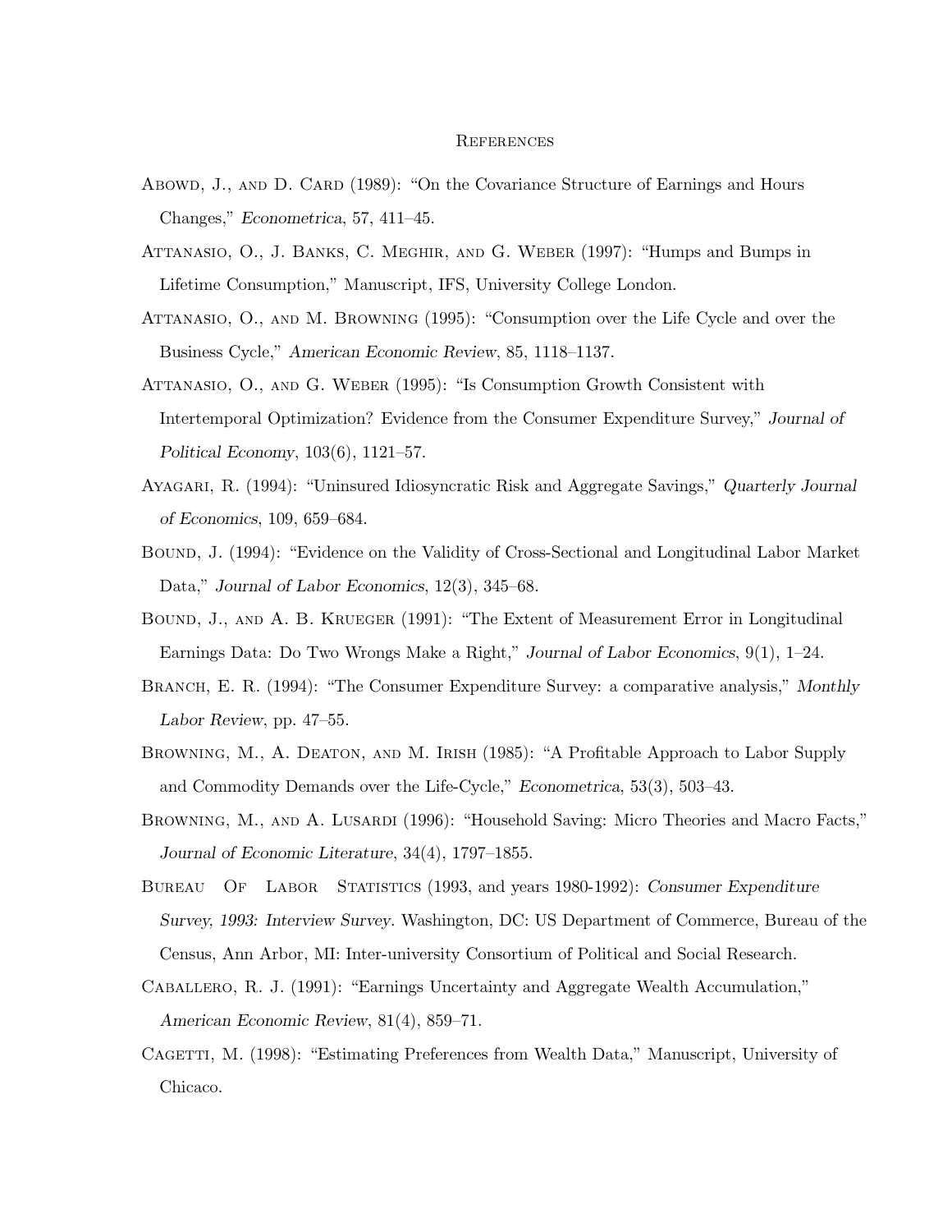# References

Abowd, J., and D. Card (1989): "On the Covariance Structure of Earnings and Hours Changes," *Econometrica*, 57, 411–45.

Attanasio, O., J. Banks, C. Meghir, and G. Weber (1997): "Humps and Bumps in Lifetime Consumption," Manuscript, IFS, University College London.

Attanasio, O., and M. Browning (1995): "Consumption over the Life Cycle and over the Business Cycle," *American Economic Review*, 85, 1118–1137.

Attanasio, O., and G. Weber (1995): "Is Consumption Growth Consistent with Intertemporal Optimization? Evidence from the Consumer Expenditure Survey," *Journal of Political Economy*, 103(6), 1121–57.

Ayagari, R. (1994): "Uninsured Idiosyncratic Risk and Aggregate Savings," *Quarterly Journal of Economics*, 109, 659–684.

Bound, J. (1994): "Evidence on the Validity of Cross-Sectional and Longitudinal Labor Market Data," *Journal of Labor Economics*, 12(3), 345–68.

Bound, J., and A. B. Krueger (1991): "The Extent of Measurement Error in Longitudinal Earnings Data: Do Two Wrongs Make a Right," *Journal of Labor Economics*, 9(1), 1–24.

Branch, E. R. (1994): "The Consumer Expenditure Survey: a comparative analysis," *Monthly Labor Review*, pp. 47–55.

Browning, M., A. Deaton, and M. Irish (1985): "A Profitable Approach to Labor Supply and Commodity Demands over the Life-Cycle," *Econometrica*, 53(3), 503–43.

Browning, M., and A. Lusardi (1996): "Household Saving: Micro Theories and Macro Facts," *Journal of Economic Literature*, 34(4), 1797–1855.

Bureau Of Labor Statistics (1993, and years 1980-1992): *Consumer Expenditure Survey, 1993: Interview Survey*. Washington, DC: US Department of Commerce, Bureau of the Census, Ann Arbor, MI: Inter-university Consortium of Political and Social Research.

Caballero, R. J. (1991): "Earnings Uncertainty and Aggregate Wealth Accumulation," *American Economic Review*, 81(4), 859–71.

Cagetti, M. (1998): "Estimating Preferences from Wealth Data," Manuscript, University of Chicaco.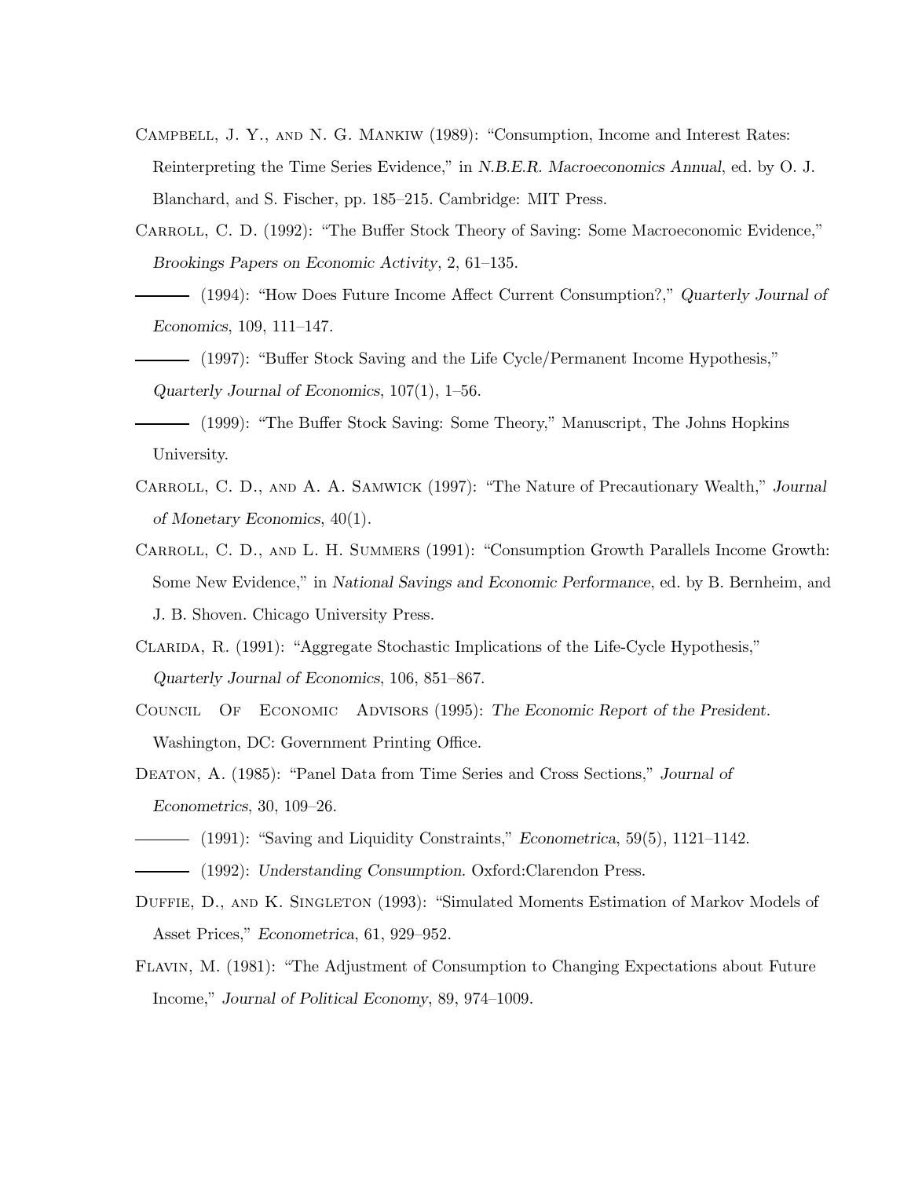Campbell, J. Y., and N. G. Mankiw (1989): "Consumption, Income and Interest Rates: Reinterpreting the Time Series Evidence," in *N.B.E.R. Macroeconomics Annual*, ed. by O. J. Blanchard, and S. Fischer, pp. 185–215. Cambridge: MIT Press.

Carroll, C. D. (1992): "The Buffer Stock Theory of Saving: Some Macroeconomic Evidence," *Brookings Papers on Economic Activity*, 2, 61–135.

——— (1994): "How Does Future Income Affect Current Consumption?," *Quarterly Journal of Economics*, 109, 111–147.

——— (1997): "Buffer Stock Saving and the Life Cycle/Permanent Income Hypothesis," *Quarterly Journal of Economics*, 107(1), 1–56.

——— (1999): "The Buffer Stock Saving: Some Theory," Manuscript, The Johns Hopkins University.

Carroll, C. D., and A. A. Samwick (1997): "The Nature of Precautionary Wealth," *Journal of Monetary Economics*, 40(1).

Carroll, C. D., and L. H. Summers (1991): "Consumption Growth Parallels Income Growth: Some New Evidence," in *National Savings and Economic Performance*, ed. by B. Bernheim, and J. B. Shoven. Chicago University Press.

Clarida, R. (1991): "Aggregate Stochastic Implications of the Life-Cycle Hypothesis," *Quarterly Journal of Economics*, 106, 851–867.

Council Of Economic Advisors (1995): *The Economic Report of the President*. Washington, DC: Government Printing Office.

Deaton, A. (1985): "Panel Data from Time Series and Cross Sections," *Journal of Econometrics*, 30, 109–26.

——— (1991): "Saving and Liquidity Constraints," *Econometrica*, 59(5), 1121–1142.

——— (1992): *Understanding Consumption*. Oxford:Clarendon Press.

Duffie, D., and K. Singleton (1993): "Simulated Moments Estimation of Markov Models of Asset Prices," *Econometrica*, 61, 929–952.

Flavin, M. (1981): "The Adjustment of Consumption to Changing Expectations about Future Income," *Journal of Political Economy*, 89, 974–1009.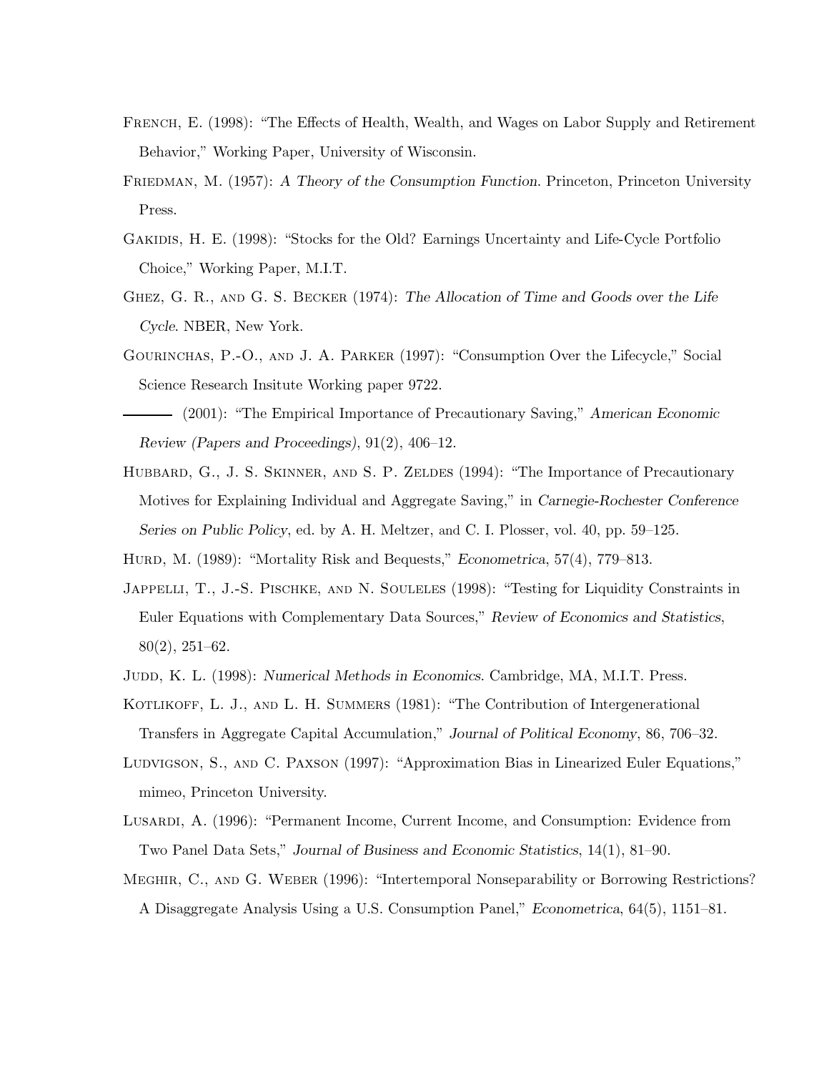French, E. (1998): "The Effects of Health, Wealth, and Wages on Labor Supply and Retirement Behavior," Working Paper, University of Wisconsin.

Friedman, M. (1957): *A Theory of the Consumption Function*. Princeton, Princeton University Press.

Gakidis, H. E. (1998): "Stocks for the Old? Earnings Uncertainty and Life-Cycle Portfolio Choice," Working Paper, M.I.T.

Ghez, G. R., and G. S. Becker (1974): *The Allocation of Time and Goods over the Life Cycle*. NBER, New York.

Gourinchas, P.-O., and J. A. Parker (1997): "Consumption Over the Lifecycle," Social Science Research Insitute Working paper 9722.

——— (2001): "The Empirical Importance of Precautionary Saving," *American Economic Review (Papers and Proceedings)*, 91(2), 406–12.

Hubbard, G., J. S. Skinner, and S. P. Zeldes (1994): "The Importance of Precautionary Motives for Explaining Individual and Aggregate Saving," in *Carnegie-Rochester Conference Series on Public Policy*, ed. by A. H. Meltzer, and C. I. Plosser, vol. 40, pp. 59–125.

Hurd, M. (1989): "Mortality Risk and Bequests," *Econometrica*, 57(4), 779–813.

Jappelli, T., J.-S. Pischke, and N. Souleles (1998): "Testing for Liquidity Constraints in Euler Equations with Complementary Data Sources," *Review of Economics and Statistics*, 80(2), 251–62.

Judd, K. L. (1998): *Numerical Methods in Economics*. Cambridge, MA, M.I.T. Press.

Kotlikoff, L. J., and L. H. Summers (1981): "The Contribution of Intergenerational Transfers in Aggregate Capital Accumulation," *Journal of Political Economy*, 86, 706–32.

Ludvigson, S., and C. Paxson (1997): "Approximation Bias in Linearized Euler Equations," mimeo, Princeton University.

Lusardi, A. (1996): "Permanent Income, Current Income, and Consumption: Evidence from Two Panel Data Sets," *Journal of Business and Economic Statistics*, 14(1), 81–90.

Meghir, C., and G. Weber (1996): "Intertemporal Nonseparability or Borrowing Restrictions? A Disaggregate Analysis Using a U.S. Consumption Panel," *Econometrica*, 64(5), 1151–81.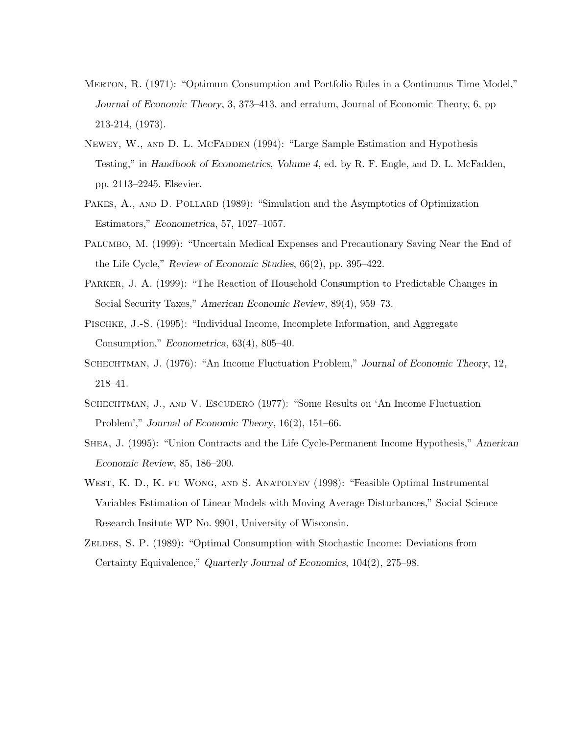Merton, R. (1971): "Optimum Consumption and Portfolio Rules in a Continuous Time Model," *Journal of Economic Theory*, 3, 373–413, and erratum, Journal of Economic Theory, 6, pp 213-214, (1973).

Newey, W., and D. L. McFadden (1994): "Large Sample Estimation and Hypothesis Testing," in *Handbook of Econometrics, Volume 4*, ed. by R. F. Engle, and D. L. McFadden, pp. 2113–2245. Elsevier.

Pakes, A., and D. Pollard (1989): "Simulation and the Asymptotics of Optimization Estimators," *Econometrica*, 57, 1027–1057.

Palumbo, M. (1999): "Uncertain Medical Expenses and Precautionary Saving Near the End of the Life Cycle," *Review of Economic Studies*, 66(2), pp. 395–422.

Parker, J. A. (1999): "The Reaction of Household Consumption to Predictable Changes in Social Security Taxes," *American Economic Review*, 89(4), 959–73.

Pischke, J.-S. (1995): "Individual Income, Incomplete Information, and Aggregate Consumption," *Econometrica*, 63(4), 805–40.

Schechtman, J. (1976): "An Income Fluctuation Problem," *Journal of Economic Theory*, 12, 218–41.

Schechtman, J., and V. Escudero (1977): "Some Results on 'An Income Fluctuation Problem'," *Journal of Economic Theory*, 16(2), 151–66.

Shea, J. (1995): "Union Contracts and the Life Cycle-Permanent Income Hypothesis," *American Economic Review*, 85, 186–200.

West, K. D., K. fu Wong, and S. Anatolyev (1998): "Feasible Optimal Instrumental Variables Estimation of Linear Models with Moving Average Disturbances," Social Science Research Insitute WP No. 9901, University of Wisconsin.

Zeldes, S. P. (1989): "Optimal Consumption with Stochastic Income: Deviations from Certainty Equivalence," *Quarterly Journal of Economics*, 104(2), 275–98.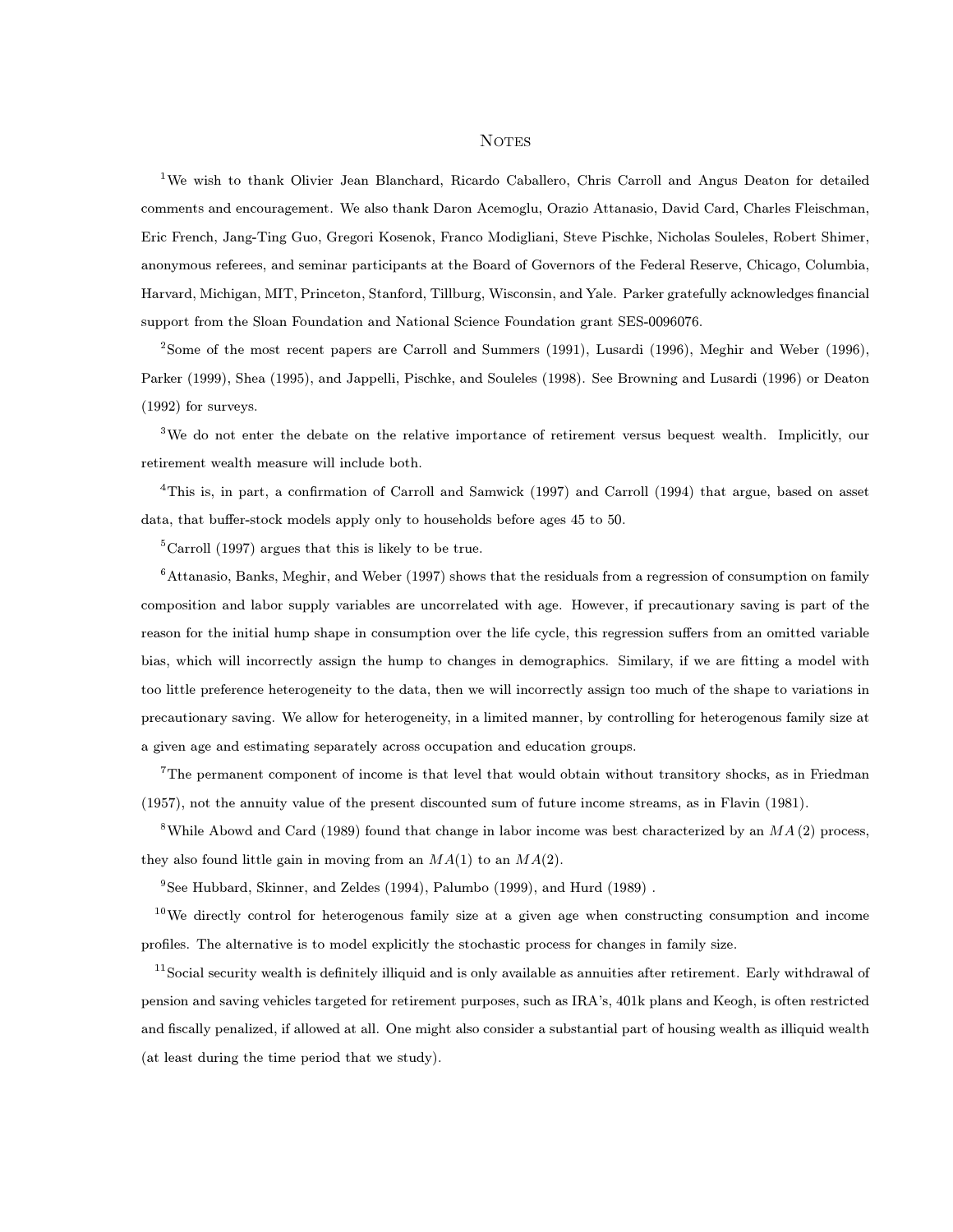# Notes

[1]We wish to thank Olivier Jean Blanchard, Ricardo Caballero, Chris Carroll and Angus Deaton for detailed comments and encouragement. We also thank Daron Acemoglu, Orazio Attanasio, David Card, Charles Fleischman, Eric French, Jang-Ting Guo, Gregori Kosenok, Franco Modigliani, Steve Pischke, Nicholas Souleles, Robert Shimer, anonymous referees, and seminar participants at the Board of Governors of the Federal Reserve, Chicago, Columbia, Harvard, Michigan, MIT, Princeton, Stanford, Tillburg, Wisconsin, and Yale. Parker gratefully acknowledges financial support from the Sloan Foundation and National Science Foundation grant SES-0096076.

[2]Some of the most recent papers are Carroll and Summers (1991), Lusardi (1996), Meghir and Weber (1996), Parker (1999), Shea (1995), and Jappelli, Pischke, and Souleles (1998). See Browning and Lusardi (1996) or Deaton (1992) for surveys.

[3]We do not enter the debate on the relative importance of retirement versus bequest wealth. Implicitly, our retirement wealth measure will include both.

[4]This is, in part, a confirmation of Carroll and Samwick (1997) and Carroll (1994) that argue, based on asset data, that buffer-stock models apply only to households before ages 45 to 50.

[5]Carroll (1997) argues that this is likely to be true.

[6]Attanasio, Banks, Meghir, and Weber (1997) shows that the residuals from a regression of consumption on family composition and labor supply variables are uncorrelated with age. However, if precautionary saving is part of the reason for the initial hump shape in consumption over the life cycle, this regression suffers from an omitted variable bias, which will incorrectly assign the hump to changes in demographics. Similary, if we are fitting a model with too little preference heterogeneity to the data, then we will incorrectly assign too much of the shape to variations in precautionary saving. We allow for heterogeneity, in a limited manner, by controlling for heterogenous family size at a given age and estimating separately across occupation and education groups.

[7]The permanent component of income is that level that would obtain without transitory shocks, as in Friedman (1957), not the annuity value of the present discounted sum of future income streams, as in Flavin (1981).

[8]While Abowd and Card (1989) found that change in labor income was best characterized by an $MA(2)$ process, they also found little gain in moving from an $MA(1)$ to an $MA(2)$.

[9]See Hubbard, Skinner, and Zeldes (1994), Palumbo (1999), and Hurd (1989) .

[10]We directly control for heterogenous family size at a given age when constructing consumption and income profiles. The alternative is to model explicitly the stochastic process for changes in family size.

[11]Social security wealth is definitely illiquid and is only available as annuities after retirement. Early withdrawal of pension and saving vehicles targeted for retirement purposes, such as IRA's, 401k plans and Keogh, is often restricted and fiscally penalized, if allowed at all. One might also consider a substantial part of housing wealth as illiquid wealth (at least during the time period that we study).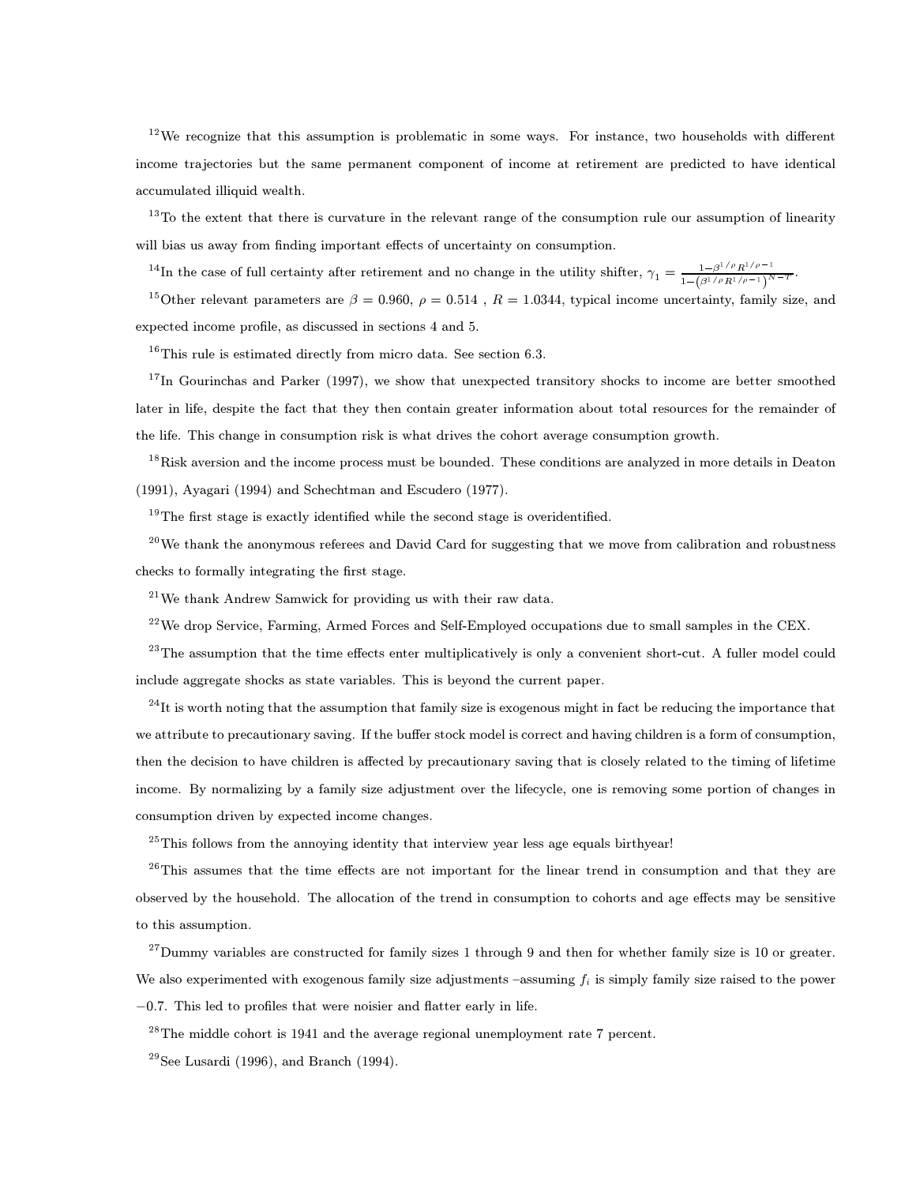[12] We recognize that this assumption is problematic in some ways. For instance, two households with different income trajectories but the same permanent component of income at retirement are predicted to have identical accumulated illiquid wealth.

[13] To the extent that there is curvature in the relevant range of the consumption rule our assumption of linearity will bias us away from finding important effects of uncertainty on consumption.

[14] In the case of full certainty after retirement and no change in the utility shifter, $\gamma_1 = \frac{1-\beta^{1/\rho}R^{1/\rho-1}}{1-\left(\beta^{1/\rho}R^{1/\rho-1}\right)^{N-T}}$.

[15] Other relevant parameters are $\beta = 0.960$, $\rho = 0.514$ , $R = 1.0344$, typical income uncertainty, family size, and expected income profile, as discussed in sections 4 and 5.

[16] This rule is estimated directly from micro data. See section 6.3.

[17] In Gourinchas and Parker (1997), we show that unexpected transitory shocks to income are better smoothed later in life, despite the fact that they then contain greater information about total resources for the remainder of the life. This change in consumption risk is what drives the cohort average consumption growth.

[18] Risk aversion and the income process must be bounded. These conditions are analyzed in more details in Deaton (1991), Ayagari (1994) and Schechtman and Escudero (1977).

[19] The first stage is exactly identified while the second stage is overidentified.

[20] We thank the anonymous referees and David Card for suggesting that we move from calibration and robustness checks to formally integrating the first stage.

[21] We thank Andrew Samwick for providing us with their raw data.

[22] We drop Service, Farming, Armed Forces and Self-Employed occupations due to small samples in the CEX.

[23] The assumption that the time effects enter multiplicatively is only a convenient short-cut. A fuller model could include aggregate shocks as state variables. This is beyond the current paper.

[24] It is worth noting that the assumption that family size is exogenous might in fact be reducing the importance that we attribute to precautionary saving. If the buffer stock model is correct and having children is a form of consumption, then the decision to have children is affected by precautionary saving that is closely related to the timing of lifetime income. By normalizing by a family size adjustment over the lifecycle, one is removing some portion of changes in consumption driven by expected income changes.

[25] This follows from the annoying identity that interview year less age equals birthyear!

[26] This assumes that the time effects are not important for the linear trend in consumption and that they are observed by the household. The allocation of the trend in consumption to cohorts and age effects may be sensitive to this assumption.

[27] Dummy variables are constructed for family sizes 1 through 9 and then for whether family size is 10 or greater. We also experimented with exogenous family size adjustments –assuming $f_i$ is simply family size raised to the power $-0.7$. This led to profiles that were noisier and flatter early in life.

[28] The middle cohort is 1941 and the average regional unemployment rate 7 percent.

[29] See Lusardi (1996), and Branch (1994).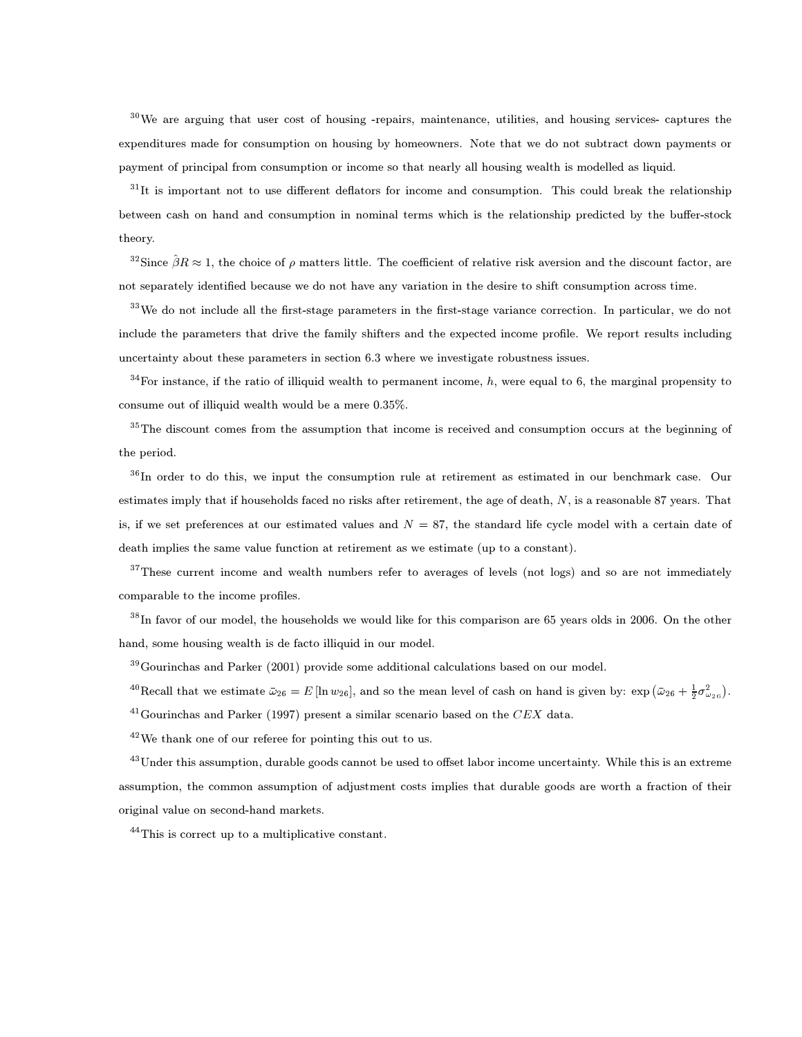[30]We are arguing that user cost of housing -repairs, maintenance, utilities, and housing services- captures the expenditures made for consumption on housing by homeowners. Note that we do not subtract down payments or payment of principal from consumption or income so that nearly all housing wealth is modelled as liquid.

[31]It is important not to use different deflators for income and consumption. This could break the relationship between cash on hand and consumption in nominal terms which is the relationship predicted by the buffer-stock theory.

[32]Since $\hat{\beta}R \approx 1$, the choice of $\rho$ matters little. The coefficient of relative risk aversion and the discount factor, are not separately identified because we do not have any variation in the desire to shift consumption across time.

[33]We do not include all the first-stage parameters in the first-stage variance correction. In particular, we do not include the parameters that drive the family shifters and the expected income profile. We report results including uncertainty about these parameters in section 6.3 where we investigate robustness issues.

[34]For instance, if the ratio of illiquid wealth to permanent income, $h$, were equal to 6, the marginal propensity to consume out of illiquid wealth would be a mere 0.35%.

[35]The discount comes from the assumption that income is received and consumption occurs at the beginning of the period.

[36]In order to do this, we input the consumption rule at retirement as estimated in our benchmark case. Our estimates imply that if households faced no risks after retirement, the age of death, $N$, is a reasonable 87 years. That is, if we set preferences at our estimated values and $N = 87$, the standard life cycle model with a certain date of death implies the same value function at retirement as we estimate (up to a constant).

[37]These current income and wealth numbers refer to averages of levels (not logs) and so are not immediately comparable to the income profiles.

[38]In favor of our model, the households we would like for this comparison are 65 years olds in 2006. On the other hand, some housing wealth is de facto illiquid in our model.

[39]Gourinchas and Parker (2001) provide some additional calculations based on our model.

[40]Recall that we estimate $\bar{\omega}_{26} = E[\ln w_{26}]$, and so the mean level of cash on hand is given by: $\exp\left(\bar{\omega}_{26} + \frac{1}{2}\sigma^2_{\omega_{26}}\right)$.

[41]Gourinchas and Parker (1997) present a similar scenario based on the $CEX$ data.

[42]We thank one of our referee for pointing this out to us.

[43]Under this assumption, durable goods cannot be used to offset labor income uncertainty. While this is an extreme assumption, the common assumption of adjustment costs implies that durable goods are worth a fraction of their original value on second-hand markets.

[44]This is correct up to a multiplicative constant.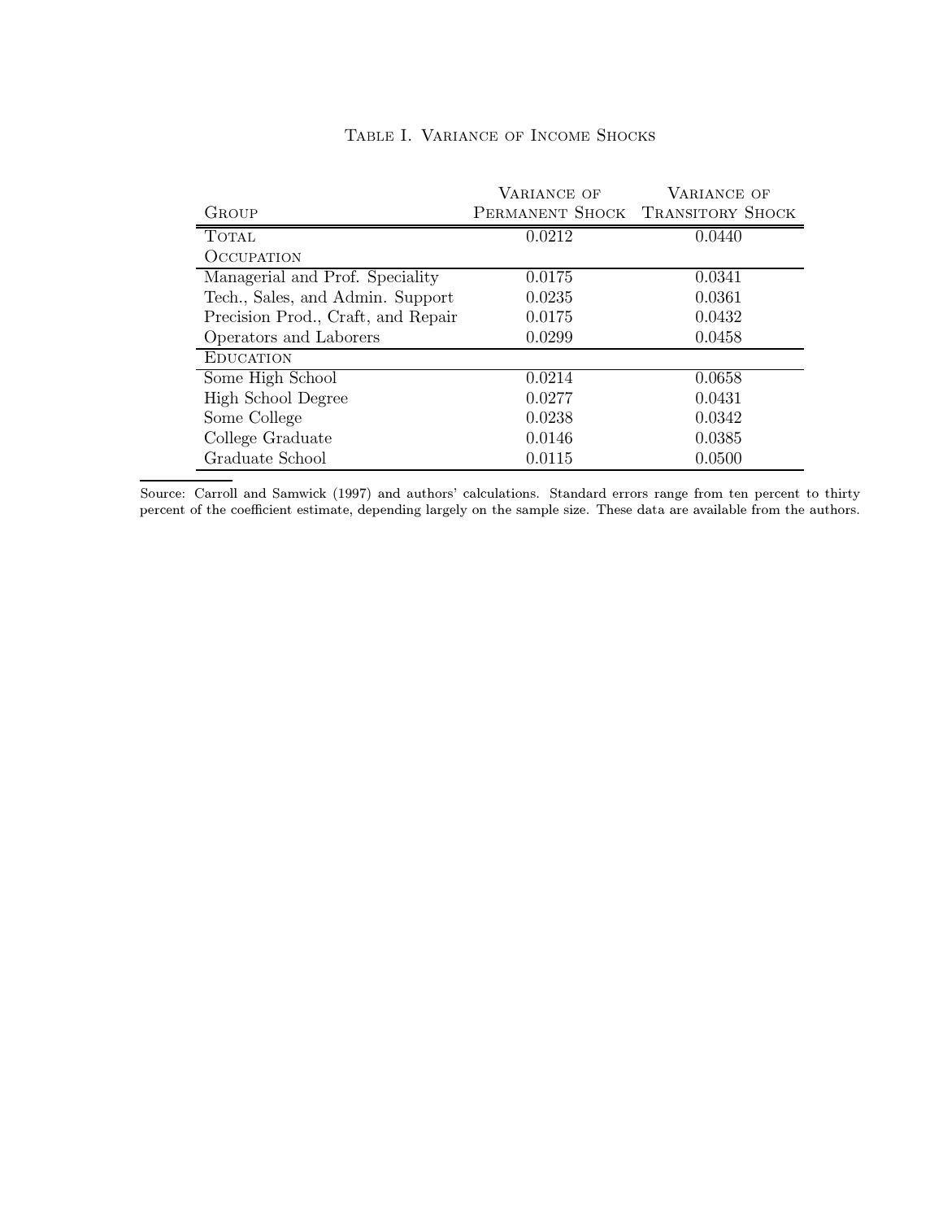Table I. Variance of Income Shocks

| Group | Variance of Permanent Shock | Variance of Transitory Shock |
|---|---|---|
| Total | 0.0212 | 0.0440 |
| Occupation | | |
| Managerial and Prof. Speciality | 0.0175 | 0.0341 |
| Tech., Sales, and Admin. Support | 0.0235 | 0.0361 |
| Precision Prod., Craft, and Repair | 0.0175 | 0.0432 |
| Operators and Laborers | 0.0299 | 0.0458 |
| Education | | |
| Some High School | 0.0214 | 0.0658 |
| High School Degree | 0.0277 | 0.0431 |
| Some College | 0.0238 | 0.0342 |
| College Graduate | 0.0146 | 0.0385 |
| Graduate School | 0.0115 | 0.0500 |

Source: Carroll and Samwick (1997) and authors' calculations. Standard errors range from ten percent to thirty percent of the coefficient estimate, depending largely on the sample size. These data are available from the authors.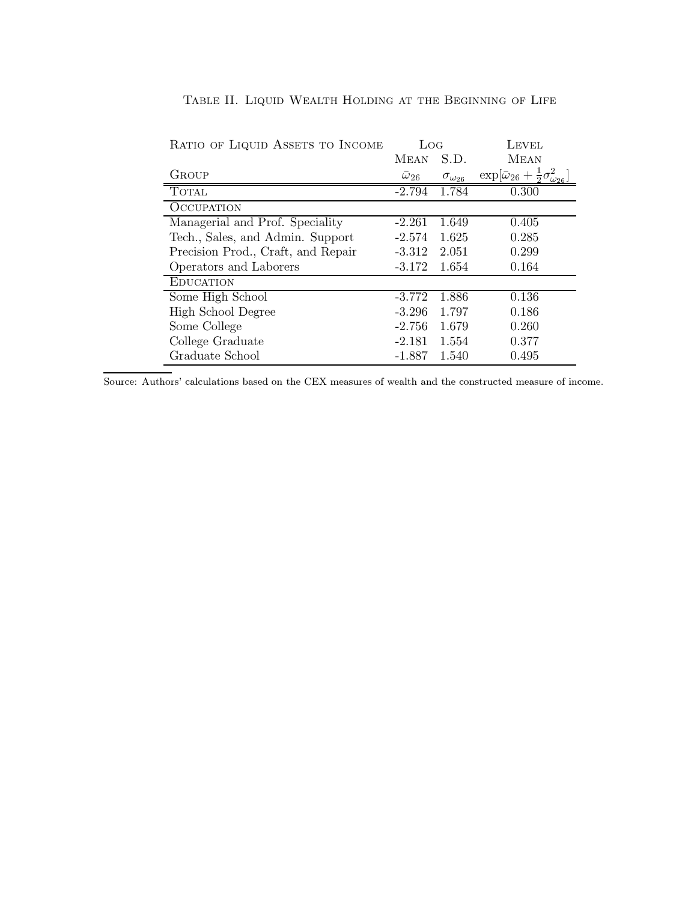TABLE II. LIQUID WEALTH HOLDING AT THE BEGINNING OF LIFE

| RATIO OF LIQUID ASSETS TO INCOME | LOG | | LEVEL |
|---|---|---|---|
| | MEAN | S.D. | MEAN |
| GROUP | $\bar{\omega}_{26}$ | $\sigma_{\omega_{26}}$ | $\exp[\bar{\omega}_{26} + \frac{1}{2}\sigma^2_{\omega_{26}}]$ |
| TOTAL | -2.794 | 1.784 | 0.300 |
| OCCUPATION | | | |
| Managerial and Prof. Speciality | -2.261 | 1.649 | 0.405 |
| Tech., Sales, and Admin. Support | -2.574 | 1.625 | 0.285 |
| Precision Prod., Craft, and Repair | -3.312 | 2.051 | 0.299 |
| Operators and Laborers | -3.172 | 1.654 | 0.164 |
| EDUCATION | | | |
| Some High School | -3.772 | 1.886 | 0.136 |
| High School Degree | -3.296 | 1.797 | 0.186 |
| Some College | -2.756 | 1.679 | 0.260 |
| College Graduate | -2.181 | 1.554 | 0.377 |
| Graduate School | -1.887 | 1.540 | 0.495 |

Source: Authors' calculations based on the CEX measures of wealth and the constructed measure of income.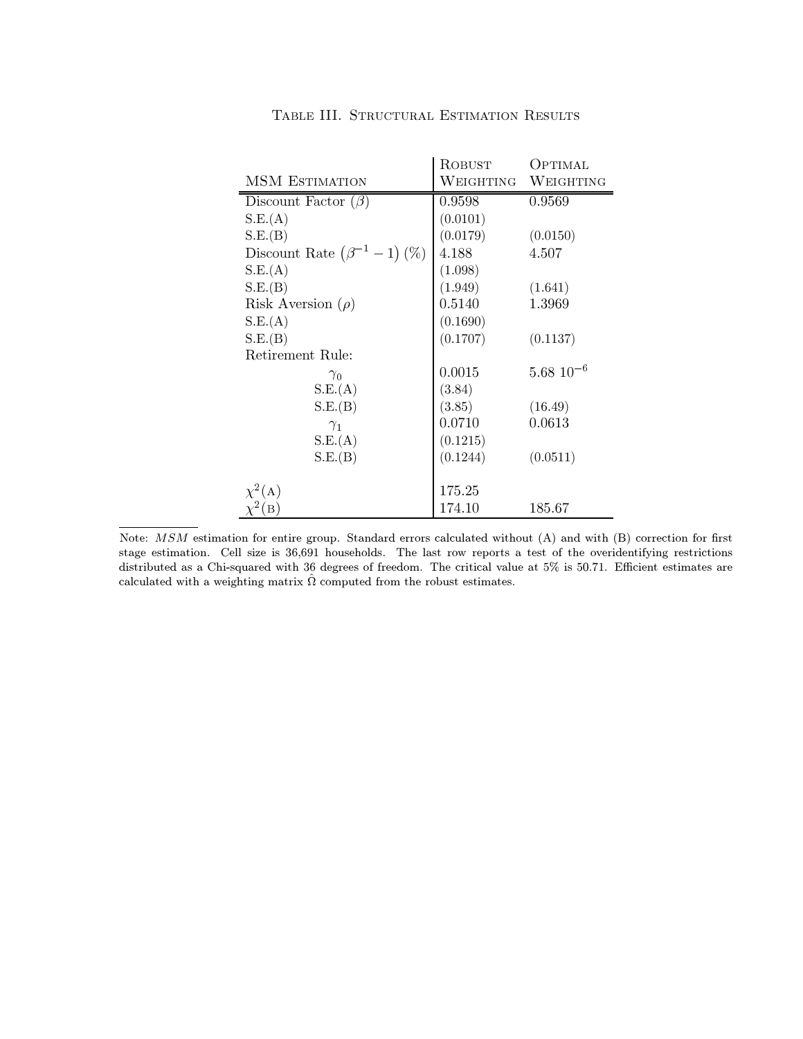## Table III. Structural Estimation Results

| MSM Estimation | Robust Weighting | Optimal Weighting |
|---|---|---|
| Discount Factor ($\beta$) | 0.9598 | 0.9569 |
| S.E.(A) | (0.0101) | |
| S.E.(B) | (0.0179) | (0.0150) |
| Discount Rate $\left(\beta^{-1}-1\right)$ (%) | 4.188 | 4.507 |
| S.E.(A) | (1.098) | |
| S.E.(B) | (1.949) | (1.641) |
| Risk Aversion ($\rho$) | 0.5140 | 1.3969 |
| S.E.(A) | (0.1690) | |
| S.E.(B) | (0.1707) | (0.1137) |
| Retirement Rule: | | |
| $\gamma_0$ | 0.0015 | $5.68\ 10^{-6}$ |
| S.E.(A) | (3.84) | |
| S.E.(B) | (3.85) | (16.49) |
| $\gamma_1$ | 0.0710 | 0.0613 |
| S.E.(A) | (0.1215) | |
| S.E.(B) | (0.1244) | (0.0511) |
| $\chi^2$(A) | 175.25 | |
| $\chi^2$(B) | 174.10 | 185.67 |

Note: *MSM* estimation for entire group. Standard errors calculated without (A) and with (B) correction for first stage estimation. Cell size is 36,691 households. The last row reports a test of the overidentifying restrictions distributed as a Chi-squared with 36 degrees of freedom. The critical value at 5% is 50.71. Efficient estimates are calculated with a weighting matrix $\hat{\Omega}$ computed from the robust estimates.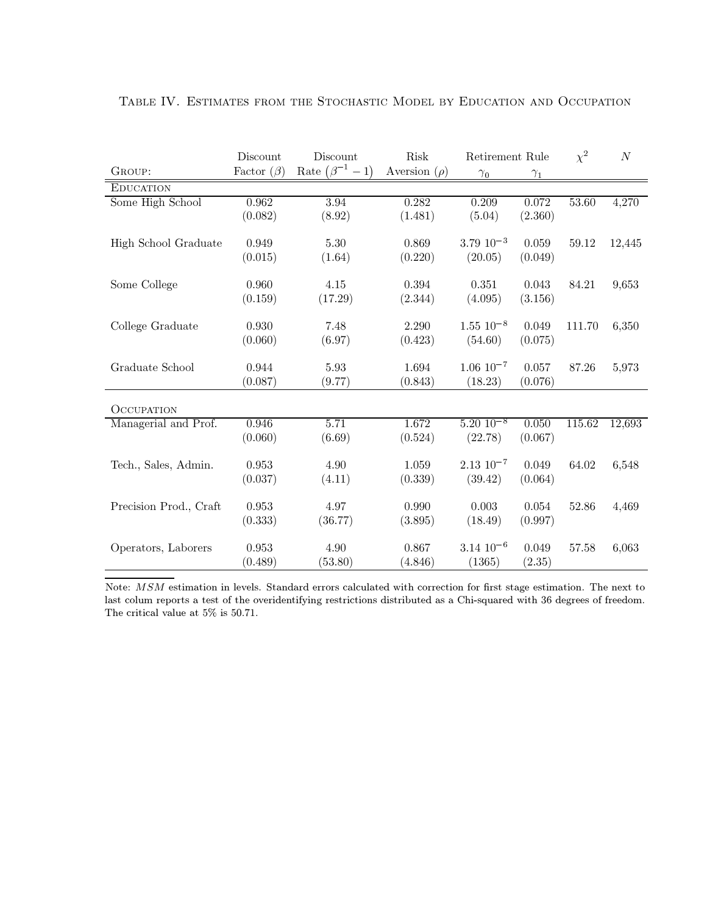Table IV. Estimates from the Stochastic Model by Education and Occupation

| Group: | Discount Factor ($\beta$) | Discount Rate ($\beta^{-1}-1$) | Risk Aversion ($\rho$) | Retirement Rule $\gamma_0$ | $\gamma_1$ | $\chi^2$ | $N$ |
|---|---|---|---|---|---|---|---|
| **Education** | | | | | | | |
| Some High School | 0.962 | 3.94 | 0.282 | 0.209 | 0.072 | 53.60 | 4,270 |
| | (0.082) | (8.92) | (1.481) | (5.04) | (2.360) | | |
| High School Graduate | 0.949 | 5.30 | 0.869 | $3.79\ 10^{-3}$ | 0.059 | 59.12 | 12,445 |
| | (0.015) | (1.64) | (0.220) | (20.05) | (0.049) | | |
| Some College | 0.960 | 4.15 | 0.394 | 0.351 | 0.043 | 84.21 | 9,653 |
| | (0.159) | (17.29) | (2.344) | (4.095) | (3.156) | | |
| College Graduate | 0.930 | 7.48 | 2.290 | $1.55\ 10^{-8}$ | 0.049 | 111.70 | 6,350 |
| | (0.060) | (6.97) | (0.423) | (54.60) | (0.075) | | |
| Graduate School | 0.944 | 5.93 | 1.694 | $1.06\ 10^{-7}$ | 0.057 | 87.26 | 5,973 |
| | (0.087) | (9.77) | (0.843) | (18.23) | (0.076) | | |
| **Occupation** | | | | | | | |
| Managerial and Prof. | 0.946 | 5.71 | 1.672 | $5.20\ 10^{-8}$ | 0.050 | 115.62 | 12,693 |
| | (0.060) | (6.69) | (0.524) | (22.78) | (0.067) | | |
| Tech., Sales, Admin. | 0.953 | 4.90 | 1.059 | $2.13\ 10^{-7}$ | 0.049 | 64.02 | 6,548 |
| | (0.037) | (4.11) | (0.339) | (39.42) | (0.064) | | |
| Precision Prod., Craft | 0.953 | 4.97 | 0.990 | 0.003 | 0.054 | 52.86 | 4,469 |
| | (0.333) | (36.77) | (3.895) | (18.49) | (0.997) | | |
| Operators, Laborers | 0.953 | 4.90 | 0.867 | $3.14\ 10^{-6}$ | 0.049 | 57.58 | 6,063 |
| | (0.489) | (53.80) | (4.846) | (1365) | (2.35) | | |

Note: *MSM* estimation in levels. Standard errors calculated with correction for first stage estimation. The next to last colum reports a test of the overidentifying restrictions distributed as a Chi-squared with 36 degrees of freedom. The critical value at 5% is 50.71.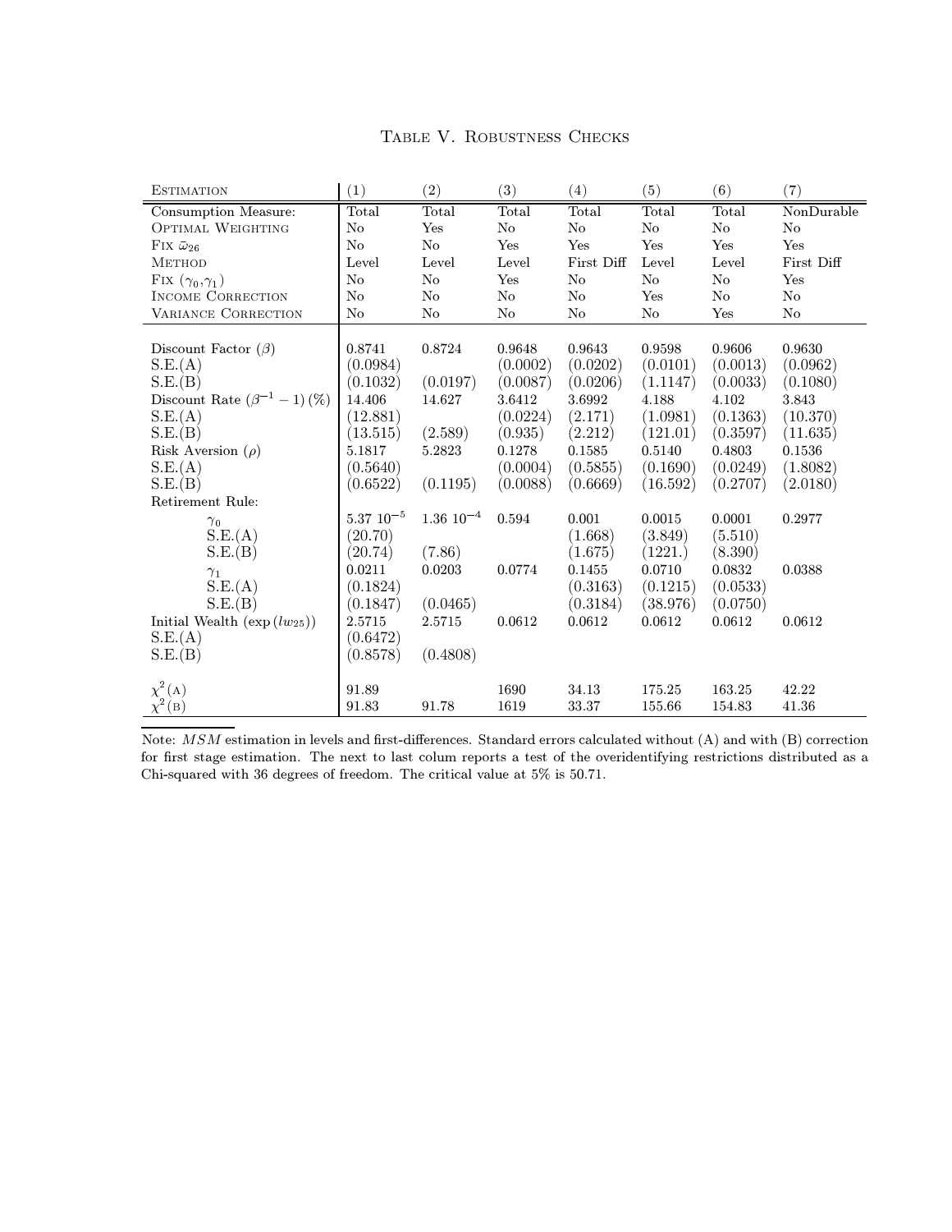# Table V. Robustness Checks

| Estimation | (1) | (2) | (3) | (4) | (5) | (6) | (7) |
|---|---|---|---|---|---|---|---|
| Consumption Measure: | Total | Total | Total | Total | Total | Total | NonDurable |
| Optimal Weighting | No | Yes | No | No | No | No | No |
| Fix $\bar{\omega}_{26}$ | No | No | Yes | Yes | Yes | Yes | Yes |
| Method | Level | Level | Level | First Diff | Level | Level | First Diff |
| Fix $(\gamma_0, \gamma_1)$ | No | No | Yes | No | No | No | Yes |
| Income Correction | No | No | No | No | Yes | No | No |
| Variance Correction | No | No | No | No | No | Yes | No |
| Discount Factor ($\beta$) | 0.8741 | 0.8724 | 0.9648 | 0.9643 | 0.9598 | 0.9606 | 0.9630 |
| S.E.(A) | (0.0984) | | (0.0002) | (0.0202) | (0.0101) | (0.0013) | (0.0962) |
| S.E.(B) | (0.1032) | (0.0197) | (0.0087) | (0.0206) | (1.1147) | (0.0033) | (0.1080) |
| Discount Rate ($\beta^{-1} - 1$) (%) | 14.406 | 14.627 | 3.6412 | 3.6992 | 4.188 | 4.102 | 3.843 |
| S.E.(A) | (12.881) | | (0.0224) | (2.171) | (1.0981) | (0.1363) | (10.370) |
| S.E.(B) | (13.515) | (2.589) | (0.935) | (2.212) | (121.01) | (0.3597) | (11.635) |
| Risk Aversion ($\rho$) | 5.1817 | 5.2823 | 0.1278 | 0.1585 | 0.5140 | 0.4803 | 0.1536 |
| S.E.(A) | (0.5640) | | (0.0004) | (0.5855) | (0.1690) | (0.0249) | (1.8082) |
| S.E.(B) | (0.6522) | (0.1195) | (0.0088) | (0.6669) | (16.592) | (0.2707) | (2.0180) |
| Retirement Rule: | | | | | | | |
| $\gamma_0$ | $5.37\ 10^{-5}$ | $1.36\ 10^{-4}$ | 0.594 | 0.001 | 0.0015 | 0.0001 | 0.2977 |
| S.E.(A) | (20.70) | | | (1.668) | (3.849) | (5.510) | |
| S.E.(B) | (20.74) | (7.86) | | (1.675) | (1221.) | (8.390) | |
| $\gamma_1$ | 0.0211 | 0.0203 | 0.0774 | 0.1455 | 0.0710 | 0.0832 | 0.0388 |
| S.E.(A) | (0.1824) | | | (0.3163) | (0.1215) | (0.0533) | |
| S.E.(B) | (0.1847) | (0.0465) | | (0.3184) | (38.976) | (0.0750) | |
| Initial Wealth ($\exp(lw_{25})$) | 2.5715 | 2.5715 | 0.0612 | 0.0612 | 0.0612 | 0.0612 | 0.0612 |
| S.E.(A) | (0.6472) | | | | | | |
| S.E.(B) | (0.8578) | (0.4808) | | | | | |
| $\chi^2$(A) | 91.89 | | 1690 | 34.13 | 175.25 | 163.25 | 42.22 |
| $\chi^2$(B) | 91.83 | 91.78 | 1619 | 33.37 | 155.66 | 154.83 | 41.36 |

Note: $MSM$ estimation in levels and first-differences. Standard errors calculated without (A) and with (B) correction for first stage estimation. The next to last colum reports a test of the overidentifying restrictions distributed as a Chi-squared with 36 degrees of freedom. The critical value at 5% is 50.71.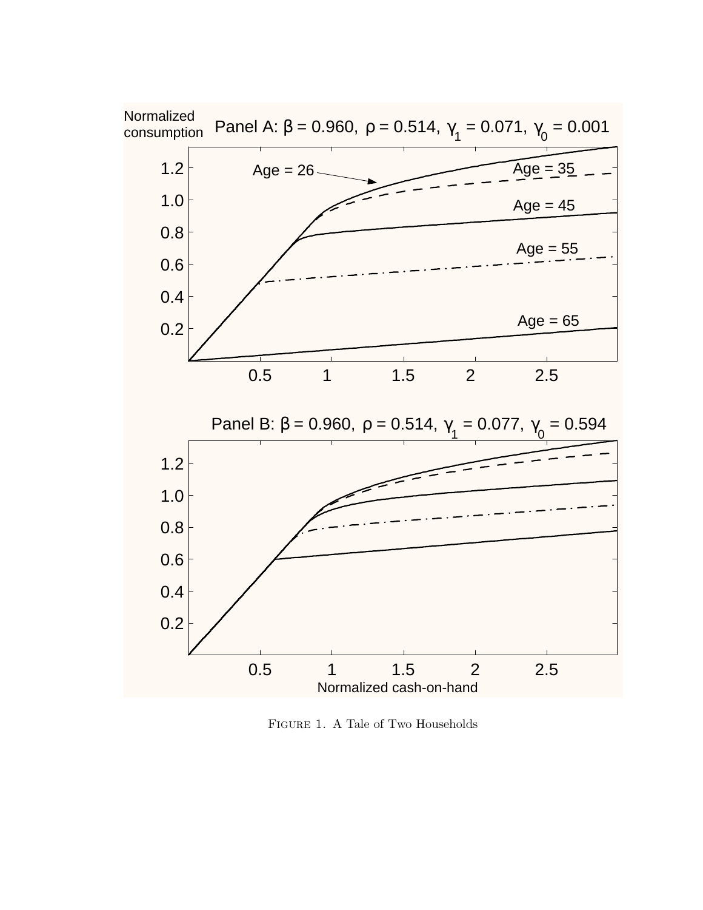Figure 1. A Tale of Two Households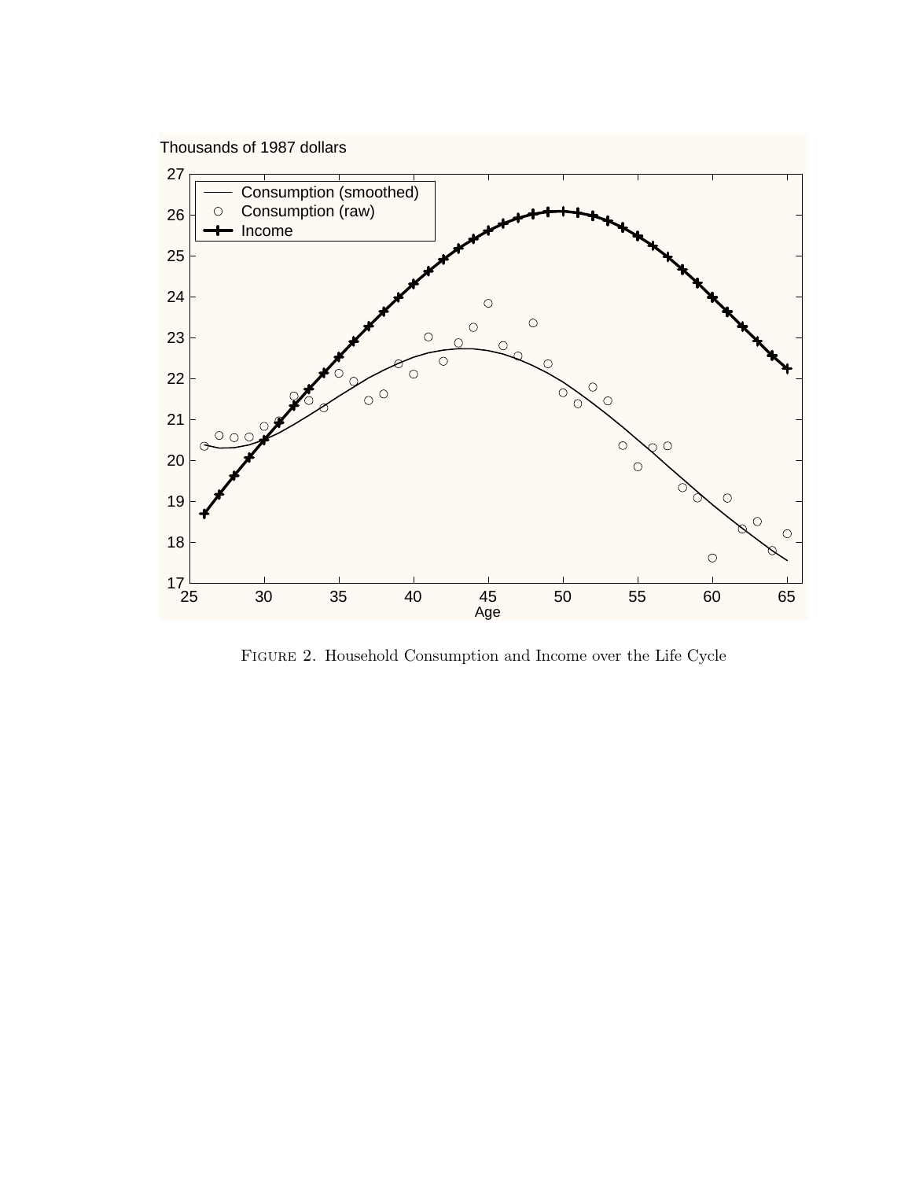Figure 2. Household Consumption and Income over the Life Cycle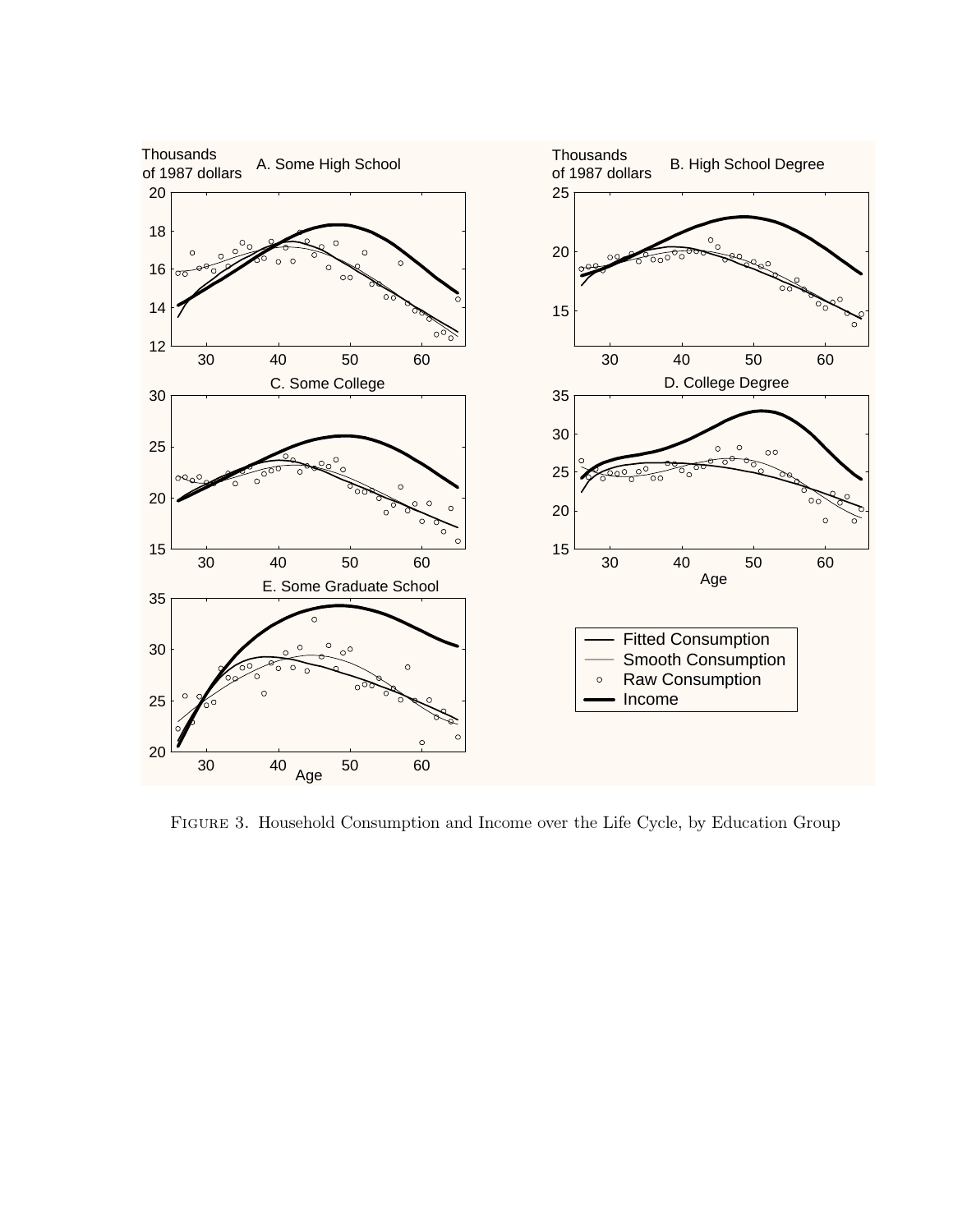Figure 3. Household Consumption and Income over the Life Cycle, by Education Group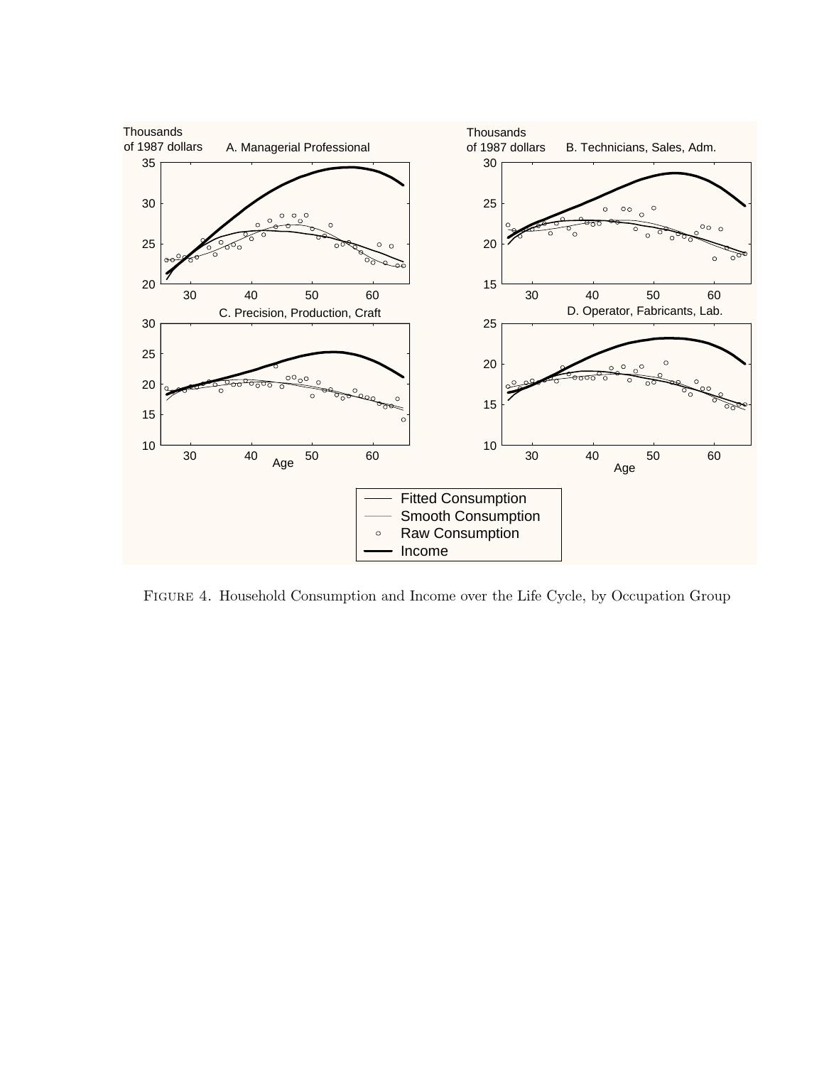Figure 4. Household Consumption and Income over the Life Cycle, by Occupation Group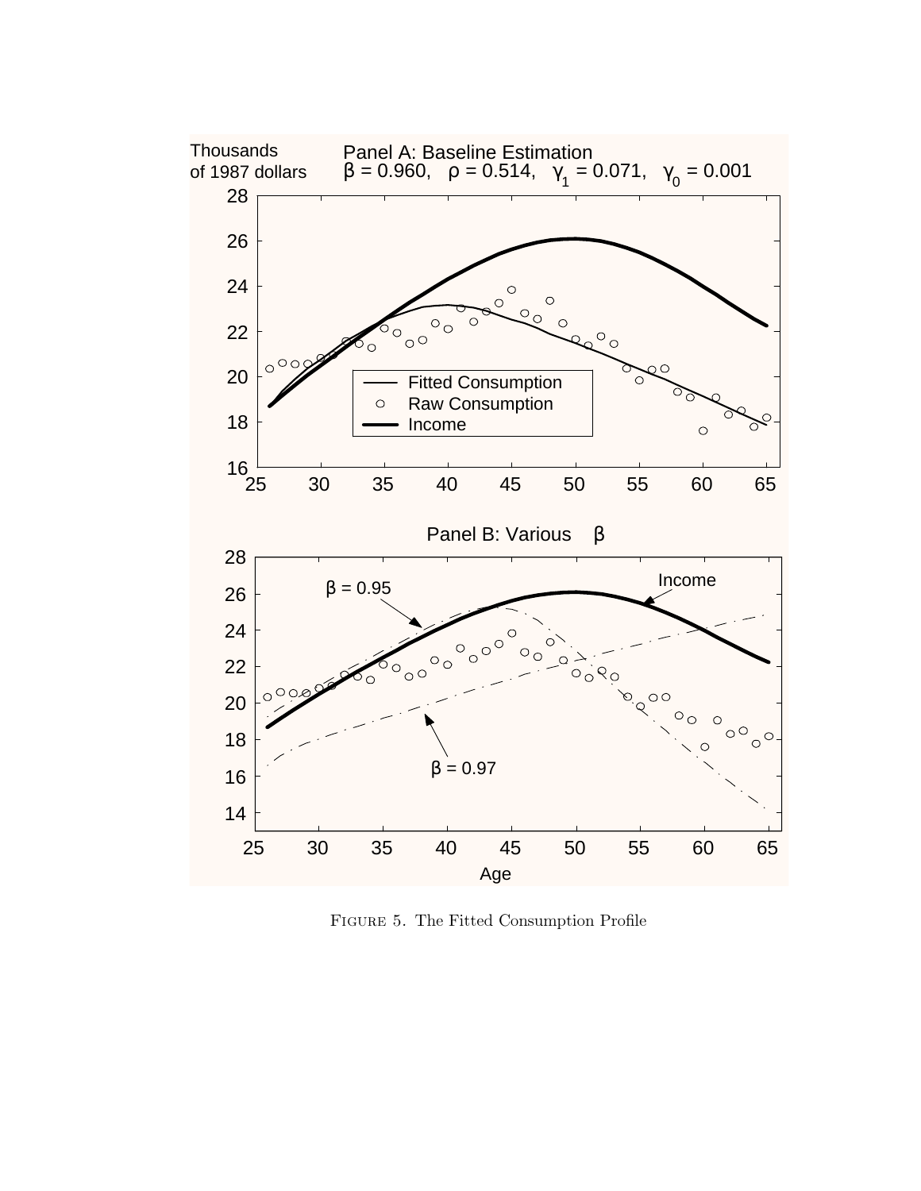Figure 5. The Fitted Consumption Profile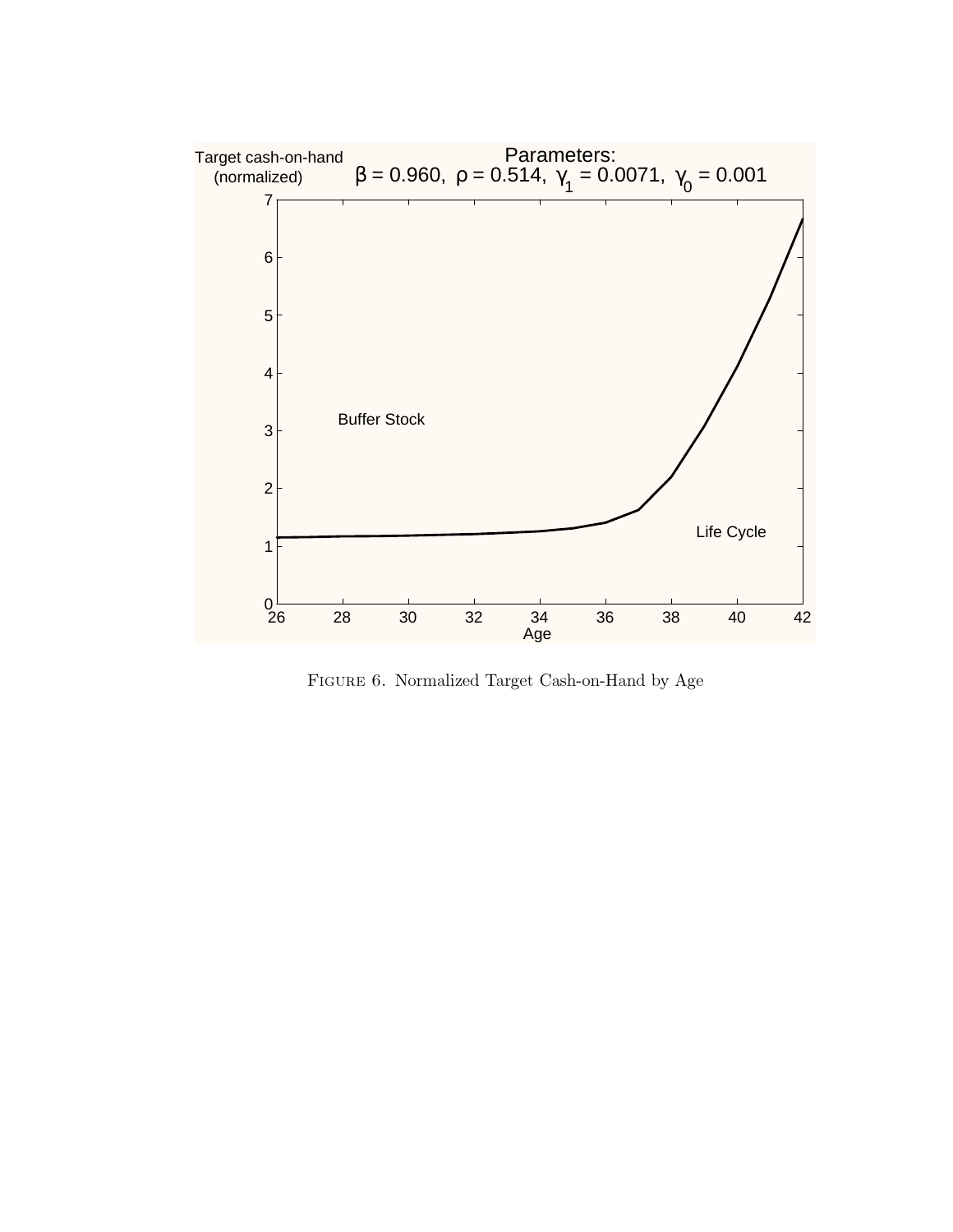Target cash-on-hand (normalized)

Parameters:
$\beta = 0.960$, $\rho = 0.514$, $\gamma_1 = 0.0071$, $\gamma_0 = 0.001$

Buffer Stock

Life Cycle

Age

FIGURE 6. Normalized Target Cash-on-Hand by Age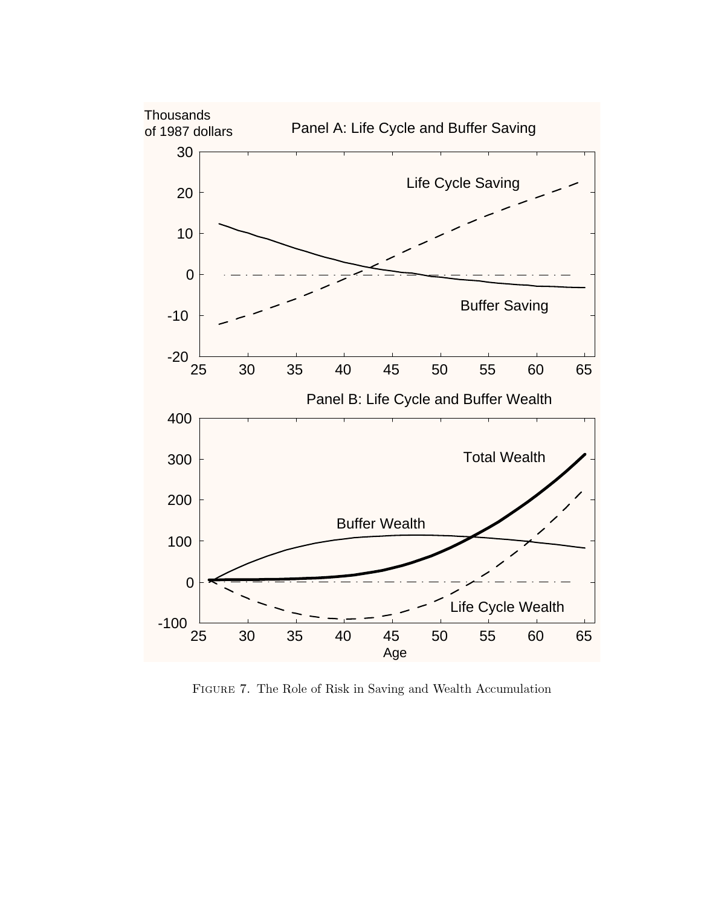Figure 7. The Role of Risk in Saving and Wealth Accumulation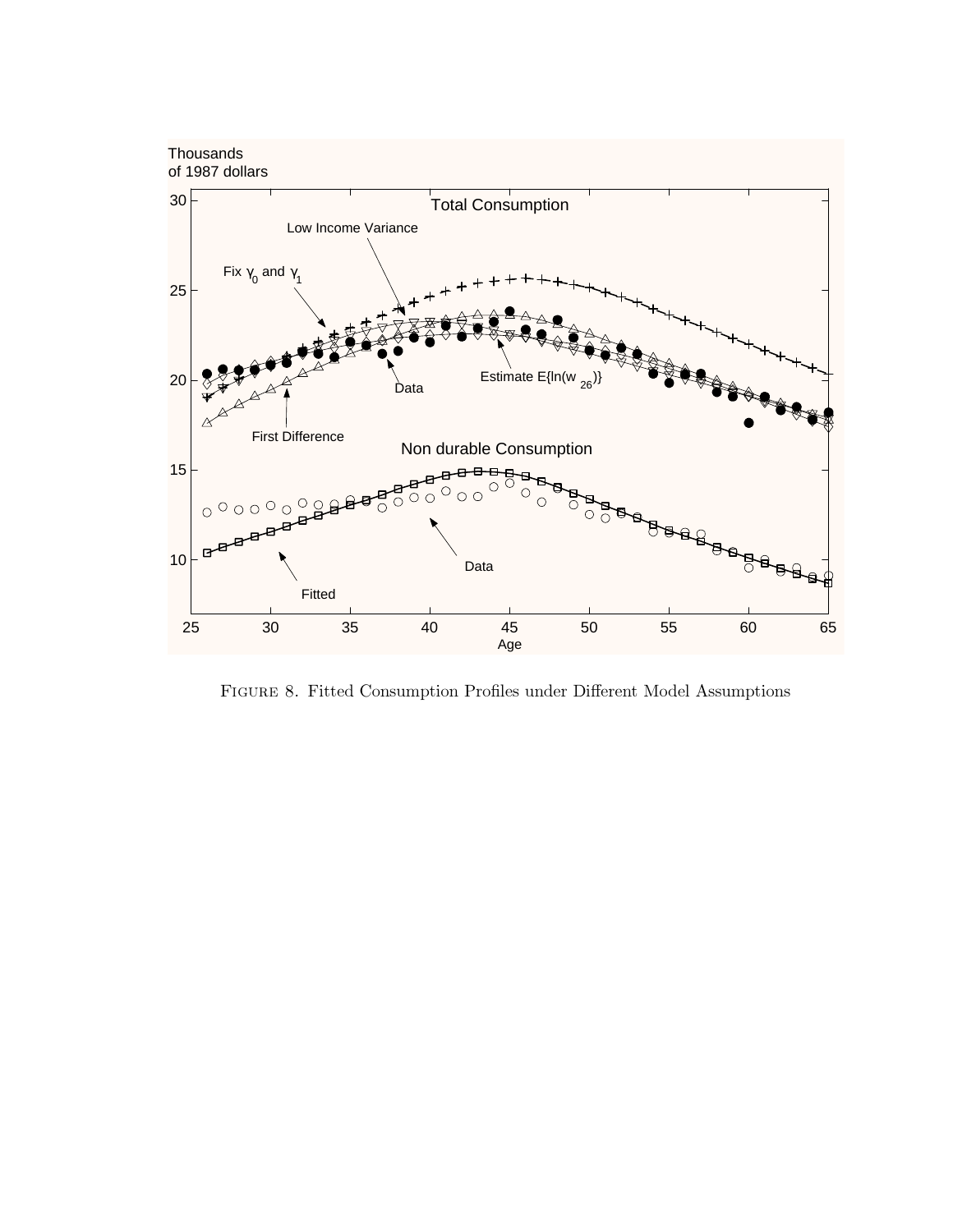Thousands
of 1987 dollars

Total Consumption

Low Income Variance

Fix $\gamma_0$ and $\gamma_1$

Estimate E{ln($w_{26}$)}

Data

First Difference

Non durable Consumption

Data

Fitted

30
25
20
15
10

25 30 35 40 45 50 55 60 65

Age

Figure 8. Fitted Consumption Profiles under Different Model Assumptions